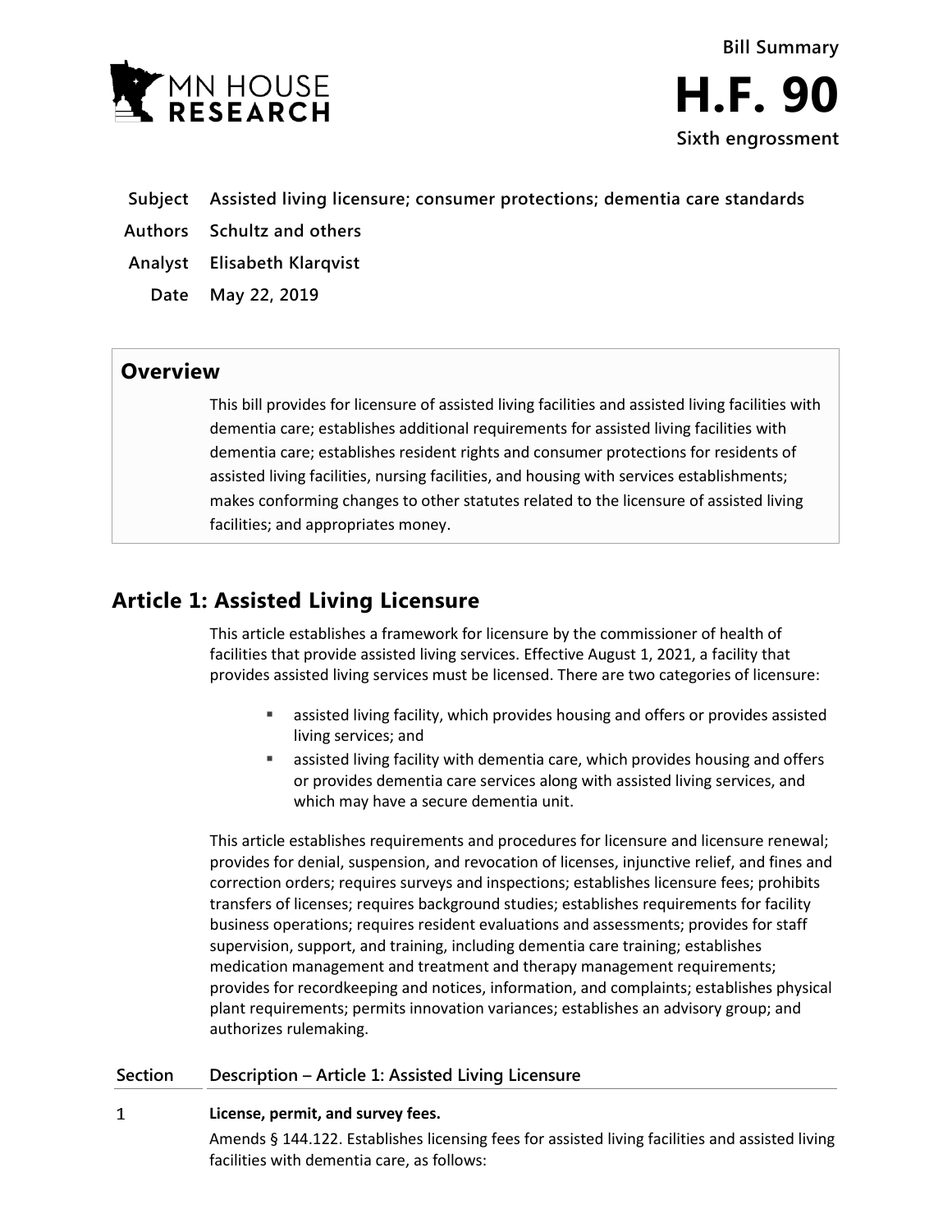Bill Summary

# H.F. 90

Sixth engrossment

| | |
|---|---|
| **Subject** | **Assisted living licensure; consumer protections; dementia care standards** |
| **Authors** | **Schultz and others** |
| **Analyst** | **Elisabeth Klarqvist** |
| **Date** | **May 22, 2019** |

## Overview

This bill provides for licensure of assisted living facilities and assisted living facilities with dementia care; establishes additional requirements for assisted living facilities with dementia care; establishes resident rights and consumer protections for residents of assisted living facilities, nursing facilities, and housing with services establishments; makes conforming changes to other statutes related to the licensure of assisted living facilities; and appropriates money.

## Article 1: Assisted Living Licensure

This article establishes a framework for licensure by the commissioner of health of facilities that provide assisted living services. Effective August 1, 2021, a facility that provides assisted living services must be licensed. There are two categories of licensure:

- assisted living facility, which provides housing and offers or provides assisted living services; and
- assisted living facility with dementia care, which provides housing and offers or provides dementia care services along with assisted living services, and which may have a secure dementia unit.

This article establishes requirements and procedures for licensure and licensure renewal; provides for denial, suspension, and revocation of licenses, injunctive relief, and fines and correction orders; requires surveys and inspections; establishes licensure fees; prohibits transfers of licenses; requires background studies; establishes requirements for facility business operations; requires resident evaluations and assessments; provides for staff supervision, support, and training, including dementia care training; establishes medication management and treatment and therapy management requirements; provides for recordkeeping and notices, information, and complaints; establishes physical plant requirements; permits innovation variances; establishes an advisory group; and authorizes rulemaking.

| Section | Description – Article 1: Assisted Living Licensure |
|---|---|

**1 License, permit, and survey fees.**

Amends § 144.122. Establishes licensing fees for assisted living facilities and assisted living facilities with dementia care, as follows: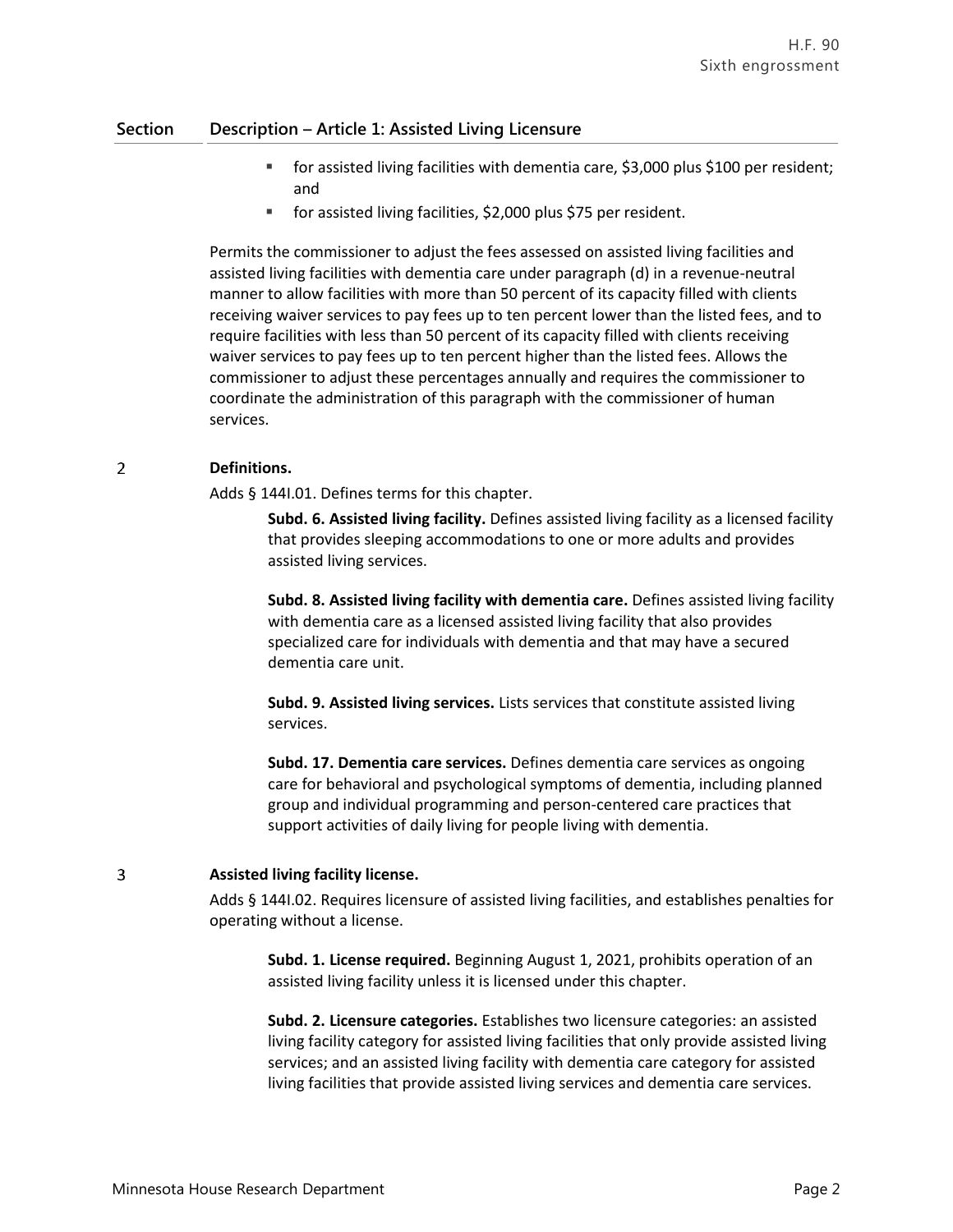| Section | Description – Article 1: Assisted Living Licensure |
|---|---|

- for assisted living facilities with dementia care, $3,000 plus $100 per resident; and
- for assisted living facilities, $2,000 plus $75 per resident.

Permits the commissioner to adjust the fees assessed on assisted living facilities and assisted living facilities with dementia care under paragraph (d) in a revenue-neutral manner to allow facilities with more than 50 percent of its capacity filled with clients receiving waiver services to pay fees up to ten percent lower than the listed fees, and to require facilities with less than 50 percent of its capacity filled with clients receiving waiver services to pay fees up to ten percent higher than the listed fees. Allows the commissioner to adjust these percentages annually and requires the commissioner to coordinate the administration of this paragraph with the commissioner of human services.

2 **Definitions.**

Adds § 144I.01. Defines terms for this chapter.

**Subd. 6. Assisted living facility.** Defines assisted living facility as a licensed facility that provides sleeping accommodations to one or more adults and provides assisted living services.

**Subd. 8. Assisted living facility with dementia care.** Defines assisted living facility with dementia care as a licensed assisted living facility that also provides specialized care for individuals with dementia and that may have a secured dementia care unit.

**Subd. 9. Assisted living services.** Lists services that constitute assisted living services.

**Subd. 17. Dementia care services.** Defines dementia care services as ongoing care for behavioral and psychological symptoms of dementia, including planned group and individual programming and person-centered care practices that support activities of daily living for people living with dementia.

3 **Assisted living facility license.**

Adds § 144I.02. Requires licensure of assisted living facilities, and establishes penalties for operating without a license.

**Subd. 1. License required.** Beginning August 1, 2021, prohibits operation of an assisted living facility unless it is licensed under this chapter.

**Subd. 2. Licensure categories.** Establishes two licensure categories: an assisted living facility category for assisted living facilities that only provide assisted living services; and an assisted living facility with dementia care category for assisted living facilities that provide assisted living services and dementia care services.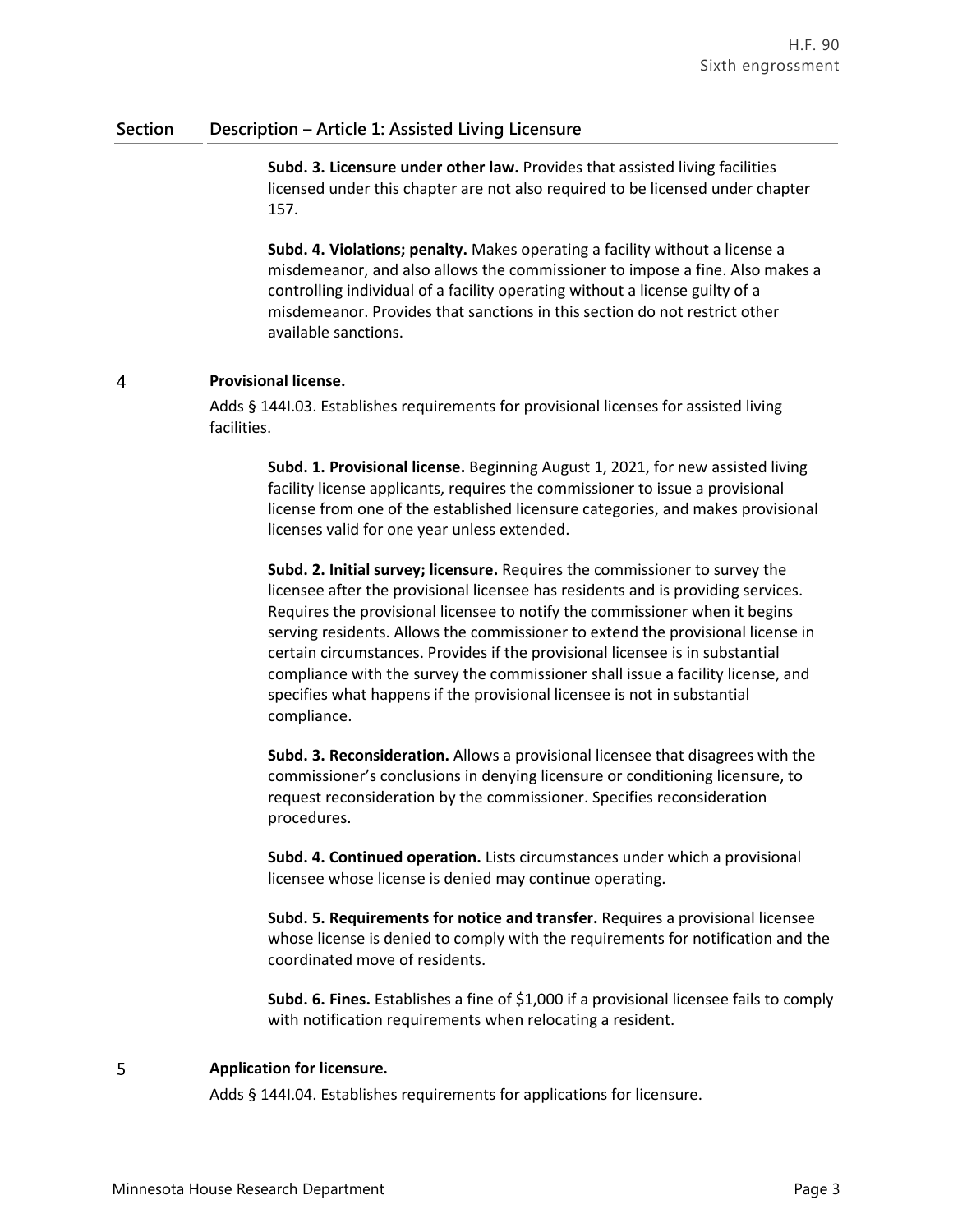## Section Description – Article 1: Assisted Living Licensure

**Subd. 3. Licensure under other law.** Provides that assisted living facilities licensed under this chapter are not also required to be licensed under chapter 157.

**Subd. 4. Violations; penalty.** Makes operating a facility without a license a misdemeanor, and also allows the commissioner to impose a fine. Also makes a controlling individual of a facility operating without a license guilty of a misdemeanor. Provides that sanctions in this section do not restrict other available sanctions.

### 4 Provisional license.

Adds § 144I.03. Establishes requirements for provisional licenses for assisted living facilities.

**Subd. 1. Provisional license.** Beginning August 1, 2021, for new assisted living facility license applicants, requires the commissioner to issue a provisional license from one of the established licensure categories, and makes provisional licenses valid for one year unless extended.

**Subd. 2. Initial survey; licensure.** Requires the commissioner to survey the licensee after the provisional licensee has residents and is providing services. Requires the provisional licensee to notify the commissioner when it begins serving residents. Allows the commissioner to extend the provisional license in certain circumstances. Provides if the provisional licensee is in substantial compliance with the survey the commissioner shall issue a facility license, and specifies what happens if the provisional licensee is not in substantial compliance.

**Subd. 3. Reconsideration.** Allows a provisional licensee that disagrees with the commissioner's conclusions in denying licensure or conditioning licensure, to request reconsideration by the commissioner. Specifies reconsideration procedures.

**Subd. 4. Continued operation.** Lists circumstances under which a provisional licensee whose license is denied may continue operating.

**Subd. 5. Requirements for notice and transfer.** Requires a provisional licensee whose license is denied to comply with the requirements for notification and the coordinated move of residents.

**Subd. 6. Fines.** Establishes a fine of $1,000 if a provisional licensee fails to comply with notification requirements when relocating a resident.

### 5 Application for licensure.

Adds § 144I.04. Establishes requirements for applications for licensure.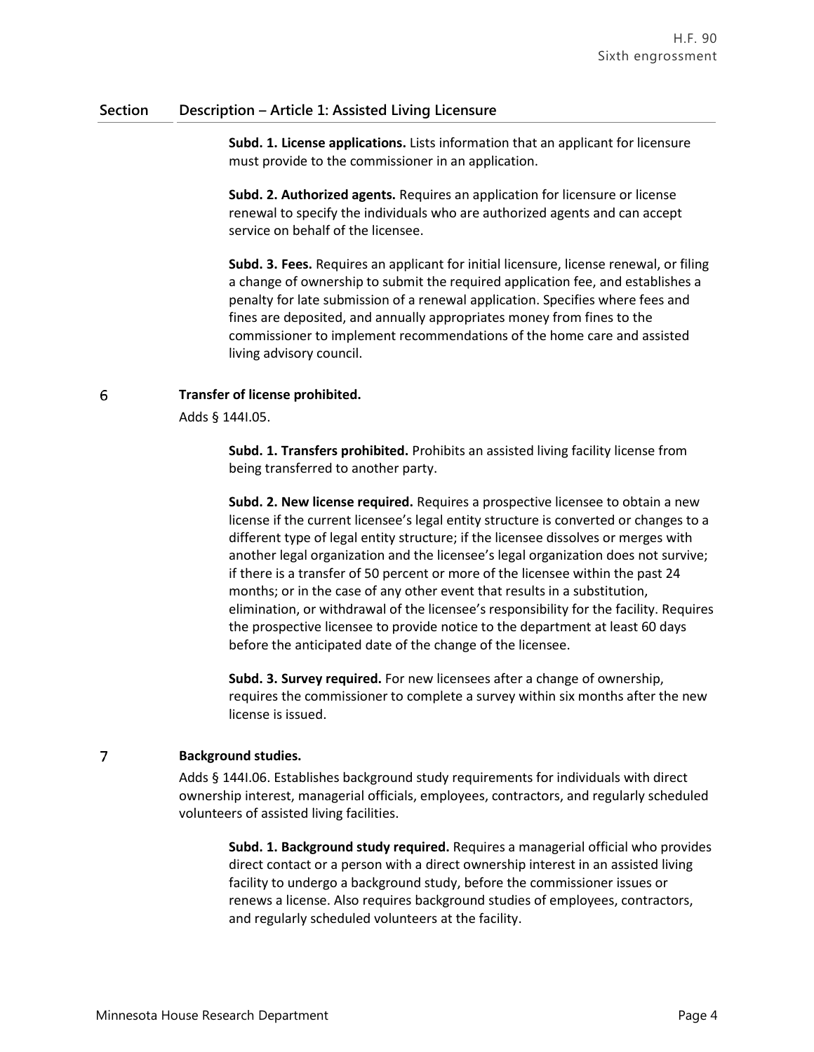| Section | Description – Article 1: Assisted Living Licensure |
|---|---|

**Subd. 1. License applications.** Lists information that an applicant for licensure must provide to the commissioner in an application.

**Subd. 2. Authorized agents.** Requires an application for licensure or license renewal to specify the individuals who are authorized agents and can accept service on behalf of the licensee.

**Subd. 3. Fees.** Requires an applicant for initial licensure, license renewal, or filing a change of ownership to submit the required application fee, and establishes a penalty for late submission of a renewal application. Specifies where fees and fines are deposited, and annually appropriates money from fines to the commissioner to implement recommendations of the home care and assisted living advisory council.

6 **Transfer of license prohibited.**

Adds § 144I.05.

**Subd. 1. Transfers prohibited.** Prohibits an assisted living facility license from being transferred to another party.

**Subd. 2. New license required.** Requires a prospective licensee to obtain a new license if the current licensee's legal entity structure is converted or changes to a different type of legal entity structure; if the licensee dissolves or merges with another legal organization and the licensee's legal organization does not survive; if there is a transfer of 50 percent or more of the licensee within the past 24 months; or in the case of any other event that results in a substitution, elimination, or withdrawal of the licensee's responsibility for the facility. Requires the prospective licensee to provide notice to the department at least 60 days before the anticipated date of the change of the licensee.

**Subd. 3. Survey required.** For new licensees after a change of ownership, requires the commissioner to complete a survey within six months after the new license is issued.

7 **Background studies.**

Adds § 144I.06. Establishes background study requirements for individuals with direct ownership interest, managerial officials, employees, contractors, and regularly scheduled volunteers of assisted living facilities.

**Subd. 1. Background study required.** Requires a managerial official who provides direct contact or a person with a direct ownership interest in an assisted living facility to undergo a background study, before the commissioner issues or renews a license. Also requires background studies of employees, contractors, and regularly scheduled volunteers at the facility.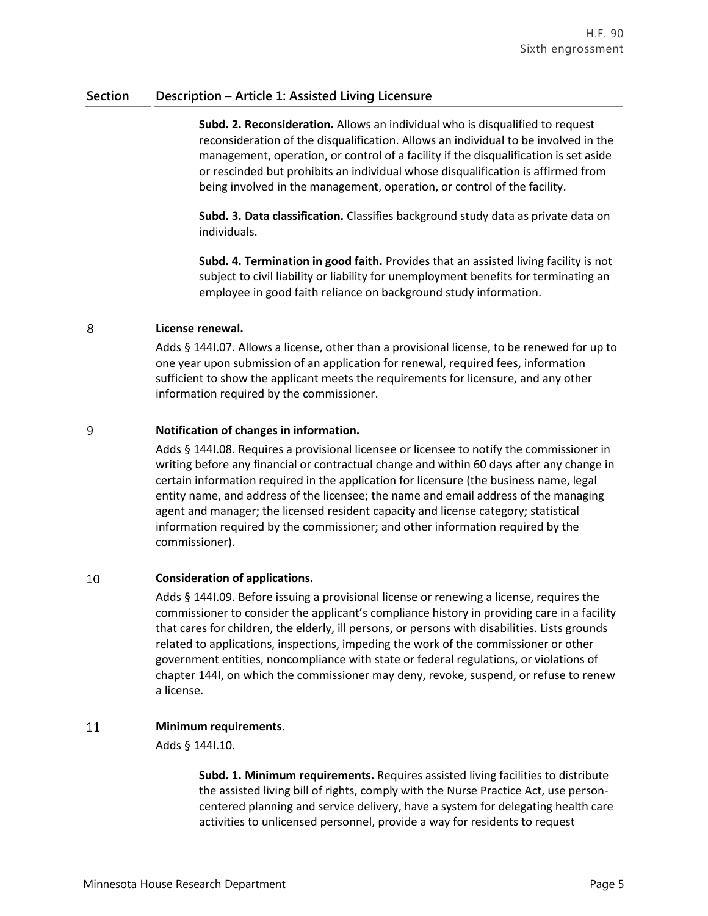| Section | Description – Article 1: Assisted Living Licensure |
|---|---|
| | **Subd. 2. Reconsideration.** Allows an individual who is disqualified to request reconsideration of the disqualification. Allows an individual to be involved in the management, operation, or control of a facility if the disqualification is set aside or rescinded but prohibits an individual whose disqualification is affirmed from being involved in the management, operation, or control of the facility.<br><br>**Subd. 3. Data classification.** Classifies background study data as private data on individuals.<br><br>**Subd. 4. Termination in good faith.** Provides that an assisted living facility is not subject to civil liability or liability for unemployment benefits for terminating an employee in good faith reliance on background study information. |
| 8 | **License renewal.**<br>Adds § 144I.07. Allows a license, other than a provisional license, to be renewed for up to one year upon submission of an application for renewal, required fees, information sufficient to show the applicant meets the requirements for licensure, and any other information required by the commissioner. |
| 9 | **Notification of changes in information.**<br>Adds § 144I.08. Requires a provisional licensee or licensee to notify the commissioner in writing before any financial or contractual change and within 60 days after any change in certain information required in the application for licensure (the business name, legal entity name, and address of the licensee; the name and email address of the managing agent and manager; the licensed resident capacity and license category; statistical information required by the commissioner; and other information required by the commissioner). |
| 10 | **Consideration of applications.**<br>Adds § 144I.09. Before issuing a provisional license or renewing a license, requires the commissioner to consider the applicant's compliance history in providing care in a facility that cares for children, the elderly, ill persons, or persons with disabilities. Lists grounds related to applications, inspections, impeding the work of the commissioner or other government entities, noncompliance with state or federal regulations, or violations of chapter 144I, on which the commissioner may deny, revoke, suspend, or refuse to renew a license. |
| 11 | **Minimum requirements.**<br>Adds § 144I.10.<br><br>**Subd. 1. Minimum requirements.** Requires assisted living facilities to distribute the assisted living bill of rights, comply with the Nurse Practice Act, use person-centered planning and service delivery, have a system for delegating health care activities to unlicensed personnel, provide a way for residents to request |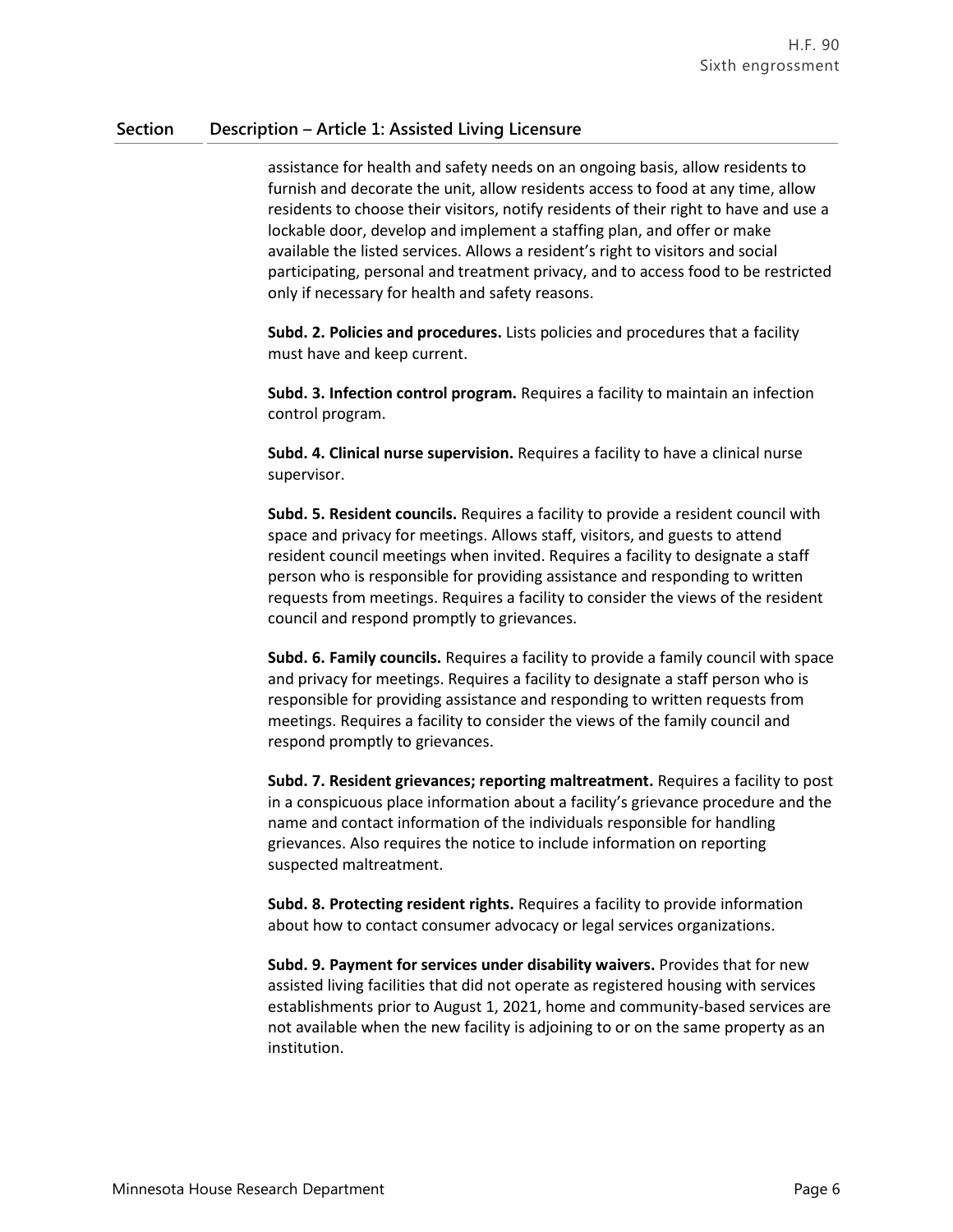| Section | Description – Article 1: Assisted Living Licensure |
|---|---|
| | assistance for health and safety needs on an ongoing basis, allow residents to furnish and decorate the unit, allow residents access to food at any time, allow residents to choose their visitors, notify residents of their right to have and use a lockable door, develop and implement a staffing plan, and offer or make available the listed services. Allows a resident's right to visitors and social participating, personal and treatment privacy, and to access food to be restricted only if necessary for health and safety reasons. |
| | **Subd. 2. Policies and procedures.** Lists policies and procedures that a facility must have and keep current. |
| | **Subd. 3. Infection control program.** Requires a facility to maintain an infection control program. |
| | **Subd. 4. Clinical nurse supervision.** Requires a facility to have a clinical nurse supervisor. |
| | **Subd. 5. Resident councils.** Requires a facility to provide a resident council with space and privacy for meetings. Allows staff, visitors, and guests to attend resident council meetings when invited. Requires a facility to designate a staff person who is responsible for providing assistance and responding to written requests from meetings. Requires a facility to consider the views of the resident council and respond promptly to grievances. |
| | **Subd. 6. Family councils.** Requires a facility to provide a family council with space and privacy for meetings. Requires a facility to designate a staff person who is responsible for providing assistance and responding to written requests from meetings. Requires a facility to consider the views of the family council and respond promptly to grievances. |
| | **Subd. 7. Resident grievances; reporting maltreatment.** Requires a facility to post in a conspicuous place information about a facility's grievance procedure and the name and contact information of the individuals responsible for handling grievances. Also requires the notice to include information on reporting suspected maltreatment. |
| | **Subd. 8. Protecting resident rights.** Requires a facility to provide information about how to contact consumer advocacy or legal services organizations. |
| | **Subd. 9. Payment for services under disability waivers.** Provides that for new assisted living facilities that did not operate as registered housing with services establishments prior to August 1, 2021, home and community-based services are not available when the new facility is adjoining to or on the same property as an institution. |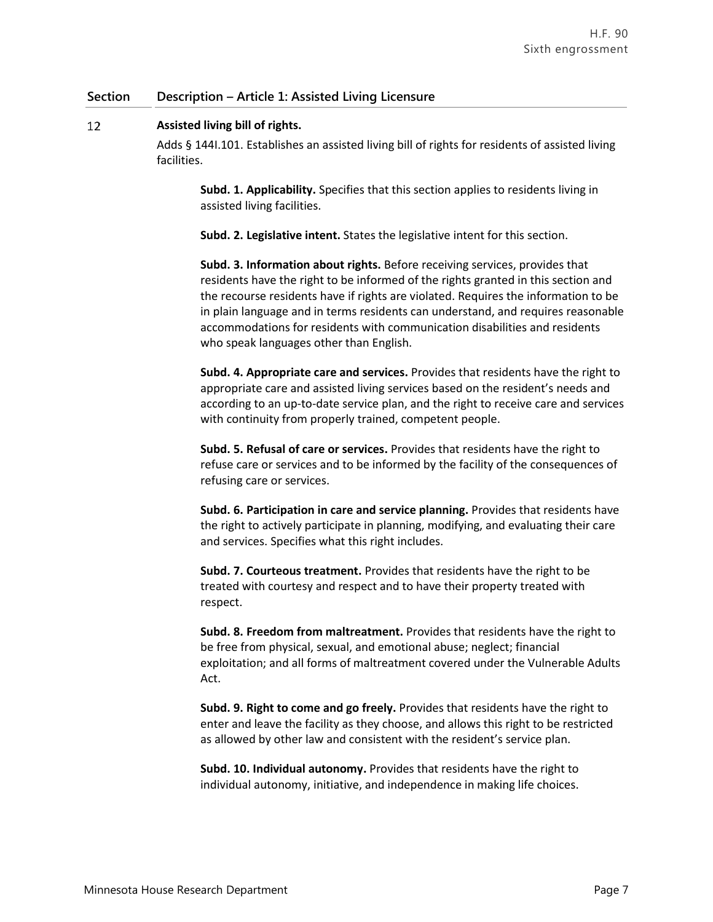| Section | Description – Article 1: Assisted Living Licensure |
|---|---|

**12** **Assisted living bill of rights.**

Adds § 144I.101. Establishes an assisted living bill of rights for residents of assisted living facilities.

**Subd. 1. Applicability.** Specifies that this section applies to residents living in assisted living facilities.

**Subd. 2. Legislative intent.** States the legislative intent for this section.

**Subd. 3. Information about rights.** Before receiving services, provides that residents have the right to be informed of the rights granted in this section and the recourse residents have if rights are violated. Requires the information to be in plain language and in terms residents can understand, and requires reasonable accommodations for residents with communication disabilities and residents who speak languages other than English.

**Subd. 4. Appropriate care and services.** Provides that residents have the right to appropriate care and assisted living services based on the resident's needs and according to an up-to-date service plan, and the right to receive care and services with continuity from properly trained, competent people.

**Subd. 5. Refusal of care or services.** Provides that residents have the right to refuse care or services and to be informed by the facility of the consequences of refusing care or services.

**Subd. 6. Participation in care and service planning.** Provides that residents have the right to actively participate in planning, modifying, and evaluating their care and services. Specifies what this right includes.

**Subd. 7. Courteous treatment.** Provides that residents have the right to be treated with courtesy and respect and to have their property treated with respect.

**Subd. 8. Freedom from maltreatment.** Provides that residents have the right to be free from physical, sexual, and emotional abuse; neglect; financial exploitation; and all forms of maltreatment covered under the Vulnerable Adults Act.

**Subd. 9. Right to come and go freely.** Provides that residents have the right to enter and leave the facility as they choose, and allows this right to be restricted as allowed by other law and consistent with the resident's service plan.

**Subd. 10. Individual autonomy.** Provides that residents have the right to individual autonomy, initiative, and independence in making life choices.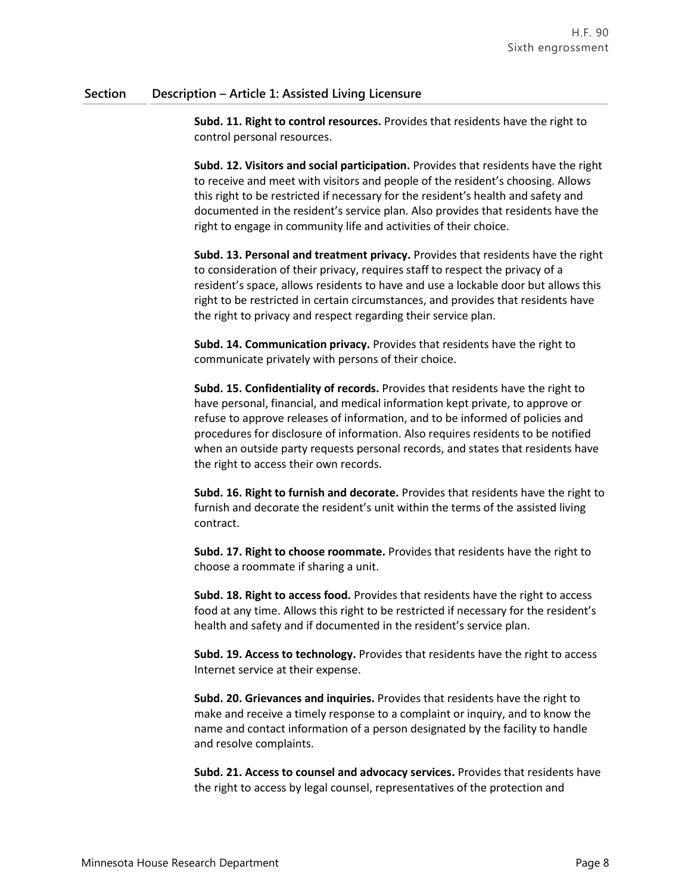| Section | Description – Article 1: Assisted Living Licensure |
|---|---|
| | **Subd. 11. Right to control resources.** Provides that residents have the right to control personal resources. |
| | **Subd. 12. Visitors and social participation.** Provides that residents have the right to receive and meet with visitors and people of the resident's choosing. Allows this right to be restricted if necessary for the resident's health and safety and documented in the resident's service plan. Also provides that residents have the right to engage in community life and activities of their choice. |
| | **Subd. 13. Personal and treatment privacy.** Provides that residents have the right to consideration of their privacy, requires staff to respect the privacy of a resident's space, allows residents to have and use a lockable door but allows this right to be restricted in certain circumstances, and provides that residents have the right to privacy and respect regarding their service plan. |
| | **Subd. 14. Communication privacy.** Provides that residents have the right to communicate privately with persons of their choice. |
| | **Subd. 15. Confidentiality of records.** Provides that residents have the right to have personal, financial, and medical information kept private, to approve or refuse to approve releases of information, and to be informed of policies and procedures for disclosure of information. Also requires residents to be notified when an outside party requests personal records, and states that residents have the right to access their own records. |
| | **Subd. 16. Right to furnish and decorate.** Provides that residents have the right to furnish and decorate the resident's unit within the terms of the assisted living contract. |
| | **Subd. 17. Right to choose roommate.** Provides that residents have the right to choose a roommate if sharing a unit. |
| | **Subd. 18. Right to access food.** Provides that residents have the right to access food at any time. Allows this right to be restricted if necessary for the resident's health and safety and if documented in the resident's service plan. |
| | **Subd. 19. Access to technology.** Provides that residents have the right to access Internet service at their expense. |
| | **Subd. 20. Grievances and inquiries.** Provides that residents have the right to make and receive a timely response to a complaint or inquiry, and to know the name and contact information of a person designated by the facility to handle and resolve complaints. |
| | **Subd. 21. Access to counsel and advocacy services.** Provides that residents have the right to access by legal counsel, representatives of the protection and |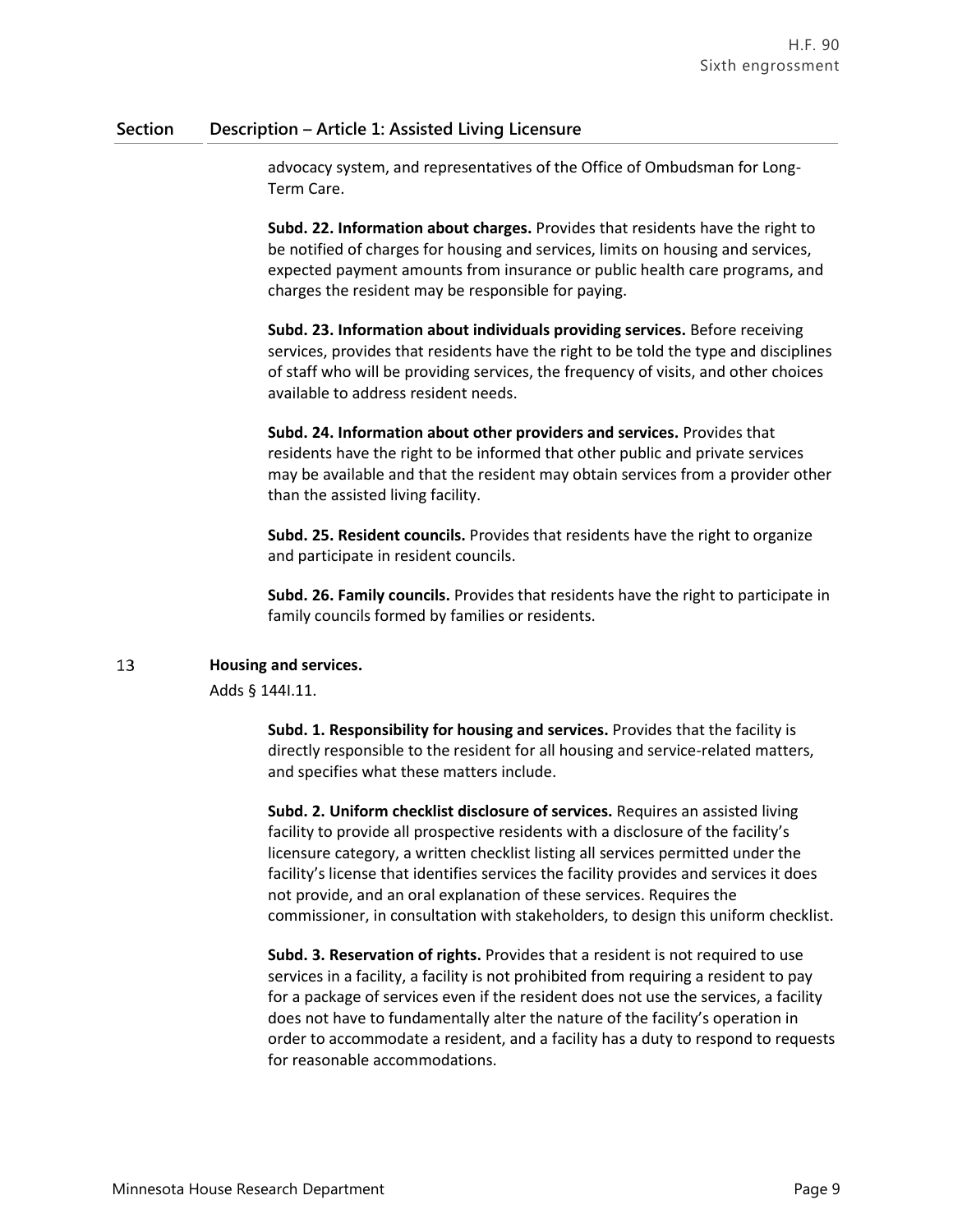## Section Description – Article 1: Assisted Living Licensure

advocacy system, and representatives of the Office of Ombudsman for Long-Term Care.

**Subd. 22. Information about charges.** Provides that residents have the right to be notified of charges for housing and services, limits on housing and services, expected payment amounts from insurance or public health care programs, and charges the resident may be responsible for paying.

**Subd. 23. Information about individuals providing services.** Before receiving services, provides that residents have the right to be told the type and disciplines of staff who will be providing services, the frequency of visits, and other choices available to address resident needs.

**Subd. 24. Information about other providers and services.** Provides that residents have the right to be informed that other public and private services may be available and that the resident may obtain services from a provider other than the assisted living facility.

**Subd. 25. Resident councils.** Provides that residents have the right to organize and participate in resident councils.

**Subd. 26. Family councils.** Provides that residents have the right to participate in family councils formed by families or residents.

13 **Housing and services.**

Adds § 144I.11.

**Subd. 1. Responsibility for housing and services.** Provides that the facility is directly responsible to the resident for all housing and service-related matters, and specifies what these matters include.

**Subd. 2. Uniform checklist disclosure of services.** Requires an assisted living facility to provide all prospective residents with a disclosure of the facility's licensure category, a written checklist listing all services permitted under the facility's license that identifies services the facility provides and services it does not provide, and an oral explanation of these services. Requires the commissioner, in consultation with stakeholders, to design this uniform checklist.

**Subd. 3. Reservation of rights.** Provides that a resident is not required to use services in a facility, a facility is not prohibited from requiring a resident to pay for a package of services even if the resident does not use the services, a facility does not have to fundamentally alter the nature of the facility's operation in order to accommodate a resident, and a facility has a duty to respond to requests for reasonable accommodations.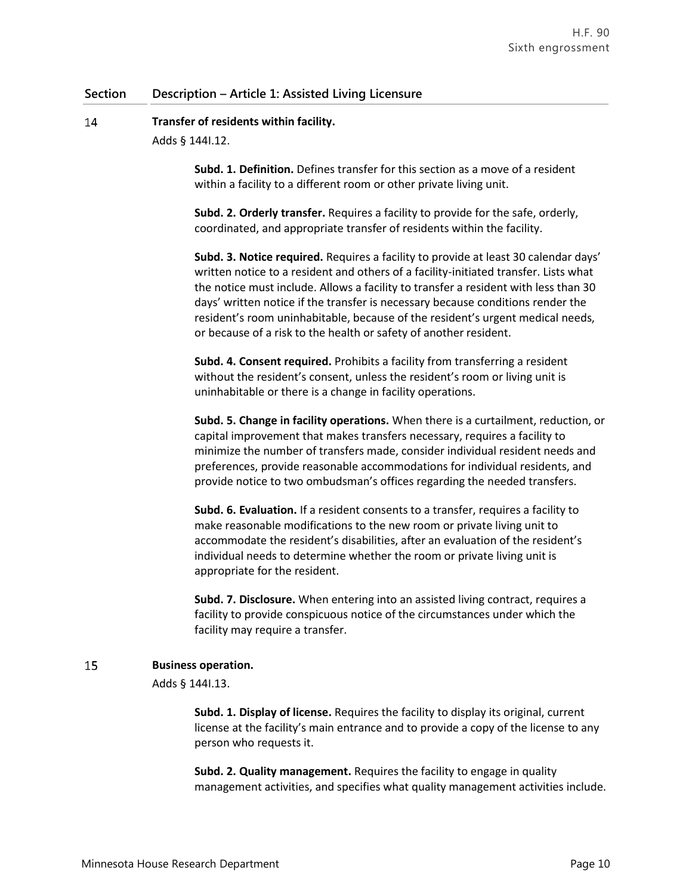| Section | Description – Article 1: Assisted Living Licensure |
|---|---|
| 14 | **Transfer of residents within facility.**<br>Adds § 144I.12.<br><br>**Subd. 1. Definition.** Defines transfer for this section as a move of a resident within a facility to a different room or other private living unit.<br><br>**Subd. 2. Orderly transfer.** Requires a facility to provide for the safe, orderly, coordinated, and appropriate transfer of residents within the facility.<br><br>**Subd. 3. Notice required.** Requires a facility to provide at least 30 calendar days' written notice to a resident and others of a facility-initiated transfer. Lists what the notice must include. Allows a facility to transfer a resident with less than 30 days' written notice if the transfer is necessary because conditions render the resident's room uninhabitable, because of the resident's urgent medical needs, or because of a risk to the health or safety of another resident.<br><br>**Subd. 4. Consent required.** Prohibits a facility from transferring a resident without the resident's consent, unless the resident's room or living unit is uninhabitable or there is a change in facility operations.<br><br>**Subd. 5. Change in facility operations.** When there is a curtailment, reduction, or capital improvement that makes transfers necessary, requires a facility to minimize the number of transfers made, consider individual resident needs and preferences, provide reasonable accommodations for individual residents, and provide notice to two ombudsman's offices regarding the needed transfers.<br><br>**Subd. 6. Evaluation.** If a resident consents to a transfer, requires a facility to make reasonable modifications to the new room or private living unit to accommodate the resident's disabilities, after an evaluation of the resident's individual needs to determine whether the room or private living unit is appropriate for the resident.<br><br>**Subd. 7. Disclosure.** When entering into an assisted living contract, requires a facility to provide conspicuous notice of the circumstances under which the facility may require a transfer. |
| 15 | **Business operation.**<br>Adds § 144I.13.<br><br>**Subd. 1. Display of license.** Requires the facility to display its original, current license at the facility's main entrance and to provide a copy of the license to any person who requests it.<br><br>**Subd. 2. Quality management.** Requires the facility to engage in quality management activities, and specifies what quality management activities include. |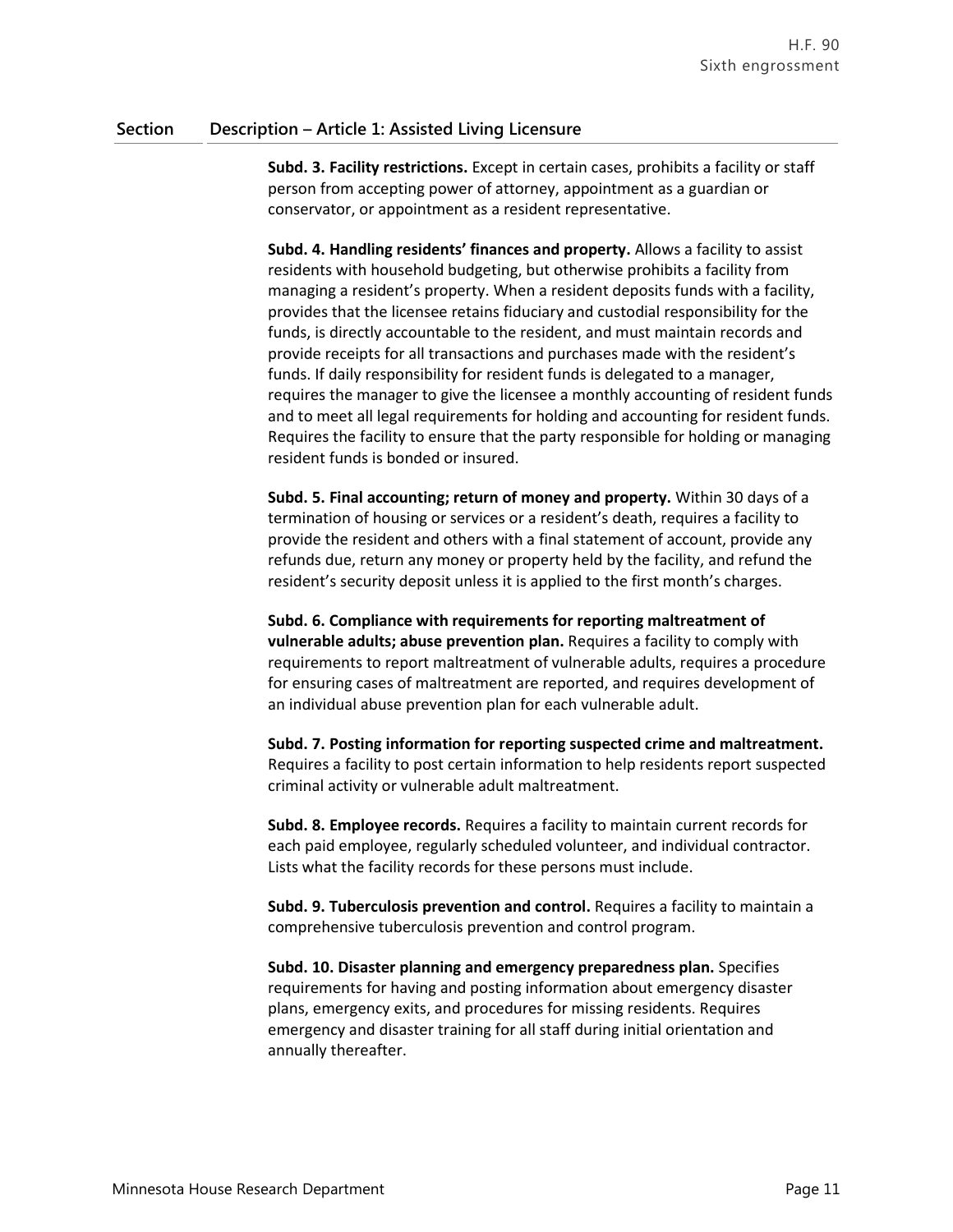| Section | Description – Article 1: Assisted Living Licensure |
|---|---|
| | **Subd. 3. Facility restrictions.** Except in certain cases, prohibits a facility or staff person from accepting power of attorney, appointment as a guardian or conservator, or appointment as a resident representative. |
| | **Subd. 4. Handling residents' finances and property.** Allows a facility to assist residents with household budgeting, but otherwise prohibits a facility from managing a resident's property. When a resident deposits funds with a facility, provides that the licensee retains fiduciary and custodial responsibility for the funds, is directly accountable to the resident, and must maintain records and provide receipts for all transactions and purchases made with the resident's funds. If daily responsibility for resident funds is delegated to a manager, requires the manager to give the licensee a monthly accounting of resident funds and to meet all legal requirements for holding and accounting for resident funds. Requires the facility to ensure that the party responsible for holding or managing resident funds is bonded or insured. |
| | **Subd. 5. Final accounting; return of money and property.** Within 30 days of a termination of housing or services or a resident's death, requires a facility to provide the resident and others with a final statement of account, provide any refunds due, return any money or property held by the facility, and refund the resident's security deposit unless it is applied to the first month's charges. |
| | **Subd. 6. Compliance with requirements for reporting maltreatment of vulnerable adults; abuse prevention plan.** Requires a facility to comply with requirements to report maltreatment of vulnerable adults, requires a procedure for ensuring cases of maltreatment are reported, and requires development of an individual abuse prevention plan for each vulnerable adult. |
| | **Subd. 7. Posting information for reporting suspected crime and maltreatment.** Requires a facility to post certain information to help residents report suspected criminal activity or vulnerable adult maltreatment. |
| | **Subd. 8. Employee records.** Requires a facility to maintain current records for each paid employee, regularly scheduled volunteer, and individual contractor. Lists what the facility records for these persons must include. |
| | **Subd. 9. Tuberculosis prevention and control.** Requires a facility to maintain a comprehensive tuberculosis prevention and control program. |
| | **Subd. 10. Disaster planning and emergency preparedness plan.** Specifies requirements for having and posting information about emergency disaster plans, emergency exits, and procedures for missing residents. Requires emergency and disaster training for all staff during initial orientation and annually thereafter. |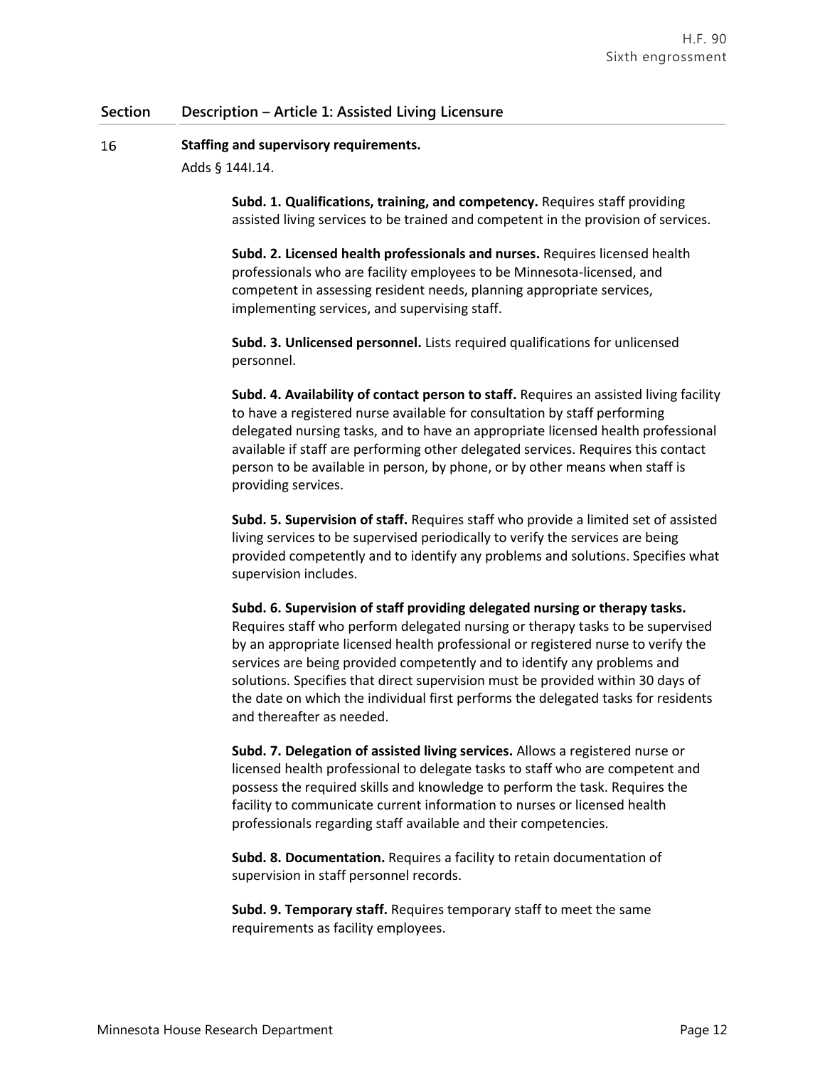| Section | Description – Article 1: Assisted Living Licensure |
|---|---|
| 16 | **Staffing and supervisory requirements.**<br>Adds § 144I.14.<br><br>**Subd. 1. Qualifications, training, and competency.** Requires staff providing assisted living services to be trained and competent in the provision of services.<br><br>**Subd. 2. Licensed health professionals and nurses.** Requires licensed health professionals who are facility employees to be Minnesota-licensed, and competent in assessing resident needs, planning appropriate services, implementing services, and supervising staff.<br><br>**Subd. 3. Unlicensed personnel.** Lists required qualifications for unlicensed personnel.<br><br>**Subd. 4. Availability of contact person to staff.** Requires an assisted living facility to have a registered nurse available for consultation by staff performing delegated nursing tasks, and to have an appropriate licensed health professional available if staff are performing other delegated services. Requires this contact person to be available in person, by phone, or by other means when staff is providing services.<br><br>**Subd. 5. Supervision of staff.** Requires staff who provide a limited set of assisted living services to be supervised periodically to verify the services are being provided competently and to identify any problems and solutions. Specifies what supervision includes.<br><br>**Subd. 6. Supervision of staff providing delegated nursing or therapy tasks.** Requires staff who perform delegated nursing or therapy tasks to be supervised by an appropriate licensed health professional or registered nurse to verify the services are being provided competently and to identify any problems and solutions. Specifies that direct supervision must be provided within 30 days of the date on which the individual first performs the delegated tasks for residents and thereafter as needed.<br><br>**Subd. 7. Delegation of assisted living services.** Allows a registered nurse or licensed health professional to delegate tasks to staff who are competent and possess the required skills and knowledge to perform the task. Requires the facility to communicate current information to nurses or licensed health professionals regarding staff available and their competencies.<br><br>**Subd. 8. Documentation.** Requires a facility to retain documentation of supervision in staff personnel records.<br><br>**Subd. 9. Temporary staff.** Requires temporary staff to meet the same requirements as facility employees. |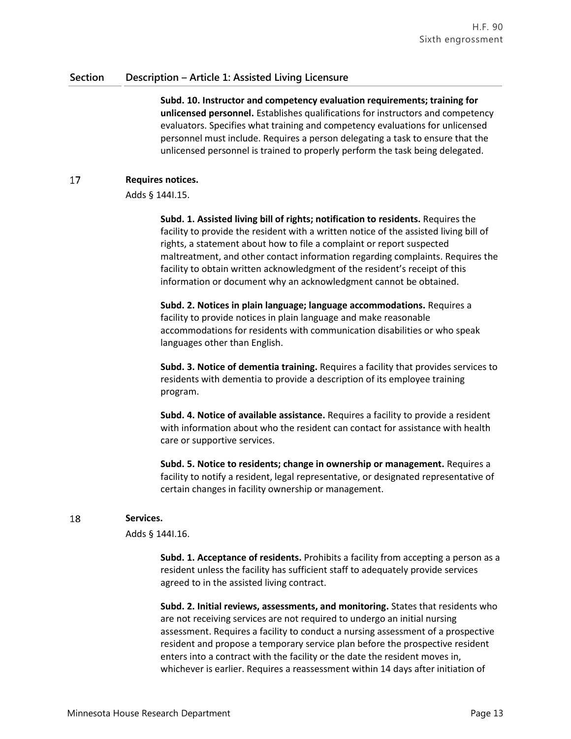| Section | Description – Article 1: Assisted Living Licensure |
|---|---|

**Subd. 10. Instructor and competency evaluation requirements; training for unlicensed personnel.** Establishes qualifications for instructors and competency evaluators. Specifies what training and competency evaluations for unlicensed personnel must include. Requires a person delegating a task to ensure that the unlicensed personnel is trained to properly perform the task being delegated.

17 **Requires notices.**

Adds § 144I.15.

**Subd. 1. Assisted living bill of rights; notification to residents.** Requires the facility to provide the resident with a written notice of the assisted living bill of rights, a statement about how to file a complaint or report suspected maltreatment, and other contact information regarding complaints. Requires the facility to obtain written acknowledgment of the resident's receipt of this information or document why an acknowledgment cannot be obtained.

**Subd. 2. Notices in plain language; language accommodations.** Requires a facility to provide notices in plain language and make reasonable accommodations for residents with communication disabilities or who speak languages other than English.

**Subd. 3. Notice of dementia training.** Requires a facility that provides services to residents with dementia to provide a description of its employee training program.

**Subd. 4. Notice of available assistance.** Requires a facility to provide a resident with information about who the resident can contact for assistance with health care or supportive services.

**Subd. 5. Notice to residents; change in ownership or management.** Requires a facility to notify a resident, legal representative, or designated representative of certain changes in facility ownership or management.

18 **Services.**

Adds § 144I.16.

**Subd. 1. Acceptance of residents.** Prohibits a facility from accepting a person as a resident unless the facility has sufficient staff to adequately provide services agreed to in the assisted living contract.

**Subd. 2. Initial reviews, assessments, and monitoring.** States that residents who are not receiving services are not required to undergo an initial nursing assessment. Requires a facility to conduct a nursing assessment of a prospective resident and propose a temporary service plan before the prospective resident enters into a contract with the facility or the date the resident moves in, whichever is earlier. Requires a reassessment within 14 days after initiation of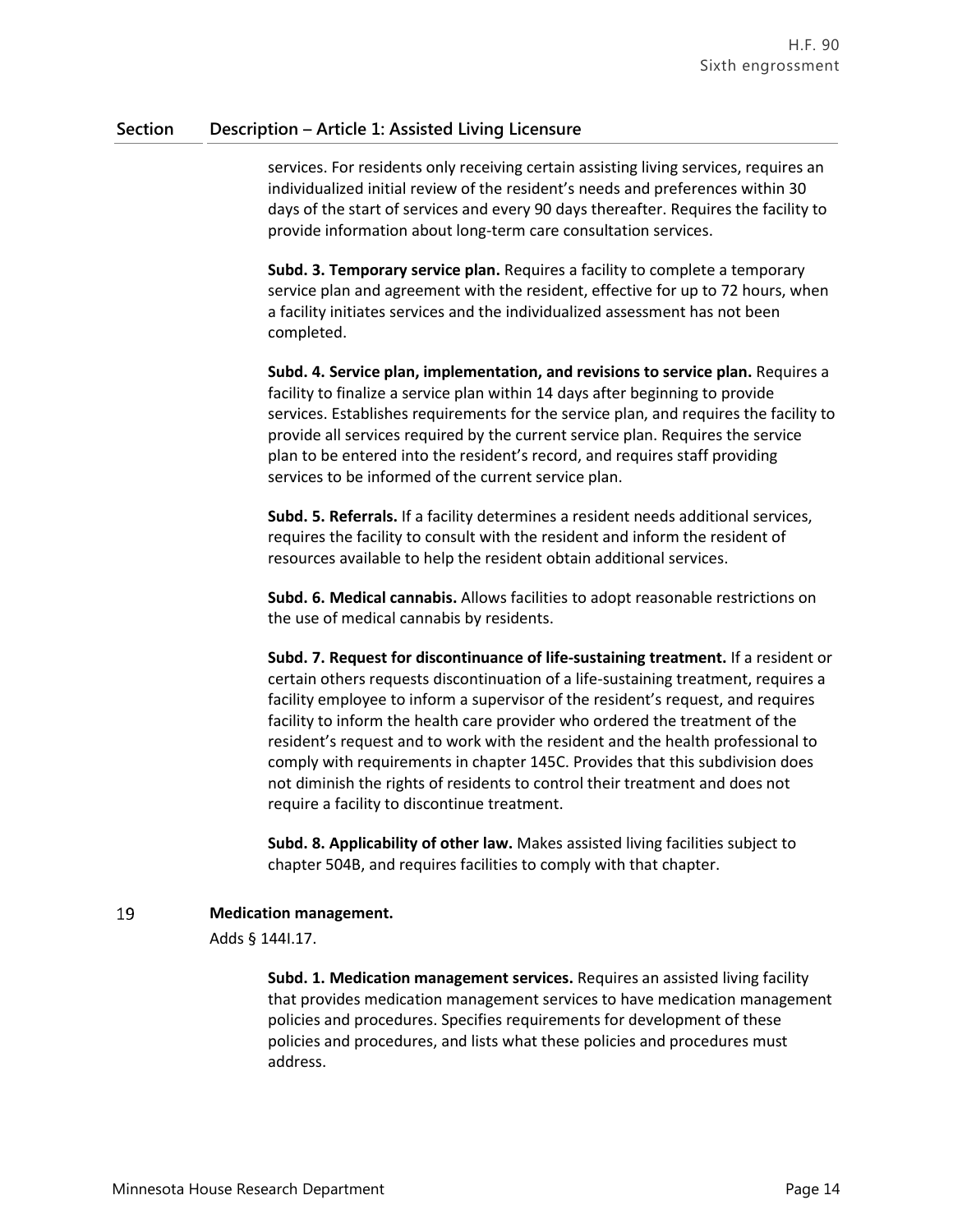| Section | Description – Article 1: Assisted Living Licensure |
|---|---|

services. For residents only receiving certain assisting living services, requires an individualized initial review of the resident's needs and preferences within 30 days of the start of services and every 90 days thereafter. Requires the facility to provide information about long-term care consultation services.

**Subd. 3. Temporary service plan.** Requires a facility to complete a temporary service plan and agreement with the resident, effective for up to 72 hours, when a facility initiates services and the individualized assessment has not been completed.

**Subd. 4. Service plan, implementation, and revisions to service plan.** Requires a facility to finalize a service plan within 14 days after beginning to provide services. Establishes requirements for the service plan, and requires the facility to provide all services required by the current service plan. Requires the service plan to be entered into the resident's record, and requires staff providing services to be informed of the current service plan.

**Subd. 5. Referrals.** If a facility determines a resident needs additional services, requires the facility to consult with the resident and inform the resident of resources available to help the resident obtain additional services.

**Subd. 6. Medical cannabis.** Allows facilities to adopt reasonable restrictions on the use of medical cannabis by residents.

**Subd. 7. Request for discontinuance of life-sustaining treatment.** If a resident or certain others requests discontinuation of a life-sustaining treatment, requires a facility employee to inform a supervisor of the resident's request, and requires facility to inform the health care provider who ordered the treatment of the resident's request and to work with the resident and the health professional to comply with requirements in chapter 145C. Provides that this subdivision does not diminish the rights of residents to control their treatment and does not require a facility to discontinue treatment.

**Subd. 8. Applicability of other law.** Makes assisted living facilities subject to chapter 504B, and requires facilities to comply with that chapter.

19 **Medication management.**

Adds § 144I.17.

**Subd. 1. Medication management services.** Requires an assisted living facility that provides medication management services to have medication management policies and procedures. Specifies requirements for development of these policies and procedures, and lists what these policies and procedures must address.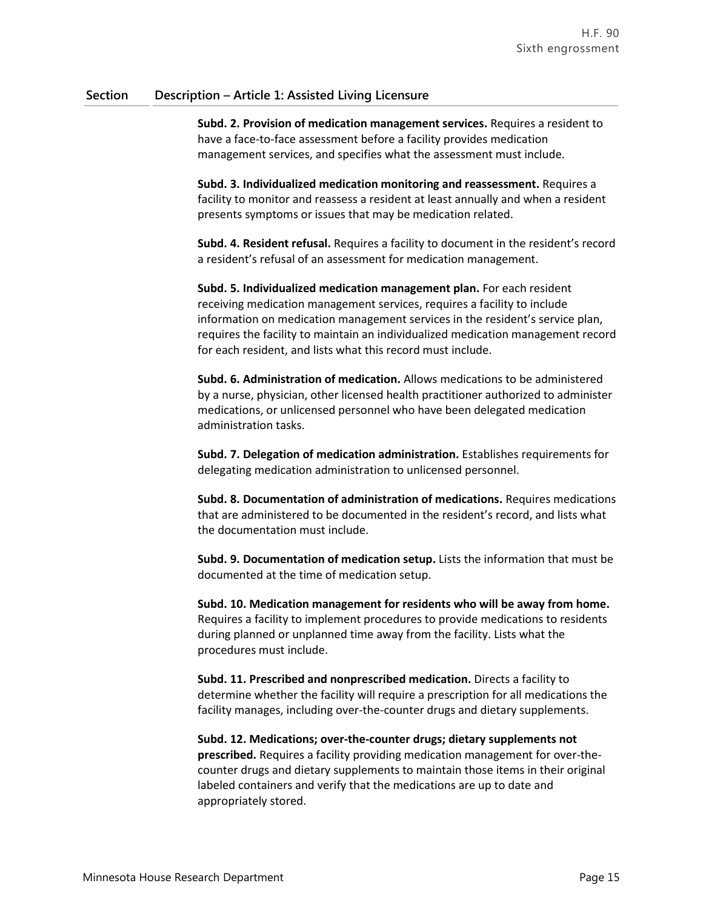| Section | Description – Article 1: Assisted Living Licensure |
|---|---|
| | **Subd. 2. Provision of medication management services.** Requires a resident to have a face-to-face assessment before a facility provides medication management services, and specifies what the assessment must include. |
| | **Subd. 3. Individualized medication monitoring and reassessment.** Requires a facility to monitor and reassess a resident at least annually and when a resident presents symptoms or issues that may be medication related. |
| | **Subd. 4. Resident refusal.** Requires a facility to document in the resident's record a resident's refusal of an assessment for medication management. |
| | **Subd. 5. Individualized medication management plan.** For each resident receiving medication management services, requires a facility to include information on medication management services in the resident's service plan, requires the facility to maintain an individualized medication management record for each resident, and lists what this record must include. |
| | **Subd. 6. Administration of medication.** Allows medications to be administered by a nurse, physician, other licensed health practitioner authorized to administer medications, or unlicensed personnel who have been delegated medication administration tasks. |
| | **Subd. 7. Delegation of medication administration.** Establishes requirements for delegating medication administration to unlicensed personnel. |
| | **Subd. 8. Documentation of administration of medications.** Requires medications that are administered to be documented in the resident's record, and lists what the documentation must include. |
| | **Subd. 9. Documentation of medication setup.** Lists the information that must be documented at the time of medication setup. |
| | **Subd. 10. Medication management for residents who will be away from home.** Requires a facility to implement procedures to provide medications to residents during planned or unplanned time away from the facility. Lists what the procedures must include. |
| | **Subd. 11. Prescribed and nonprescribed medication.** Directs a facility to determine whether the facility will require a prescription for all medications the facility manages, including over-the-counter drugs and dietary supplements. |
| | **Subd. 12. Medications; over-the-counter drugs; dietary supplements not prescribed.** Requires a facility providing medication management for over-the-counter drugs and dietary supplements to maintain those items in their original labeled containers and verify that the medications are up to date and appropriately stored. |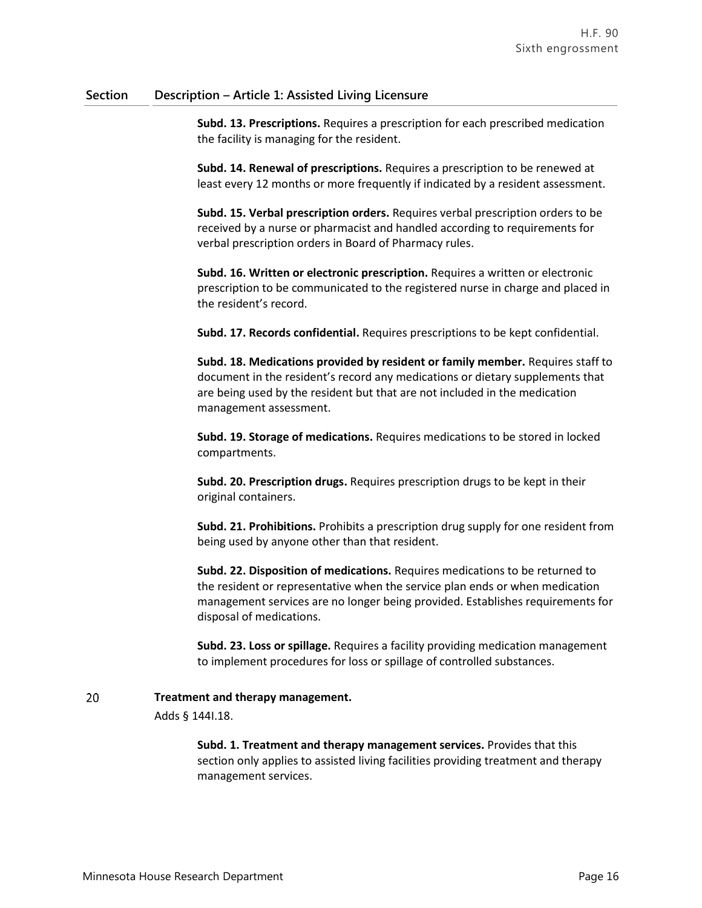| Section | Description – Article 1: Assisted Living Licensure |
|---|---|
| | **Subd. 13. Prescriptions.** Requires a prescription for each prescribed medication the facility is managing for the resident.<br><br>**Subd. 14. Renewal of prescriptions.** Requires a prescription to be renewed at least every 12 months or more frequently if indicated by a resident assessment.<br><br>**Subd. 15. Verbal prescription orders.** Requires verbal prescription orders to be received by a nurse or pharmacist and handled according to requirements for verbal prescription orders in Board of Pharmacy rules.<br><br>**Subd. 16. Written or electronic prescription.** Requires a written or electronic prescription to be communicated to the registered nurse in charge and placed in the resident's record.<br><br>**Subd. 17. Records confidential.** Requires prescriptions to be kept confidential.<br><br>**Subd. 18. Medications provided by resident or family member.** Requires staff to document in the resident's record any medications or dietary supplements that are being used by the resident but that are not included in the medication management assessment.<br><br>**Subd. 19. Storage of medications.** Requires medications to be stored in locked compartments.<br><br>**Subd. 20. Prescription drugs.** Requires prescription drugs to be kept in their original containers.<br><br>**Subd. 21. Prohibitions.** Prohibits a prescription drug supply for one resident from being used by anyone other than that resident.<br><br>**Subd. 22. Disposition of medications.** Requires medications to be returned to the resident or representative when the service plan ends or when medication management services are no longer being provided. Establishes requirements for disposal of medications.<br><br>**Subd. 23. Loss or spillage.** Requires a facility providing medication management to implement procedures for loss or spillage of controlled substances. |
| 20 | **Treatment and therapy management.**<br>Adds § 144I.18.<br><br>**Subd. 1. Treatment and therapy management services.** Provides that this section only applies to assisted living facilities providing treatment and therapy management services. |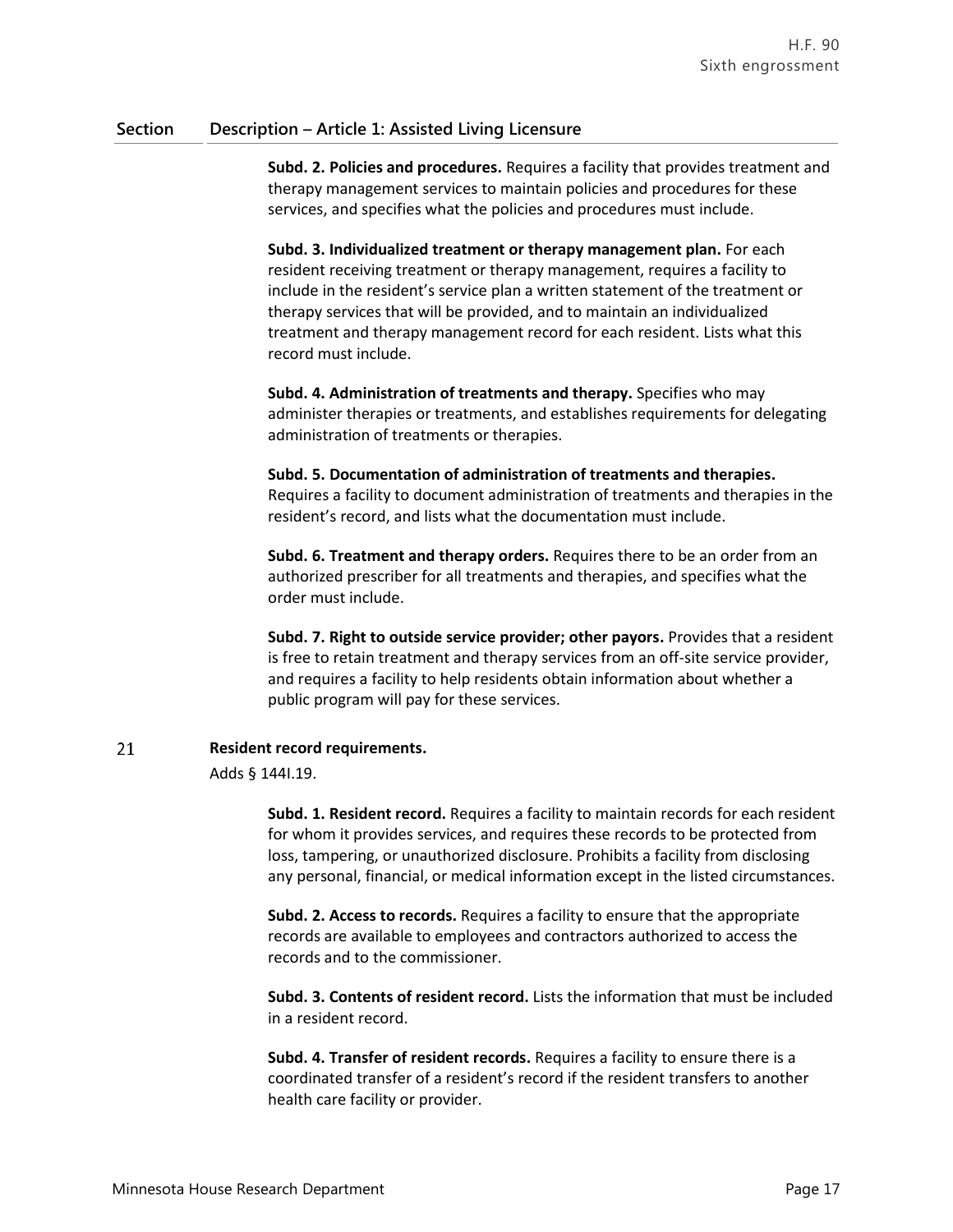| Section | Description – Article 1: Assisted Living Licensure |
|---|---|
| | **Subd. 2. Policies and procedures.** Requires a facility that provides treatment and therapy management services to maintain policies and procedures for these services, and specifies what the policies and procedures must include. |
| | **Subd. 3. Individualized treatment or therapy management plan.** For each resident receiving treatment or therapy management, requires a facility to include in the resident's service plan a written statement of the treatment or therapy services that will be provided, and to maintain an individualized treatment and therapy management record for each resident. Lists what this record must include. |
| | **Subd. 4. Administration of treatments and therapy.** Specifies who may administer therapies or treatments, and establishes requirements for delegating administration of treatments or therapies. |
| | **Subd. 5. Documentation of administration of treatments and therapies.** Requires a facility to document administration of treatments and therapies in the resident's record, and lists what the documentation must include. |
| | **Subd. 6. Treatment and therapy orders.** Requires there to be an order from an authorized prescriber for all treatments and therapies, and specifies what the order must include. |
| | **Subd. 7. Right to outside service provider; other payors.** Provides that a resident is free to retain treatment and therapy services from an off-site service provider, and requires a facility to help residents obtain information about whether a public program will pay for these services. |
| 21 | **Resident record requirements.**<br>Adds § 144I.19. |
| | **Subd. 1. Resident record.** Requires a facility to maintain records for each resident for whom it provides services, and requires these records to be protected from loss, tampering, or unauthorized disclosure. Prohibits a facility from disclosing any personal, financial, or medical information except in the listed circumstances. |
| | **Subd. 2. Access to records.** Requires a facility to ensure that the appropriate records are available to employees and contractors authorized to access the records and to the commissioner. |
| | **Subd. 3. Contents of resident record.** Lists the information that must be included in a resident record. |
| | **Subd. 4. Transfer of resident records.** Requires a facility to ensure there is a coordinated transfer of a resident's record if the resident transfers to another health care facility or provider. |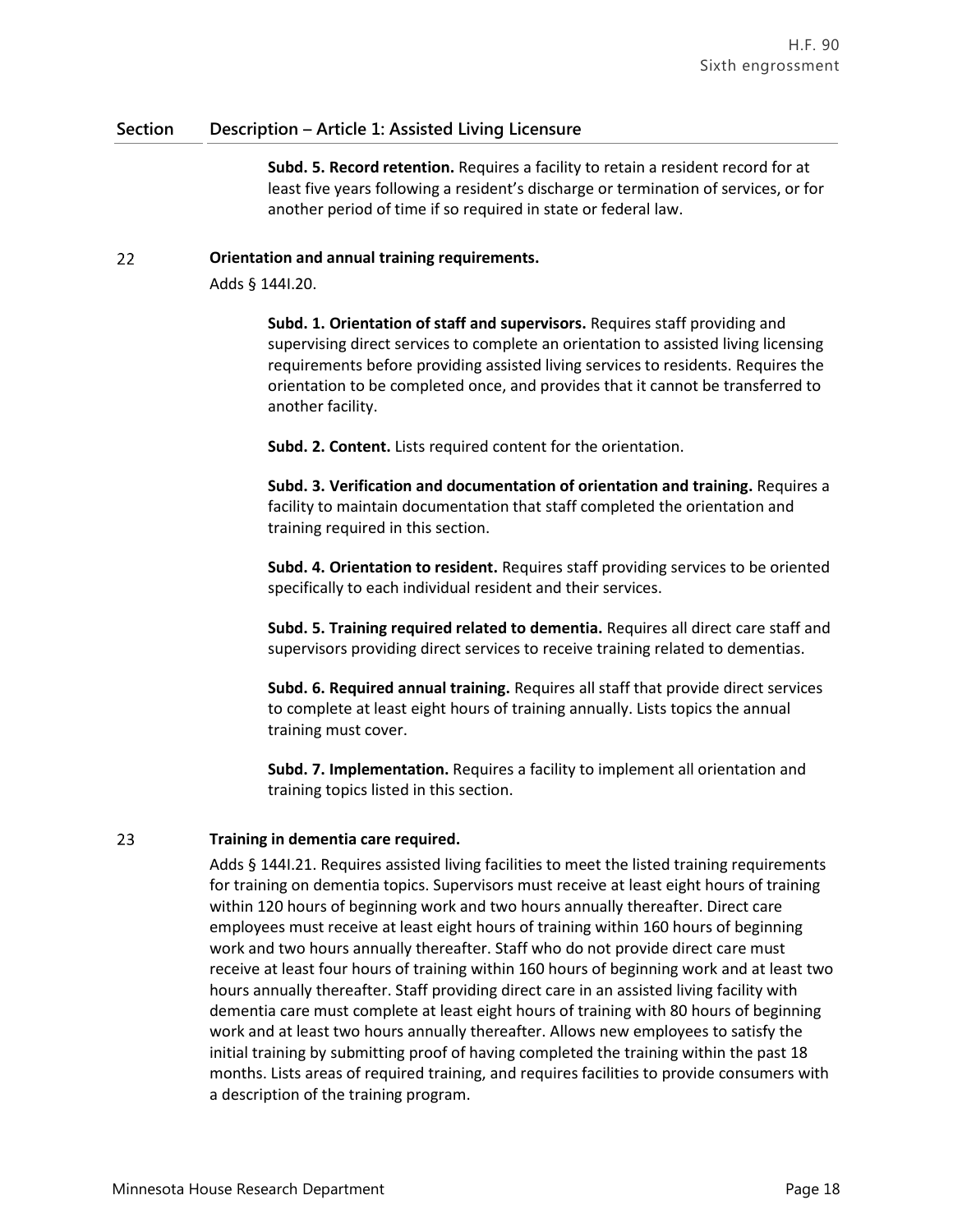## Section | Description – Article 1: Assisted Living Licensure

**Subd. 5. Record retention.** Requires a facility to retain a resident record for at least five years following a resident's discharge or termination of services, or for another period of time if so required in state or federal law.

### 22 Orientation and annual training requirements.

Adds § 144I.20.

**Subd. 1. Orientation of staff and supervisors.** Requires staff providing and supervising direct services to complete an orientation to assisted living licensing requirements before providing assisted living services to residents. Requires the orientation to be completed once, and provides that it cannot be transferred to another facility.

**Subd. 2. Content.** Lists required content for the orientation.

**Subd. 3. Verification and documentation of orientation and training.** Requires a facility to maintain documentation that staff completed the orientation and training required in this section.

**Subd. 4. Orientation to resident.** Requires staff providing services to be oriented specifically to each individual resident and their services.

**Subd. 5. Training required related to dementia.** Requires all direct care staff and supervisors providing direct services to receive training related to dementias.

**Subd. 6. Required annual training.** Requires all staff that provide direct services to complete at least eight hours of training annually. Lists topics the annual training must cover.

**Subd. 7. Implementation.** Requires a facility to implement all orientation and training topics listed in this section.

### 23 Training in dementia care required.

Adds § 144I.21. Requires assisted living facilities to meet the listed training requirements for training on dementia topics. Supervisors must receive at least eight hours of training within 120 hours of beginning work and two hours annually thereafter. Direct care employees must receive at least eight hours of training within 160 hours of beginning work and two hours annually thereafter. Staff who do not provide direct care must receive at least four hours of training within 160 hours of beginning work and at least two hours annually thereafter. Staff providing direct care in an assisted living facility with dementia care must complete at least eight hours of training with 80 hours of beginning work and at least two hours annually thereafter. Allows new employees to satisfy the initial training by submitting proof of having completed the training within the past 18 months. Lists areas of required training, and requires facilities to provide consumers with a description of the training program.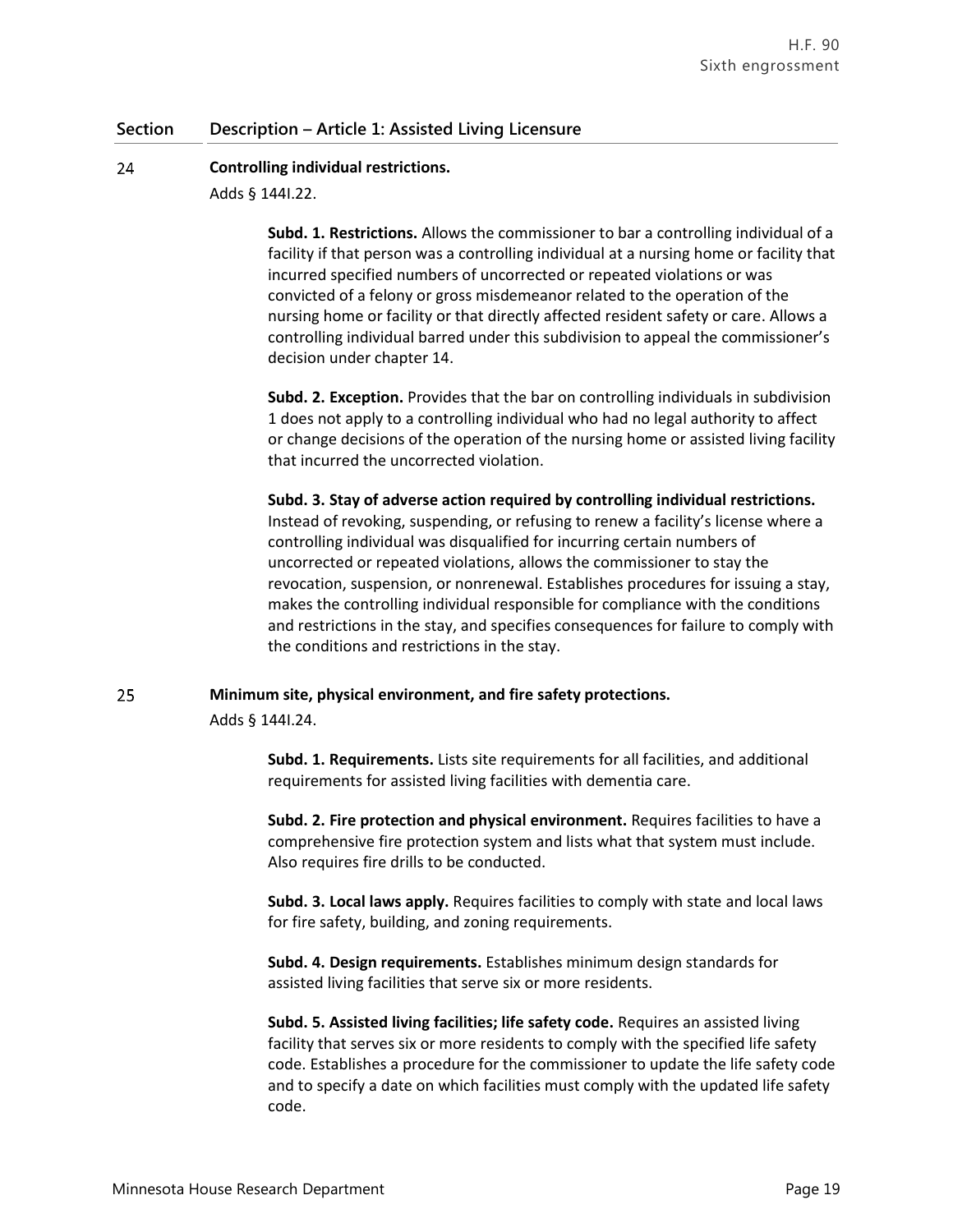| Section | Description – Article 1: Assisted Living Licensure |
|---|---|

**24 Controlling individual restrictions.**

Adds § 144I.22.

**Subd. 1. Restrictions.** Allows the commissioner to bar a controlling individual of a facility if that person was a controlling individual at a nursing home or facility that incurred specified numbers of uncorrected or repeated violations or was convicted of a felony or gross misdemeanor related to the operation of the nursing home or facility or that directly affected resident safety or care. Allows a controlling individual barred under this subdivision to appeal the commissioner's decision under chapter 14.

**Subd. 2. Exception.** Provides that the bar on controlling individuals in subdivision 1 does not apply to a controlling individual who had no legal authority to affect or change decisions of the operation of the nursing home or assisted living facility that incurred the uncorrected violation.

**Subd. 3. Stay of adverse action required by controlling individual restrictions.** Instead of revoking, suspending, or refusing to renew a facility's license where a controlling individual was disqualified for incurring certain numbers of uncorrected or repeated violations, allows the commissioner to stay the revocation, suspension, or nonrenewal. Establishes procedures for issuing a stay, makes the controlling individual responsible for compliance with the conditions and restrictions in the stay, and specifies consequences for failure to comply with the conditions and restrictions in the stay.

**25 Minimum site, physical environment, and fire safety protections.**

Adds § 144I.24.

**Subd. 1. Requirements.** Lists site requirements for all facilities, and additional requirements for assisted living facilities with dementia care.

**Subd. 2. Fire protection and physical environment.** Requires facilities to have a comprehensive fire protection system and lists what that system must include. Also requires fire drills to be conducted.

**Subd. 3. Local laws apply.** Requires facilities to comply with state and local laws for fire safety, building, and zoning requirements.

**Subd. 4. Design requirements.** Establishes minimum design standards for assisted living facilities that serve six or more residents.

**Subd. 5. Assisted living facilities; life safety code.** Requires an assisted living facility that serves six or more residents to comply with the specified life safety code. Establishes a procedure for the commissioner to update the life safety code and to specify a date on which facilities must comply with the updated life safety code.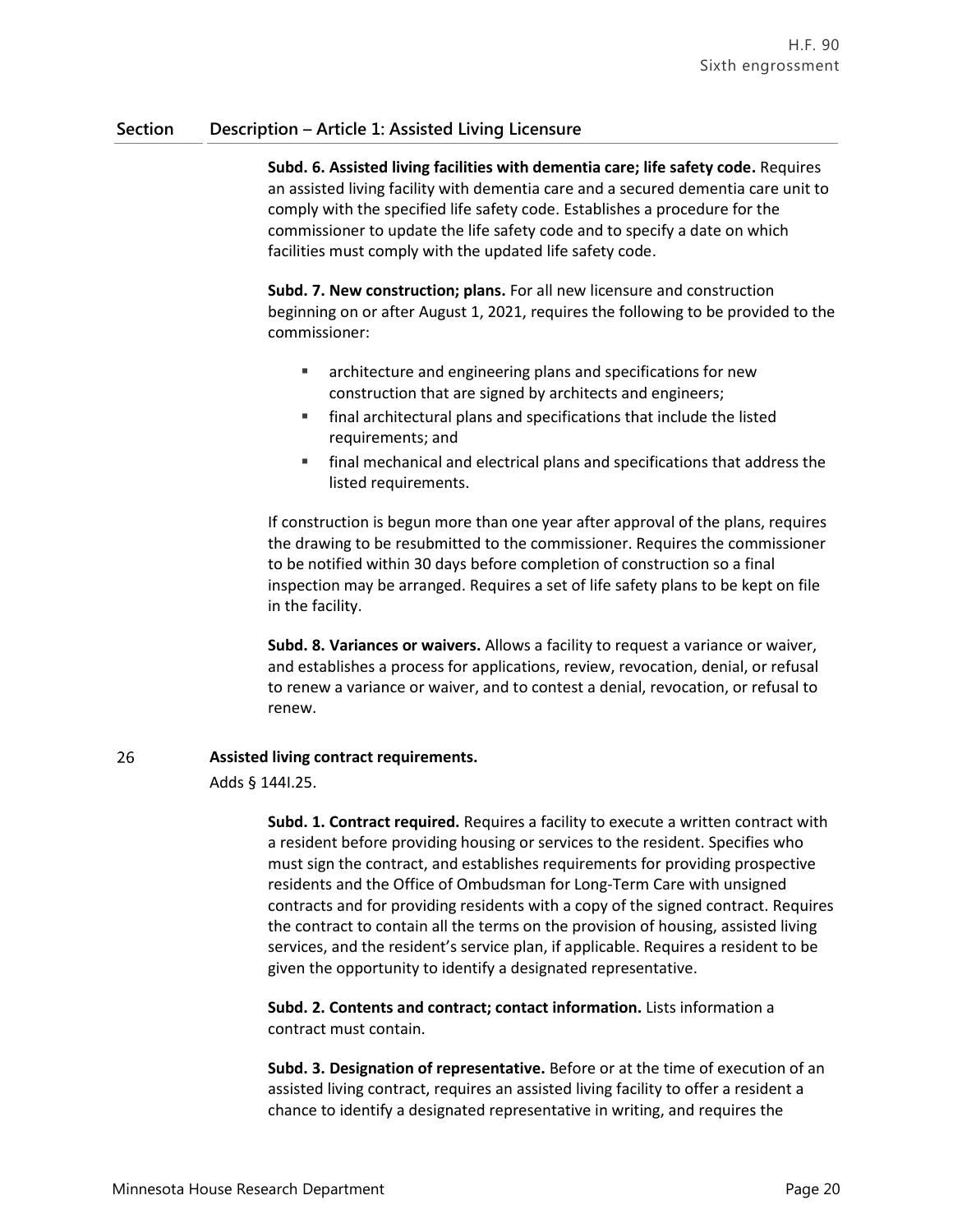## Section Description – Article 1: Assisted Living Licensure

**Subd. 6. Assisted living facilities with dementia care; life safety code.** Requires an assisted living facility with dementia care and a secured dementia care unit to comply with the specified life safety code. Establishes a procedure for the commissioner to update the life safety code and to specify a date on which facilities must comply with the updated life safety code.

**Subd. 7. New construction; plans.** For all new licensure and construction beginning on or after August 1, 2021, requires the following to be provided to the commissioner:

- architecture and engineering plans and specifications for new construction that are signed by architects and engineers;
- final architectural plans and specifications that include the listed requirements; and
- final mechanical and electrical plans and specifications that address the listed requirements.

If construction is begun more than one year after approval of the plans, requires the drawing to be resubmitted to the commissioner. Requires the commissioner to be notified within 30 days before completion of construction so a final inspection may be arranged. Requires a set of life safety plans to be kept on file in the facility.

**Subd. 8. Variances or waivers.** Allows a facility to request a variance or waiver, and establishes a process for applications, review, revocation, denial, or refusal to renew a variance or waiver, and to contest a denial, revocation, or refusal to renew.

26 **Assisted living contract requirements.**

Adds § 144I.25.

**Subd. 1. Contract required.** Requires a facility to execute a written contract with a resident before providing housing or services to the resident. Specifies who must sign the contract, and establishes requirements for providing prospective residents and the Office of Ombudsman for Long-Term Care with unsigned contracts and for providing residents with a copy of the signed contract. Requires the contract to contain all the terms on the provision of housing, assisted living services, and the resident's service plan, if applicable. Requires a resident to be given the opportunity to identify a designated representative.

**Subd. 2. Contents and contract; contact information.** Lists information a contract must contain.

**Subd. 3. Designation of representative.** Before or at the time of execution of an assisted living contract, requires an assisted living facility to offer a resident a chance to identify a designated representative in writing, and requires the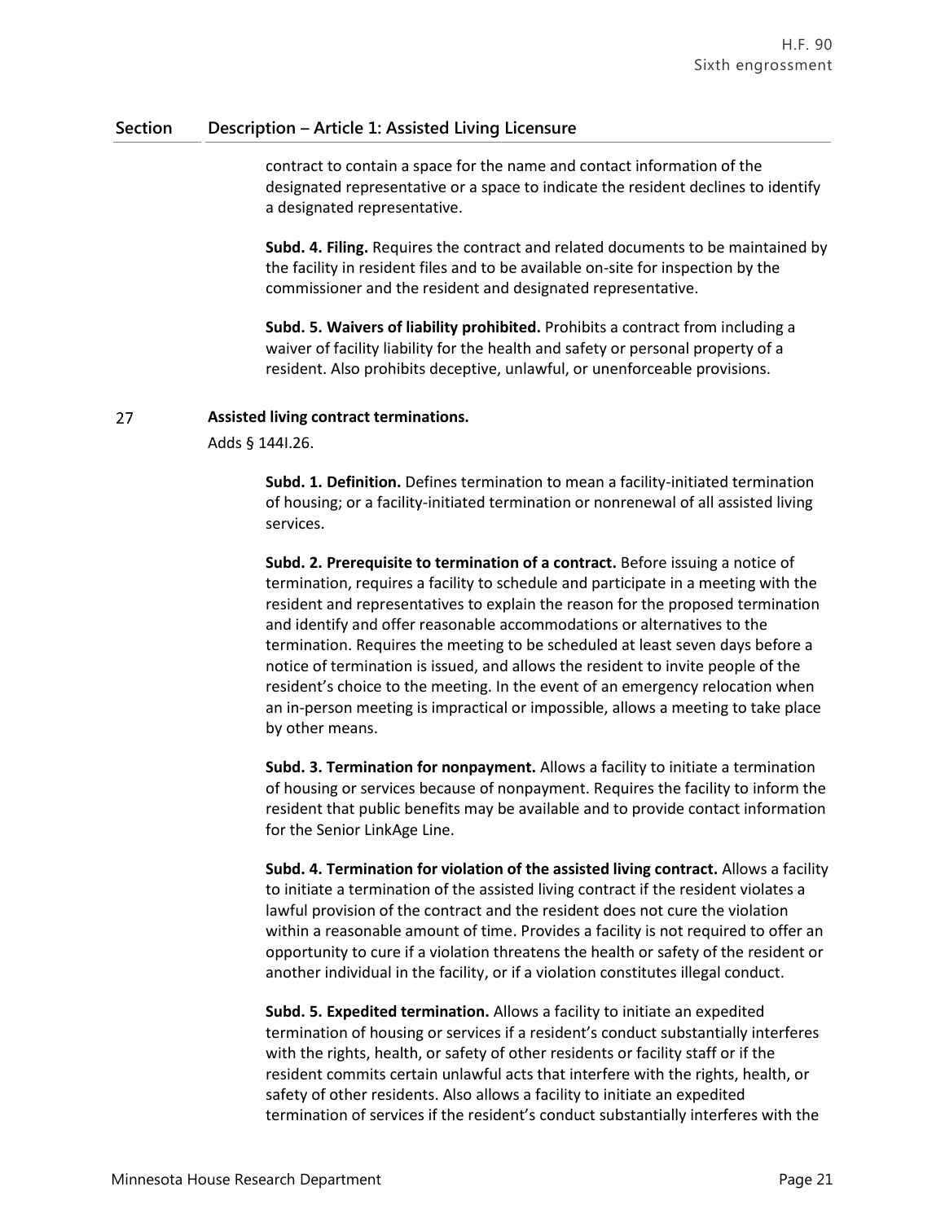| Section | Description – Article 1: Assisted Living Licensure |
|---|---|
| | contract to contain a space for the name and contact information of the designated representative or a space to indicate the resident declines to identify a designated representative. |
| | **Subd. 4. Filing.** Requires the contract and related documents to be maintained by the facility in resident files and to be available on-site for inspection by the commissioner and the resident and designated representative. |
| | **Subd. 5. Waivers of liability prohibited.** Prohibits a contract from including a waiver of facility liability for the health and safety or personal property of a resident. Also prohibits deceptive, unlawful, or unenforceable provisions. |
| 27 | **Assisted living contract terminations.** |
| | Adds § 144I.26. |
| | **Subd. 1. Definition.** Defines termination to mean a facility-initiated termination of housing; or a facility-initiated termination or nonrenewal of all assisted living services. |
| | **Subd. 2. Prerequisite to termination of a contract.** Before issuing a notice of termination, requires a facility to schedule and participate in a meeting with the resident and representatives to explain the reason for the proposed termination and identify and offer reasonable accommodations or alternatives to the termination. Requires the meeting to be scheduled at least seven days before a notice of termination is issued, and allows the resident to invite people of the resident's choice to the meeting. In the event of an emergency relocation when an in-person meeting is impractical or impossible, allows a meeting to take place by other means. |
| | **Subd. 3. Termination for nonpayment.** Allows a facility to initiate a termination of housing or services because of nonpayment. Requires the facility to inform the resident that public benefits may be available and to provide contact information for the Senior LinkAge Line. |
| | **Subd. 4. Termination for violation of the assisted living contract.** Allows a facility to initiate a termination of the assisted living contract if the resident violates a lawful provision of the contract and the resident does not cure the violation within a reasonable amount of time. Provides a facility is not required to offer an opportunity to cure if a violation threatens the health or safety of the resident or another individual in the facility, or if a violation constitutes illegal conduct. |
| | **Subd. 5. Expedited termination.** Allows a facility to initiate an expedited termination of housing or services if a resident's conduct substantially interferes with the rights, health, or safety of other residents or facility staff or if the resident commits certain unlawful acts that interfere with the rights, health, or safety of other residents. Also allows a facility to initiate an expedited termination of services if the resident's conduct substantially interferes with the |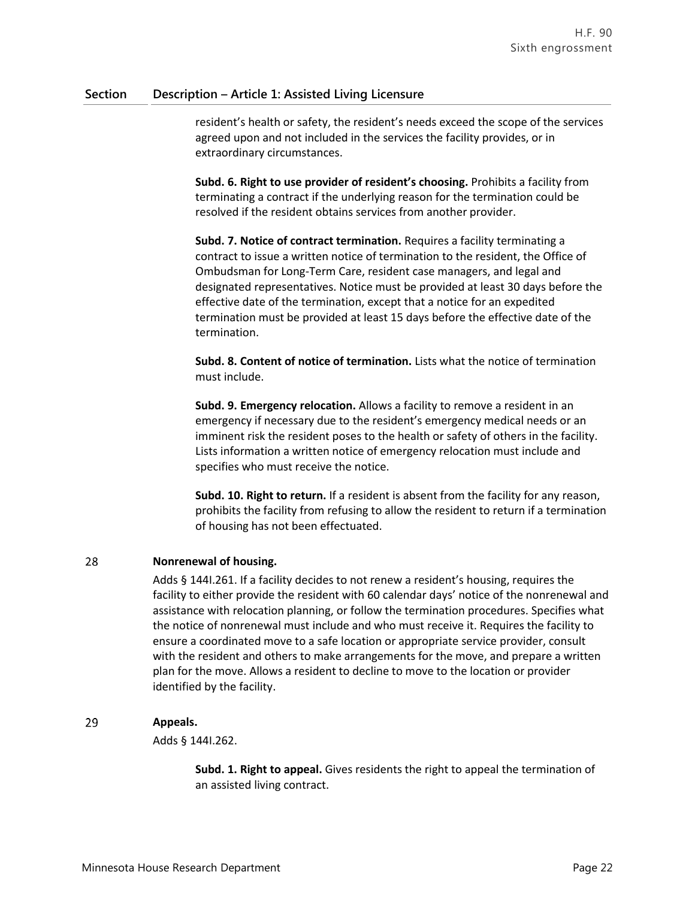| Section | Description – Article 1: Assisted Living Licensure |
|---|---|
| | resident's health or safety, the resident's needs exceed the scope of the services agreed upon and not included in the services the facility provides, or in extraordinary circumstances.<br><br>**Subd. 6. Right to use provider of resident's choosing.** Prohibits a facility from terminating a contract if the underlying reason for the termination could be resolved if the resident obtains services from another provider.<br><br>**Subd. 7. Notice of contract termination.** Requires a facility terminating a contract to issue a written notice of termination to the resident, the Office of Ombudsman for Long-Term Care, resident case managers, and legal and designated representatives. Notice must be provided at least 30 days before the effective date of the termination, except that a notice for an expedited termination must be provided at least 15 days before the effective date of the termination.<br><br>**Subd. 8. Content of notice of termination.** Lists what the notice of termination must include.<br><br>**Subd. 9. Emergency relocation.** Allows a facility to remove a resident in an emergency if necessary due to the resident's emergency medical needs or an imminent risk the resident poses to the health or safety of others in the facility. Lists information a written notice of emergency relocation must include and specifies who must receive the notice.<br><br>**Subd. 10. Right to return.** If a resident is absent from the facility for any reason, prohibits the facility from refusing to allow the resident to return if a termination of housing has not been effectuated. |
| 28 | **Nonrenewal of housing.**<br><br>Adds § 144I.261. If a facility decides to not renew a resident's housing, requires the facility to either provide the resident with 60 calendar days' notice of the nonrenewal and assistance with relocation planning, or follow the termination procedures. Specifies what the notice of nonrenewal must include and who must receive it. Requires the facility to ensure a coordinated move to a safe location or appropriate service provider, consult with the resident and others to make arrangements for the move, and prepare a written plan for the move. Allows a resident to decline to move to the location or provider identified by the facility. |
| 29 | **Appeals.**<br><br>Adds § 144I.262.<br><br>**Subd. 1. Right to appeal.** Gives residents the right to appeal the termination of an assisted living contract. |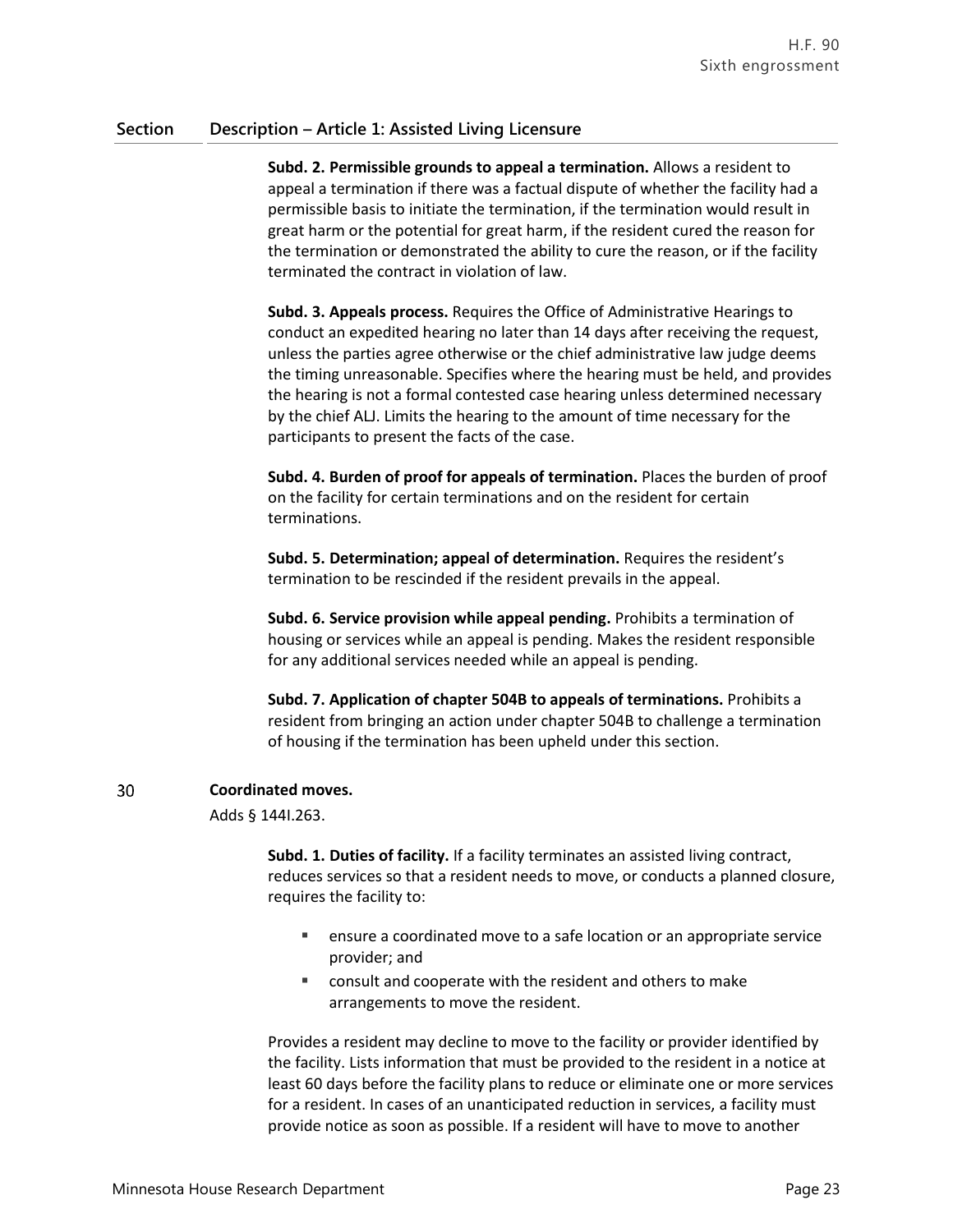| Section | Description – Article 1: Assisted Living Licensure |
|---|---|

**Subd. 2. Permissible grounds to appeal a termination.** Allows a resident to appeal a termination if there was a factual dispute of whether the facility had a permissible basis to initiate the termination, if the termination would result in great harm or the potential for great harm, if the resident cured the reason for the termination or demonstrated the ability to cure the reason, or if the facility terminated the contract in violation of law.

**Subd. 3. Appeals process.** Requires the Office of Administrative Hearings to conduct an expedited hearing no later than 14 days after receiving the request, unless the parties agree otherwise or the chief administrative law judge deems the timing unreasonable. Specifies where the hearing must be held, and provides the hearing is not a formal contested case hearing unless determined necessary by the chief ALJ. Limits the hearing to the amount of time necessary for the participants to present the facts of the case.

**Subd. 4. Burden of proof for appeals of termination.** Places the burden of proof on the facility for certain terminations and on the resident for certain terminations.

**Subd. 5. Determination; appeal of determination.** Requires the resident's termination to be rescinded if the resident prevails in the appeal.

**Subd. 6. Service provision while appeal pending.** Prohibits a termination of housing or services while an appeal is pending. Makes the resident responsible for any additional services needed while an appeal is pending.

**Subd. 7. Application of chapter 504B to appeals of terminations.** Prohibits a resident from bringing an action under chapter 504B to challenge a termination of housing if the termination has been upheld under this section.

30 **Coordinated moves.**

Adds § 144I.263.

**Subd. 1. Duties of facility.** If a facility terminates an assisted living contract, reduces services so that a resident needs to move, or conducts a planned closure, requires the facility to:

- ensure a coordinated move to a safe location or an appropriate service provider; and
- consult and cooperate with the resident and others to make arrangements to move the resident.

Provides a resident may decline to move to the facility or provider identified by the facility. Lists information that must be provided to the resident in a notice at least 60 days before the facility plans to reduce or eliminate one or more services for a resident. In cases of an unanticipated reduction in services, a facility must provide notice as soon as possible. If a resident will have to move to another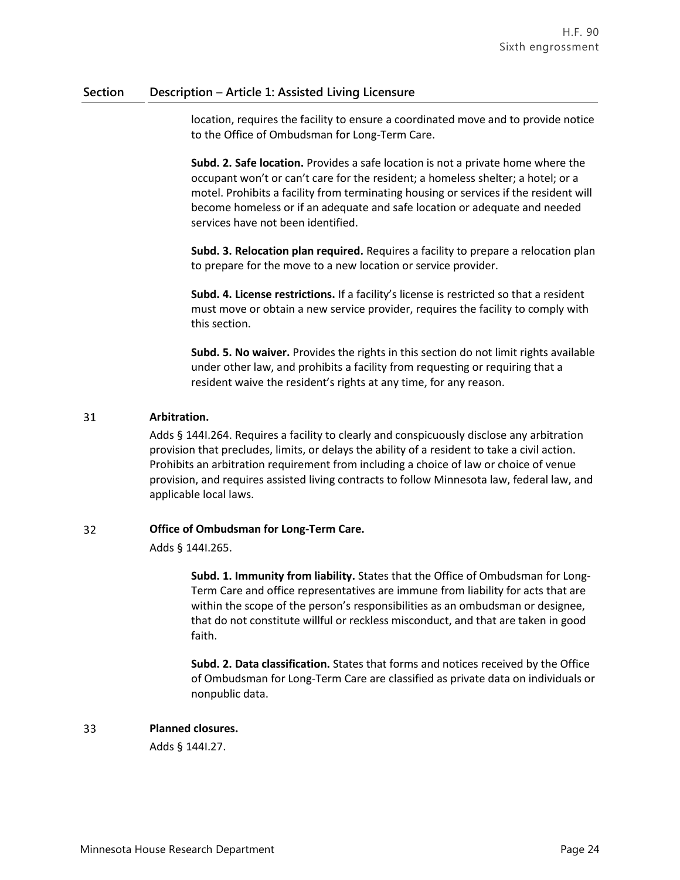## Section Description – Article 1: Assisted Living Licensure

location, requires the facility to ensure a coordinated move and to provide notice to the Office of Ombudsman for Long-Term Care.

**Subd. 2. Safe location.** Provides a safe location is not a private home where the occupant won't or can't care for the resident; a homeless shelter; a hotel; or a motel. Prohibits a facility from terminating housing or services if the resident will become homeless or if an adequate and safe location or adequate and needed services have not been identified.

**Subd. 3. Relocation plan required.** Requires a facility to prepare a relocation plan to prepare for the move to a new location or service provider.

**Subd. 4. License restrictions.** If a facility's license is restricted so that a resident must move or obtain a new service provider, requires the facility to comply with this section.

**Subd. 5. No waiver.** Provides the rights in this section do not limit rights available under other law, and prohibits a facility from requesting or requiring that a resident waive the resident's rights at any time, for any reason.

### 31 Arbitration.

Adds § 144I.264. Requires a facility to clearly and conspicuously disclose any arbitration provision that precludes, limits, or delays the ability of a resident to take a civil action. Prohibits an arbitration requirement from including a choice of law or choice of venue provision, and requires assisted living contracts to follow Minnesota law, federal law, and applicable local laws.

### 32 Office of Ombudsman for Long-Term Care.

Adds § 144I.265.

**Subd. 1. Immunity from liability.** States that the Office of Ombudsman for Long-Term Care and office representatives are immune from liability for acts that are within the scope of the person's responsibilities as an ombudsman or designee, that do not constitute willful or reckless misconduct, and that are taken in good faith.

**Subd. 2. Data classification.** States that forms and notices received by the Office of Ombudsman for Long-Term Care are classified as private data on individuals or nonpublic data.

### 33 Planned closures.

Adds § 144I.27.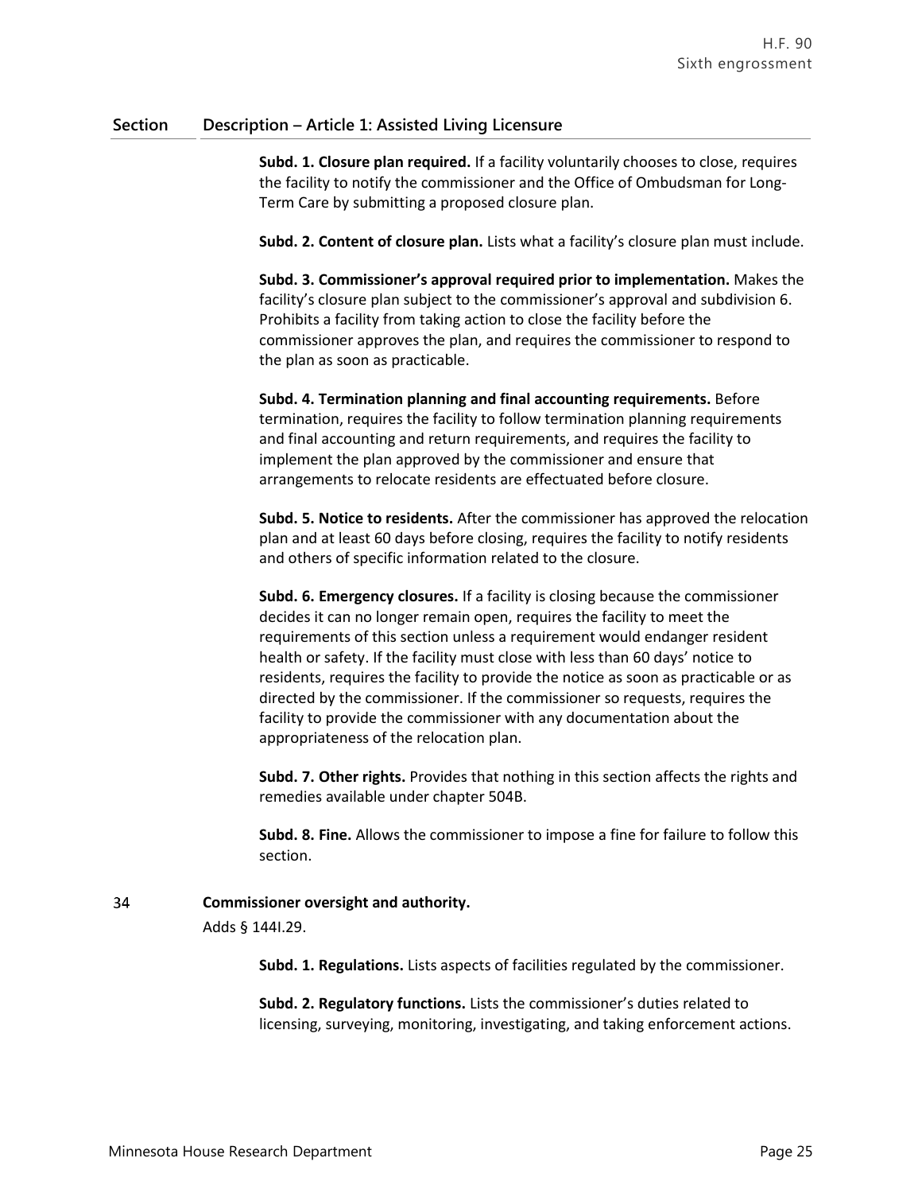| Section | Description – Article 1: Assisted Living Licensure |
|---|---|
| | **Subd. 1. Closure plan required.** If a facility voluntarily chooses to close, requires the facility to notify the commissioner and the Office of Ombudsman for Long-Term Care by submitting a proposed closure plan. |
| | **Subd. 2. Content of closure plan.** Lists what a facility's closure plan must include. |
| | **Subd. 3. Commissioner's approval required prior to implementation.** Makes the facility's closure plan subject to the commissioner's approval and subdivision 6. Prohibits a facility from taking action to close the facility before the commissioner approves the plan, and requires the commissioner to respond to the plan as soon as practicable. |
| | **Subd. 4. Termination planning and final accounting requirements.** Before termination, requires the facility to follow termination planning requirements and final accounting and return requirements, and requires the facility to implement the plan approved by the commissioner and ensure that arrangements to relocate residents are effectuated before closure. |
| | **Subd. 5. Notice to residents.** After the commissioner has approved the relocation plan and at least 60 days before closing, requires the facility to notify residents and others of specific information related to the closure. |
| | **Subd. 6. Emergency closures.** If a facility is closing because the commissioner decides it can no longer remain open, requires the facility to meet the requirements of this section unless a requirement would endanger resident health or safety. If the facility must close with less than 60 days' notice to residents, requires the facility to provide the notice as soon as practicable or as directed by the commissioner. If the commissioner so requests, requires the facility to provide the commissioner with any documentation about the appropriateness of the relocation plan. |
| | **Subd. 7. Other rights.** Provides that nothing in this section affects the rights and remedies available under chapter 504B. |
| | **Subd. 8. Fine.** Allows the commissioner to impose a fine for failure to follow this section. |
| 34 | **Commissioner oversight and authority.** Adds § 144I.29. |
| | **Subd. 1. Regulations.** Lists aspects of facilities regulated by the commissioner. |
| | **Subd. 2. Regulatory functions.** Lists the commissioner's duties related to licensing, surveying, monitoring, investigating, and taking enforcement actions. |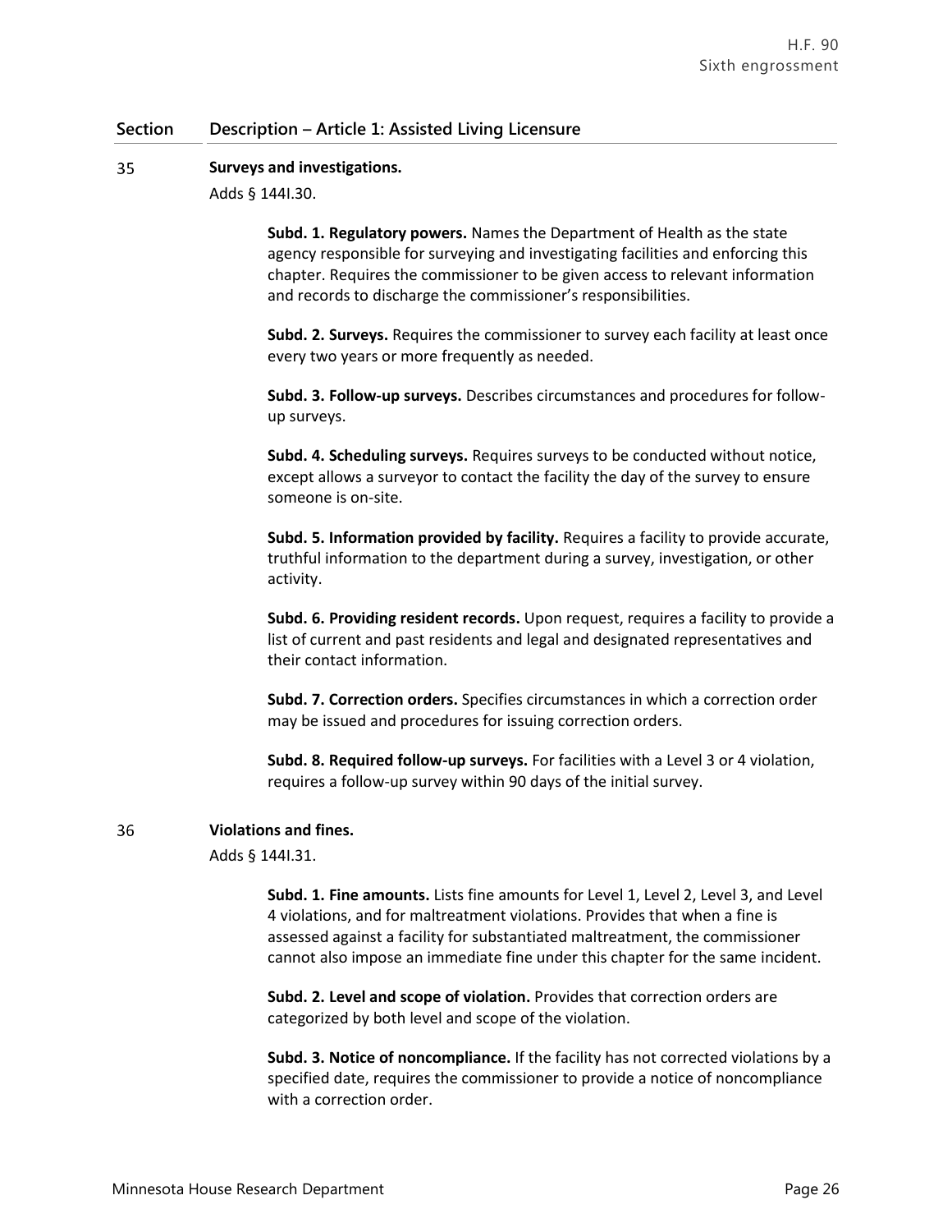| Section | Description – Article 1: Assisted Living Licensure |
|---|---|

35 **Surveys and investigations.**

Adds § 144I.30.

**Subd. 1. Regulatory powers.** Names the Department of Health as the state agency responsible for surveying and investigating facilities and enforcing this chapter. Requires the commissioner to be given access to relevant information and records to discharge the commissioner's responsibilities.

**Subd. 2. Surveys.** Requires the commissioner to survey each facility at least once every two years or more frequently as needed.

**Subd. 3. Follow-up surveys.** Describes circumstances and procedures for follow-up surveys.

**Subd. 4. Scheduling surveys.** Requires surveys to be conducted without notice, except allows a surveyor to contact the facility the day of the survey to ensure someone is on-site.

**Subd. 5. Information provided by facility.** Requires a facility to provide accurate, truthful information to the department during a survey, investigation, or other activity.

**Subd. 6. Providing resident records.** Upon request, requires a facility to provide a list of current and past residents and legal and designated representatives and their contact information.

**Subd. 7. Correction orders.** Specifies circumstances in which a correction order may be issued and procedures for issuing correction orders.

**Subd. 8. Required follow-up surveys.** For facilities with a Level 3 or 4 violation, requires a follow-up survey within 90 days of the initial survey.

36 **Violations and fines.**

Adds § 144I.31.

**Subd. 1. Fine amounts.** Lists fine amounts for Level 1, Level 2, Level 3, and Level 4 violations, and for maltreatment violations. Provides that when a fine is assessed against a facility for substantiated maltreatment, the commissioner cannot also impose an immediate fine under this chapter for the same incident.

**Subd. 2. Level and scope of violation.** Provides that correction orders are categorized by both level and scope of the violation.

**Subd. 3. Notice of noncompliance.** If the facility has not corrected violations by a specified date, requires the commissioner to provide a notice of noncompliance with a correction order.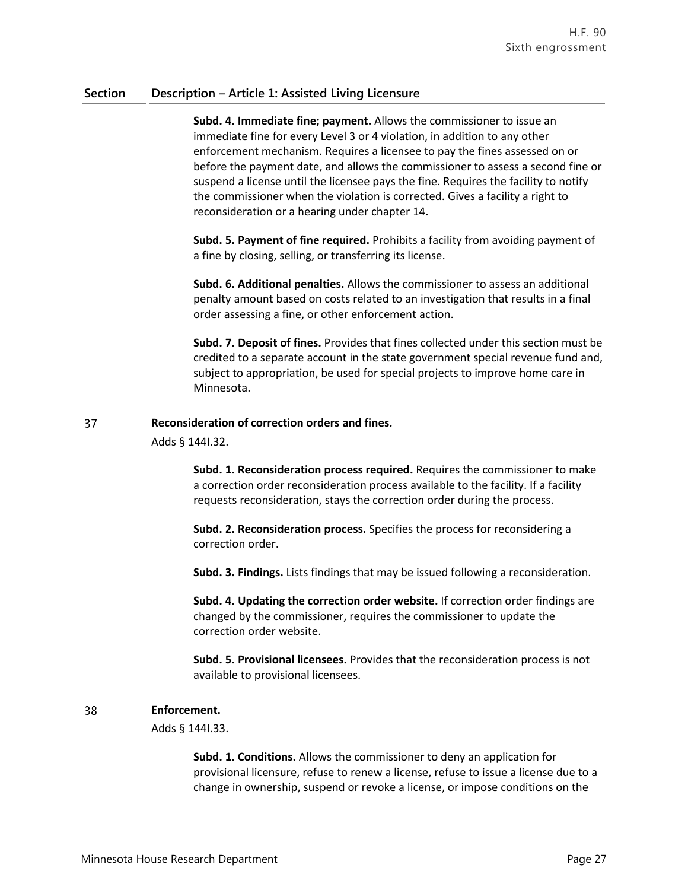## Section Description – Article 1: Assisted Living Licensure

**Subd. 4. Immediate fine; payment.** Allows the commissioner to issue an immediate fine for every Level 3 or 4 violation, in addition to any other enforcement mechanism. Requires a licensee to pay the fines assessed on or before the payment date, and allows the commissioner to assess a second fine or suspend a license until the licensee pays the fine. Requires the facility to notify the commissioner when the violation is corrected. Gives a facility a right to reconsideration or a hearing under chapter 14.

**Subd. 5. Payment of fine required.** Prohibits a facility from avoiding payment of a fine by closing, selling, or transferring its license.

**Subd. 6. Additional penalties.** Allows the commissioner to assess an additional penalty amount based on costs related to an investigation that results in a final order assessing a fine, or other enforcement action.

**Subd. 7. Deposit of fines.** Provides that fines collected under this section must be credited to a separate account in the state government special revenue fund and, subject to appropriation, be used for special projects to improve home care in Minnesota.

### 37 Reconsideration of correction orders and fines.

Adds § 144I.32.

**Subd. 1. Reconsideration process required.** Requires the commissioner to make a correction order reconsideration process available to the facility. If a facility requests reconsideration, stays the correction order during the process.

**Subd. 2. Reconsideration process.** Specifies the process for reconsidering a correction order.

**Subd. 3. Findings.** Lists findings that may be issued following a reconsideration.

**Subd. 4. Updating the correction order website.** If correction order findings are changed by the commissioner, requires the commissioner to update the correction order website.

**Subd. 5. Provisional licensees.** Provides that the reconsideration process is not available to provisional licensees.

### 38 Enforcement.

Adds § 144I.33.

**Subd. 1. Conditions.** Allows the commissioner to deny an application for provisional licensure, refuse to renew a license, refuse to issue a license due to a change in ownership, suspend or revoke a license, or impose conditions on the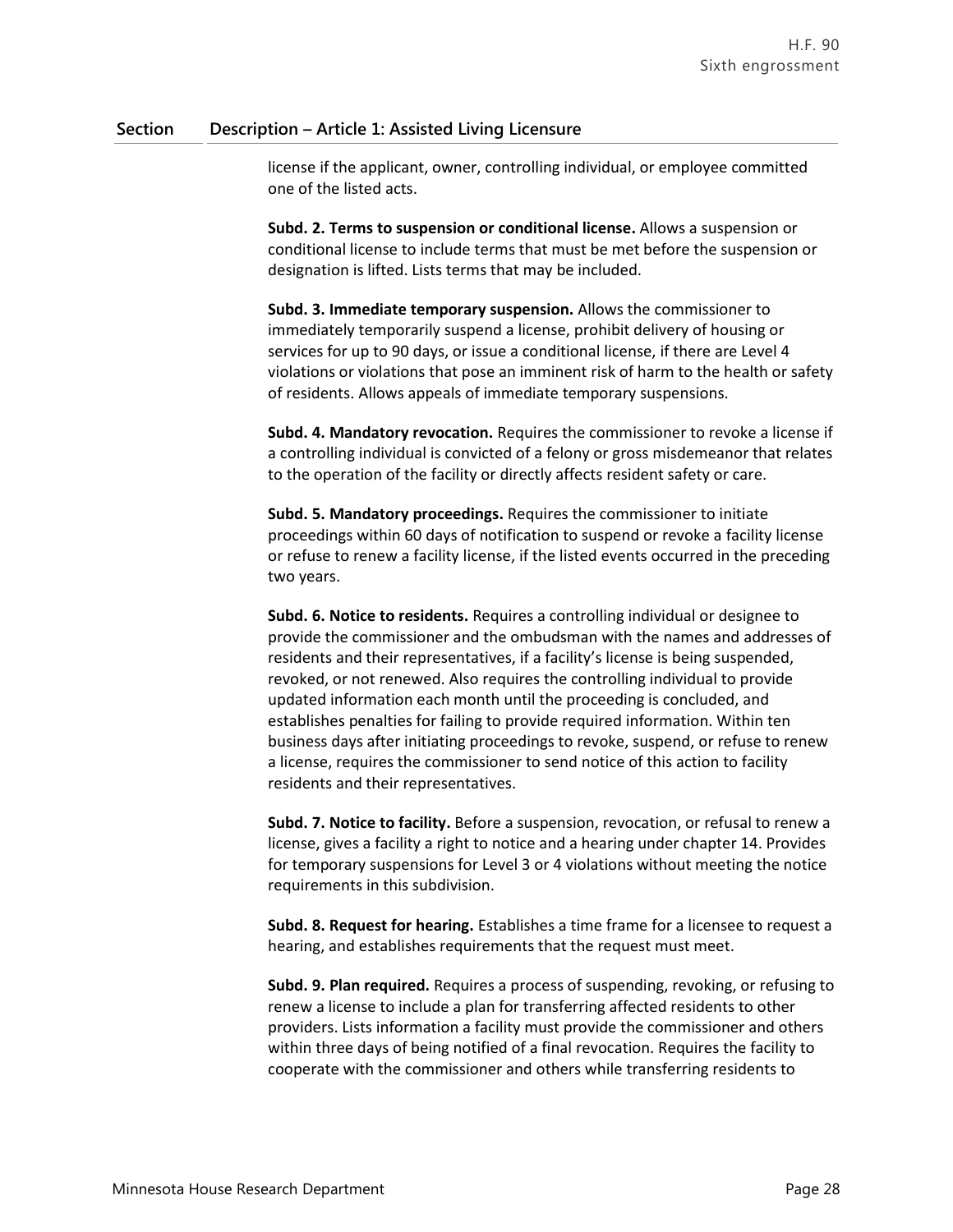| Section | Description – Article 1: Assisted Living Licensure |
|---|---|
| | license if the applicant, owner, controlling individual, or employee committed one of the listed acts. |
| | **Subd. 2. Terms to suspension or conditional license.** Allows a suspension or conditional license to include terms that must be met before the suspension or designation is lifted. Lists terms that may be included. |
| | **Subd. 3. Immediate temporary suspension.** Allows the commissioner to immediately temporarily suspend a license, prohibit delivery of housing or services for up to 90 days, or issue a conditional license, if there are Level 4 violations or violations that pose an imminent risk of harm to the health or safety of residents. Allows appeals of immediate temporary suspensions. |
| | **Subd. 4. Mandatory revocation.** Requires the commissioner to revoke a license if a controlling individual is convicted of a felony or gross misdemeanor that relates to the operation of the facility or directly affects resident safety or care. |
| | **Subd. 5. Mandatory proceedings.** Requires the commissioner to initiate proceedings within 60 days of notification to suspend or revoke a facility license or refuse to renew a facility license, if the listed events occurred in the preceding two years. |
| | **Subd. 6. Notice to residents.** Requires a controlling individual or designee to provide the commissioner and the ombudsman with the names and addresses of residents and their representatives, if a facility's license is being suspended, revoked, or not renewed. Also requires the controlling individual to provide updated information each month until the proceeding is concluded, and establishes penalties for failing to provide required information. Within ten business days after initiating proceedings to revoke, suspend, or refuse to renew a license, requires the commissioner to send notice of this action to facility residents and their representatives. |
| | **Subd. 7. Notice to facility.** Before a suspension, revocation, or refusal to renew a license, gives a facility a right to notice and a hearing under chapter 14. Provides for temporary suspensions for Level 3 or 4 violations without meeting the notice requirements in this subdivision. |
| | **Subd. 8. Request for hearing.** Establishes a time frame for a licensee to request a hearing, and establishes requirements that the request must meet. |
| | **Subd. 9. Plan required.** Requires a process of suspending, revoking, or refusing to renew a license to include a plan for transferring affected residents to other providers. Lists information a facility must provide the commissioner and others within three days of being notified of a final revocation. Requires the facility to cooperate with the commissioner and others while transferring residents to |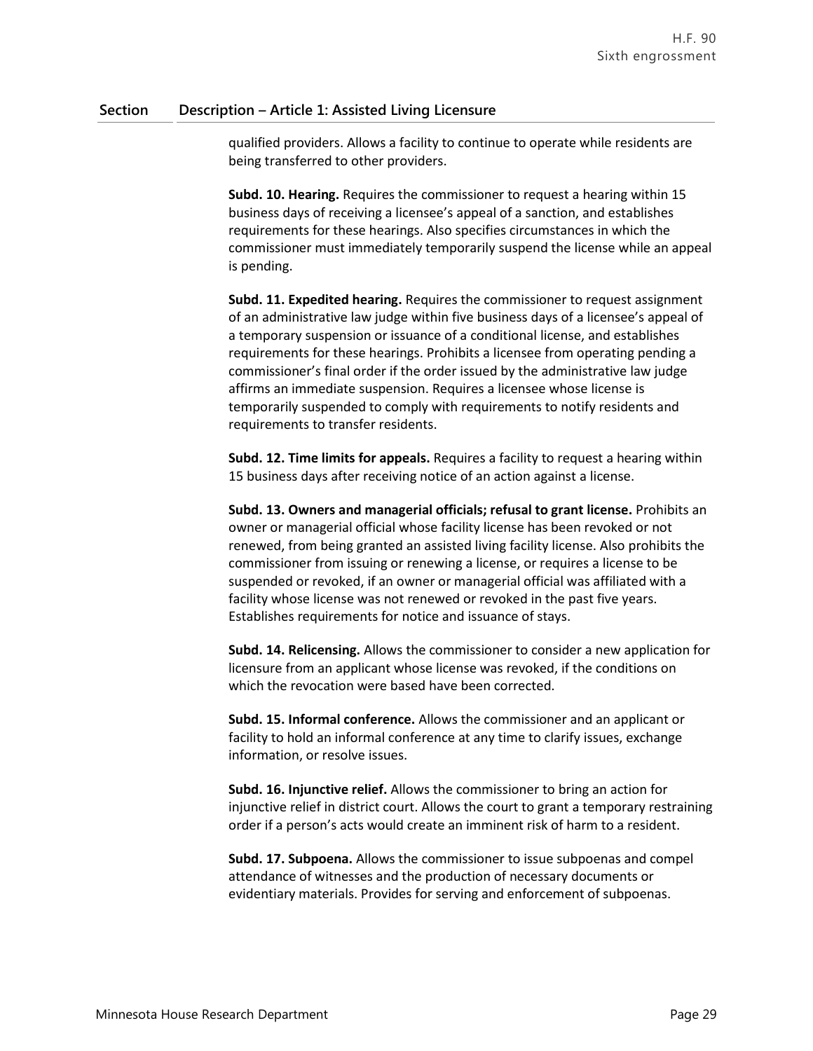| Section | Description – Article 1: Assisted Living Licensure |
|---|---|
| | qualified providers. Allows a facility to continue to operate while residents are being transferred to other providers. |
| | **Subd. 10. Hearing.** Requires the commissioner to request a hearing within 15 business days of receiving a licensee's appeal of a sanction, and establishes requirements for these hearings. Also specifies circumstances in which the commissioner must immediately temporarily suspend the license while an appeal is pending. |
| | **Subd. 11. Expedited hearing.** Requires the commissioner to request assignment of an administrative law judge within five business days of a licensee's appeal of a temporary suspension or issuance of a conditional license, and establishes requirements for these hearings. Prohibits a licensee from operating pending a commissioner's final order if the order issued by the administrative law judge affirms an immediate suspension. Requires a licensee whose license is temporarily suspended to comply with requirements to notify residents and requirements to transfer residents. |
| | **Subd. 12. Time limits for appeals.** Requires a facility to request a hearing within 15 business days after receiving notice of an action against a license. |
| | **Subd. 13. Owners and managerial officials; refusal to grant license.** Prohibits an owner or managerial official whose facility license has been revoked or not renewed, from being granted an assisted living facility license. Also prohibits the commissioner from issuing or renewing a license, or requires a license to be suspended or revoked, if an owner or managerial official was affiliated with a facility whose license was not renewed or revoked in the past five years. Establishes requirements for notice and issuance of stays. |
| | **Subd. 14. Relicensing.** Allows the commissioner to consider a new application for licensure from an applicant whose license was revoked, if the conditions on which the revocation were based have been corrected. |
| | **Subd. 15. Informal conference.** Allows the commissioner and an applicant or facility to hold an informal conference at any time to clarify issues, exchange information, or resolve issues. |
| | **Subd. 16. Injunctive relief.** Allows the commissioner to bring an action for injunctive relief in district court. Allows the court to grant a temporary restraining order if a person's acts would create an imminent risk of harm to a resident. |
| | **Subd. 17. Subpoena.** Allows the commissioner to issue subpoenas and compel attendance of witnesses and the production of necessary documents or evidentiary materials. Provides for serving and enforcement of subpoenas. |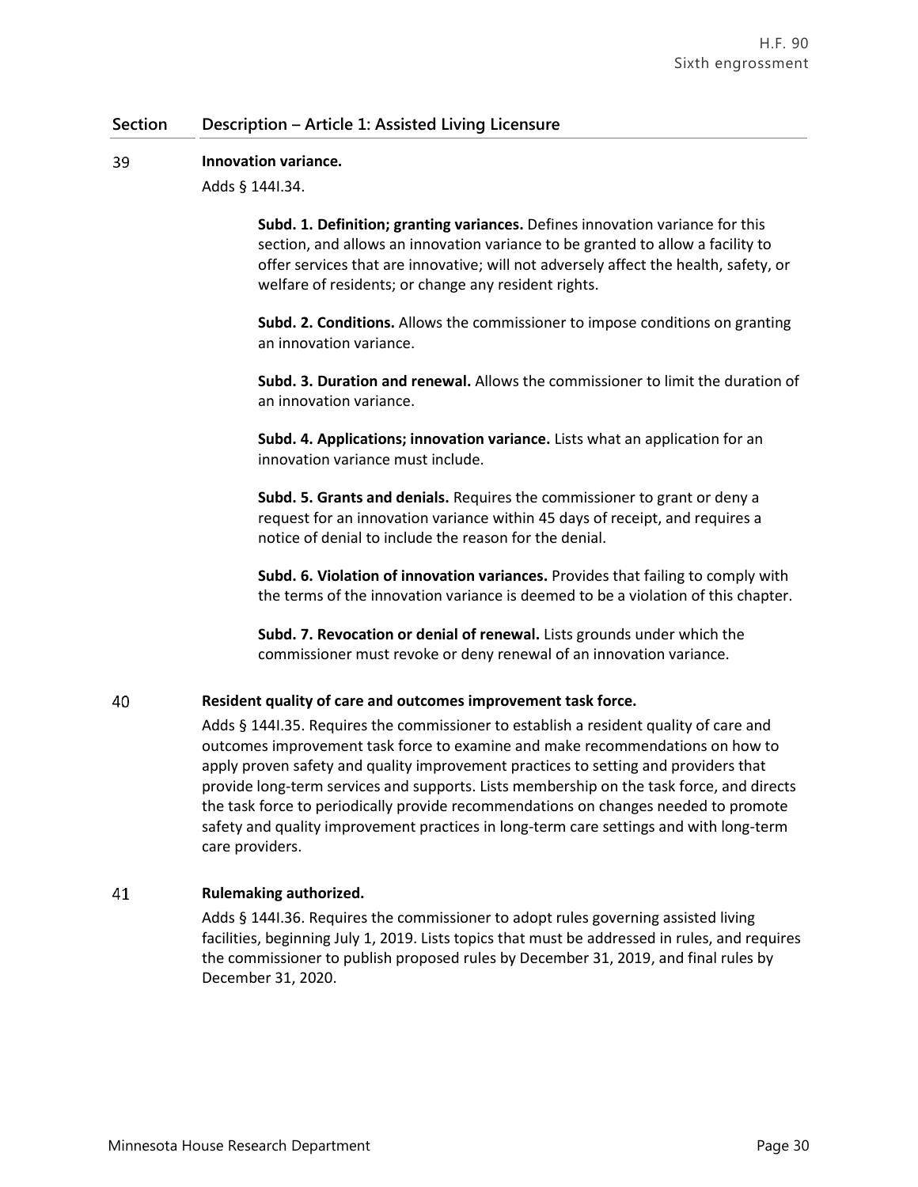| Section | Description – Article 1: Assisted Living Licensure |
|---|---|
| 39 | **Innovation variance.**<br>Adds § 144I.34.<br><br>**Subd. 1. Definition; granting variances.** Defines innovation variance for this section, and allows an innovation variance to be granted to allow a facility to offer services that are innovative; will not adversely affect the health, safety, or welfare of residents; or change any resident rights.<br><br>**Subd. 2. Conditions.** Allows the commissioner to impose conditions on granting an innovation variance.<br><br>**Subd. 3. Duration and renewal.** Allows the commissioner to limit the duration of an innovation variance.<br><br>**Subd. 4. Applications; innovation variance.** Lists what an application for an innovation variance must include.<br><br>**Subd. 5. Grants and denials.** Requires the commissioner to grant or deny a request for an innovation variance within 45 days of receipt, and requires a notice of denial to include the reason for the denial.<br><br>**Subd. 6. Violation of innovation variances.** Provides that failing to comply with the terms of the innovation variance is deemed to be a violation of this chapter.<br><br>**Subd. 7. Revocation or denial of renewal.** Lists grounds under which the commissioner must revoke or deny renewal of an innovation variance. |
| 40 | **Resident quality of care and outcomes improvement task force.**<br>Adds § 144I.35. Requires the commissioner to establish a resident quality of care and outcomes improvement task force to examine and make recommendations on how to apply proven safety and quality improvement practices to setting and providers that provide long-term services and supports. Lists membership on the task force, and directs the task force to periodically provide recommendations on changes needed to promote safety and quality improvement practices in long-term care settings and with long-term care providers. |
| 41 | **Rulemaking authorized.**<br>Adds § 144I.36. Requires the commissioner to adopt rules governing assisted living facilities, beginning July 1, 2019. Lists topics that must be addressed in rules, and requires the commissioner to publish proposed rules by December 31, 2019, and final rules by December 31, 2020. |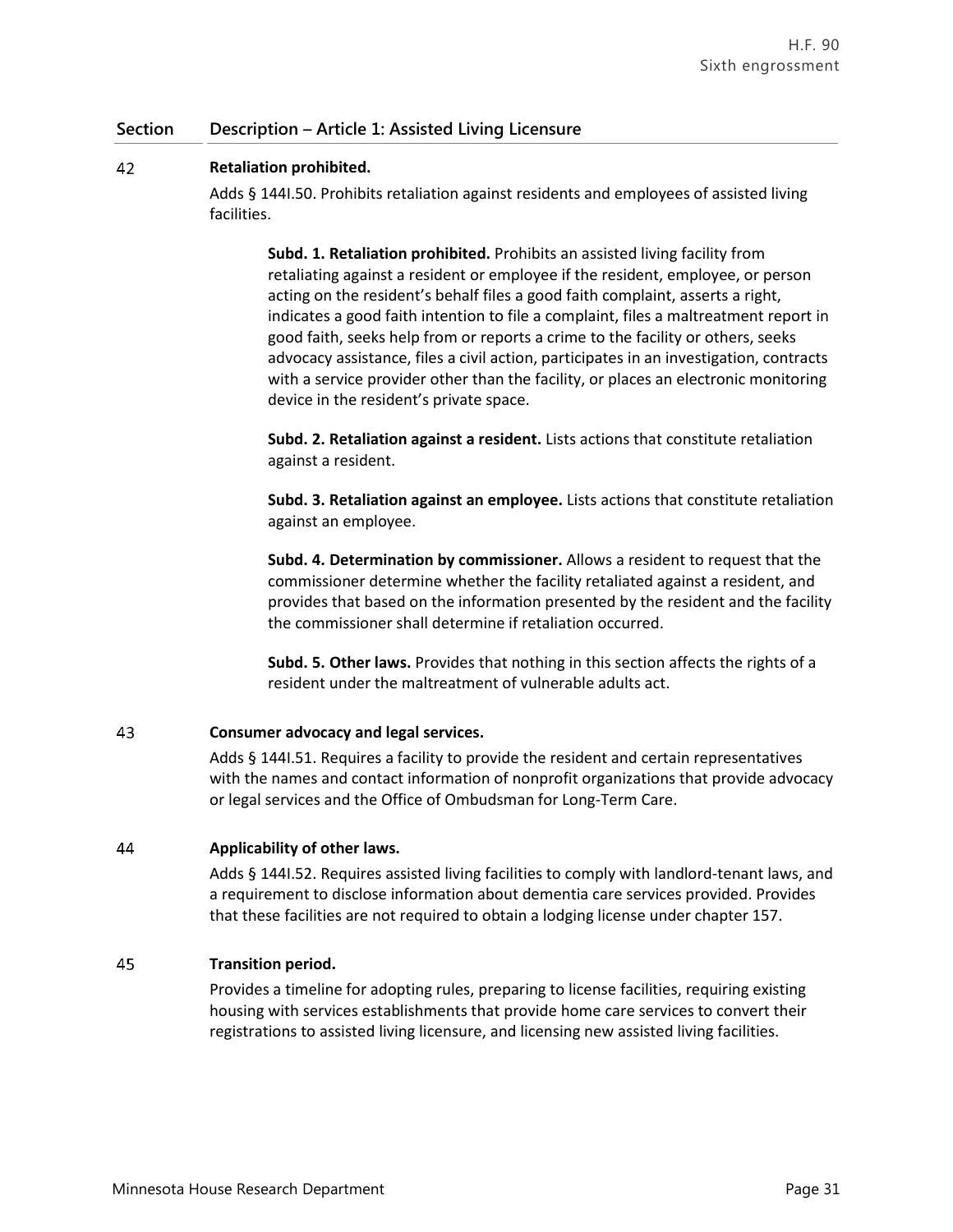| Section | Description – Article 1: Assisted Living Licensure |
|---|---|
| 42 | **Retaliation prohibited.**<br>Adds § 144I.50. Prohibits retaliation against residents and employees of assisted living facilities.<br><br>**Subd. 1. Retaliation prohibited.** Prohibits an assisted living facility from retaliating against a resident or employee if the resident, employee, or person acting on the resident's behalf files a good faith complaint, asserts a right, indicates a good faith intention to file a complaint, files a maltreatment report in good faith, seeks help from or reports a crime to the facility or others, seeks advocacy assistance, files a civil action, participates in an investigation, contracts with a service provider other than the facility, or places an electronic monitoring device in the resident's private space.<br><br>**Subd. 2. Retaliation against a resident.** Lists actions that constitute retaliation against a resident.<br><br>**Subd. 3. Retaliation against an employee.** Lists actions that constitute retaliation against an employee.<br><br>**Subd. 4. Determination by commissioner.** Allows a resident to request that the commissioner determine whether the facility retaliated against a resident, and provides that based on the information presented by the resident and the facility the commissioner shall determine if retaliation occurred.<br><br>**Subd. 5. Other laws.** Provides that nothing in this section affects the rights of a resident under the maltreatment of vulnerable adults act. |
| 43 | **Consumer advocacy and legal services.**<br>Adds § 144I.51. Requires a facility to provide the resident and certain representatives with the names and contact information of nonprofit organizations that provide advocacy or legal services and the Office of Ombudsman for Long-Term Care. |
| 44 | **Applicability of other laws.**<br>Adds § 144I.52. Requires assisted living facilities to comply with landlord-tenant laws, and a requirement to disclose information about dementia care services provided. Provides that these facilities are not required to obtain a lodging license under chapter 157. |
| 45 | **Transition period.**<br>Provides a timeline for adopting rules, preparing to license facilities, requiring existing housing with services establishments that provide home care services to convert their registrations to assisted living licensure, and licensing new assisted living facilities. |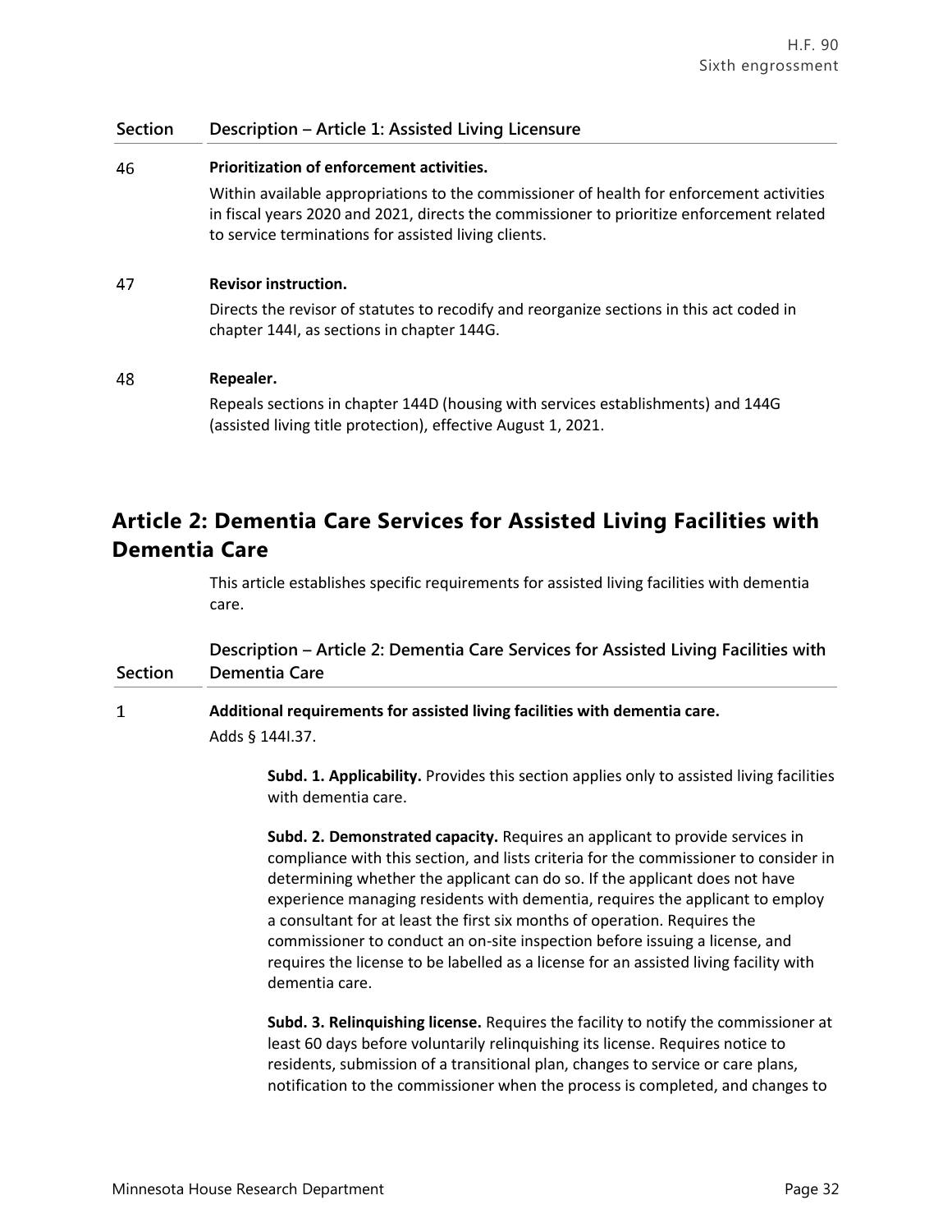| Section | Description – Article 1: Assisted Living Licensure |
|---|---|
| 46 | **Prioritization of enforcement activities.**<br><br>Within available appropriations to the commissioner of health for enforcement activities in fiscal years 2020 and 2021, directs the commissioner to prioritize enforcement related to service terminations for assisted living clients. |
| 47 | **Revisor instruction.**<br><br>Directs the revisor of statutes to recodify and reorganize sections in this act coded in chapter 144I, as sections in chapter 144G. |
| 48 | **Repealer.**<br><br>Repeals sections in chapter 144D (housing with services establishments) and 144G (assisted living title protection), effective August 1, 2021. |

## Article 2: Dementia Care Services for Assisted Living Facilities with Dementia Care

This article establishes specific requirements for assisted living facilities with dementia care.

| Section | Description – Article 2: Dementia Care Services for Assisted Living Facilities with Dementia Care |
|---|---|
| 1 | **Additional requirements for assisted living facilities with dementia care.**<br>Adds § 144I.37.<br><br>**Subd. 1. Applicability.** Provides this section applies only to assisted living facilities with dementia care.<br><br>**Subd. 2. Demonstrated capacity.** Requires an applicant to provide services in compliance with this section, and lists criteria for the commissioner to consider in determining whether the applicant can do so. If the applicant does not have experience managing residents with dementia, requires the applicant to employ a consultant for at least the first six months of operation. Requires the commissioner to conduct an on-site inspection before issuing a license, and requires the license to be labelled as a license for an assisted living facility with dementia care.<br><br>**Subd. 3. Relinquishing license.** Requires the facility to notify the commissioner at least 60 days before voluntarily relinquishing its license. Requires notice to residents, submission of a transitional plan, changes to service or care plans, notification to the commissioner when the process is completed, and changes to |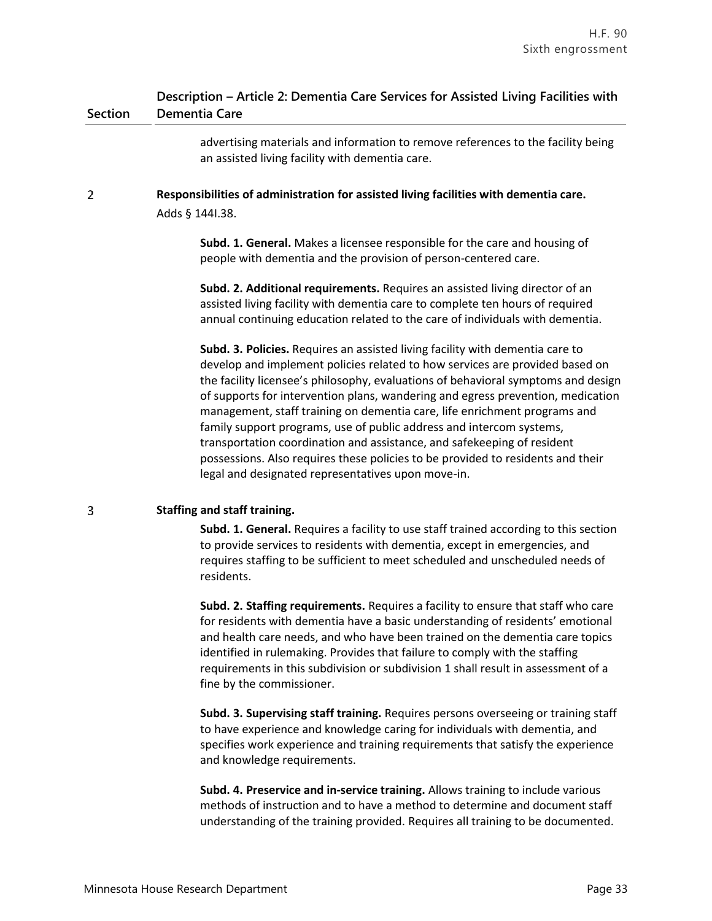| Section | Description – Article 2: Dementia Care Services for Assisted Living Facilities with Dementia Care |
|---|---|
| | advertising materials and information to remove references to the facility being an assisted living facility with dementia care. |
| 2 | **Responsibilities of administration for assisted living facilities with dementia care.**<br>Adds § 144I.38.<br><br>**Subd. 1. General.** Makes a licensee responsible for the care and housing of people with dementia and the provision of person-centered care.<br><br>**Subd. 2. Additional requirements.** Requires an assisted living director of an assisted living facility with dementia care to complete ten hours of required annual continuing education related to the care of individuals with dementia.<br><br>**Subd. 3. Policies.** Requires an assisted living facility with dementia care to develop and implement policies related to how services are provided based on the facility licensee's philosophy, evaluations of behavioral symptoms and design of supports for intervention plans, wandering and egress prevention, medication management, staff training on dementia care, life enrichment programs and family support programs, use of public address and intercom systems, transportation coordination and assistance, and safekeeping of resident possessions. Also requires these policies to be provided to residents and their legal and designated representatives upon move-in. |
| 3 | **Staffing and staff training.**<br><br>**Subd. 1. General.** Requires a facility to use staff trained according to this section to provide services to residents with dementia, except in emergencies, and requires staffing to be sufficient to meet scheduled and unscheduled needs of residents.<br><br>**Subd. 2. Staffing requirements.** Requires a facility to ensure that staff who care for residents with dementia have a basic understanding of residents' emotional and health care needs, and who have been trained on the dementia care topics identified in rulemaking. Provides that failure to comply with the staffing requirements in this subdivision or subdivision 1 shall result in assessment of a fine by the commissioner.<br><br>**Subd. 3. Supervising staff training.** Requires persons overseeing or training staff to have experience and knowledge caring for individuals with dementia, and specifies work experience and training requirements that satisfy the experience and knowledge requirements.<br><br>**Subd. 4. Preservice and in-service training.** Allows training to include various methods of instruction and to have a method to determine and document staff understanding of the training provided. Requires all training to be documented. |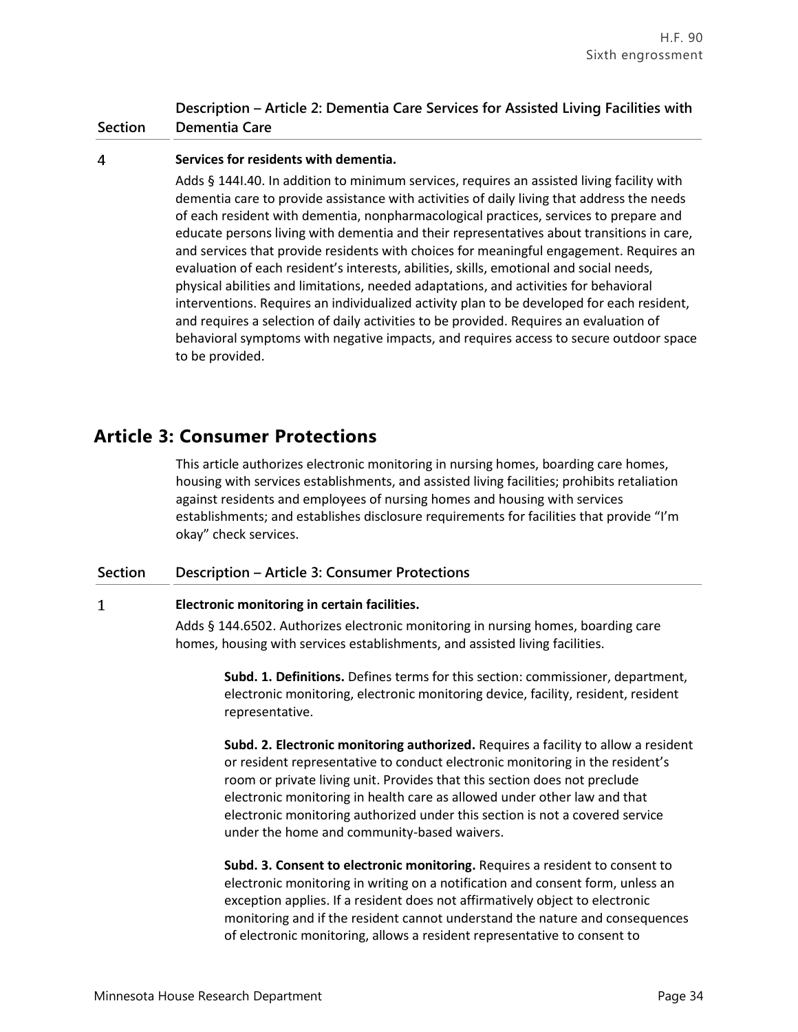| Section | Description – Article 2: Dementia Care Services for Assisted Living Facilities with Dementia Care |
|---|---|
| 4 | **Services for residents with dementia.**<br>Adds § 144I.40. In addition to minimum services, requires an assisted living facility with dementia care to provide assistance with activities of daily living that address the needs of each resident with dementia, nonpharmacological practices, services to prepare and educate persons living with dementia and their representatives about transitions in care, and services that provide residents with choices for meaningful engagement. Requires an evaluation of each resident's interests, abilities, skills, emotional and social needs, physical abilities and limitations, needed adaptations, and activities for behavioral interventions. Requires an individualized activity plan to be developed for each resident, and requires a selection of daily activities to be provided. Requires an evaluation of behavioral symptoms with negative impacts, and requires access to secure outdoor space to be provided. |

## Article 3: Consumer Protections

This article authorizes electronic monitoring in nursing homes, boarding care homes, housing with services establishments, and assisted living facilities; prohibits retaliation against residents and employees of nursing homes and housing with services establishments; and establishes disclosure requirements for facilities that provide "I'm okay" check services.

| Section | Description – Article 3: Consumer Protections |
|---|---|
| 1 | **Electronic monitoring in certain facilities.**<br>Adds § 144.6502. Authorizes electronic monitoring in nursing homes, boarding care homes, housing with services establishments, and assisted living facilities.<br><br>**Subd. 1. Definitions.** Defines terms for this section: commissioner, department, electronic monitoring, electronic monitoring device, facility, resident, resident representative.<br><br>**Subd. 2. Electronic monitoring authorized.** Requires a facility to allow a resident or resident representative to conduct electronic monitoring in the resident's room or private living unit. Provides that this section does not preclude electronic monitoring in health care as allowed under other law and that electronic monitoring authorized under this section is not a covered service under the home and community-based waivers.<br><br>**Subd. 3. Consent to electronic monitoring.** Requires a resident to consent to electronic monitoring in writing on a notification and consent form, unless an exception applies. If a resident does not affirmatively object to electronic monitoring and if the resident cannot understand the nature and consequences of electronic monitoring, allows a resident representative to consent to |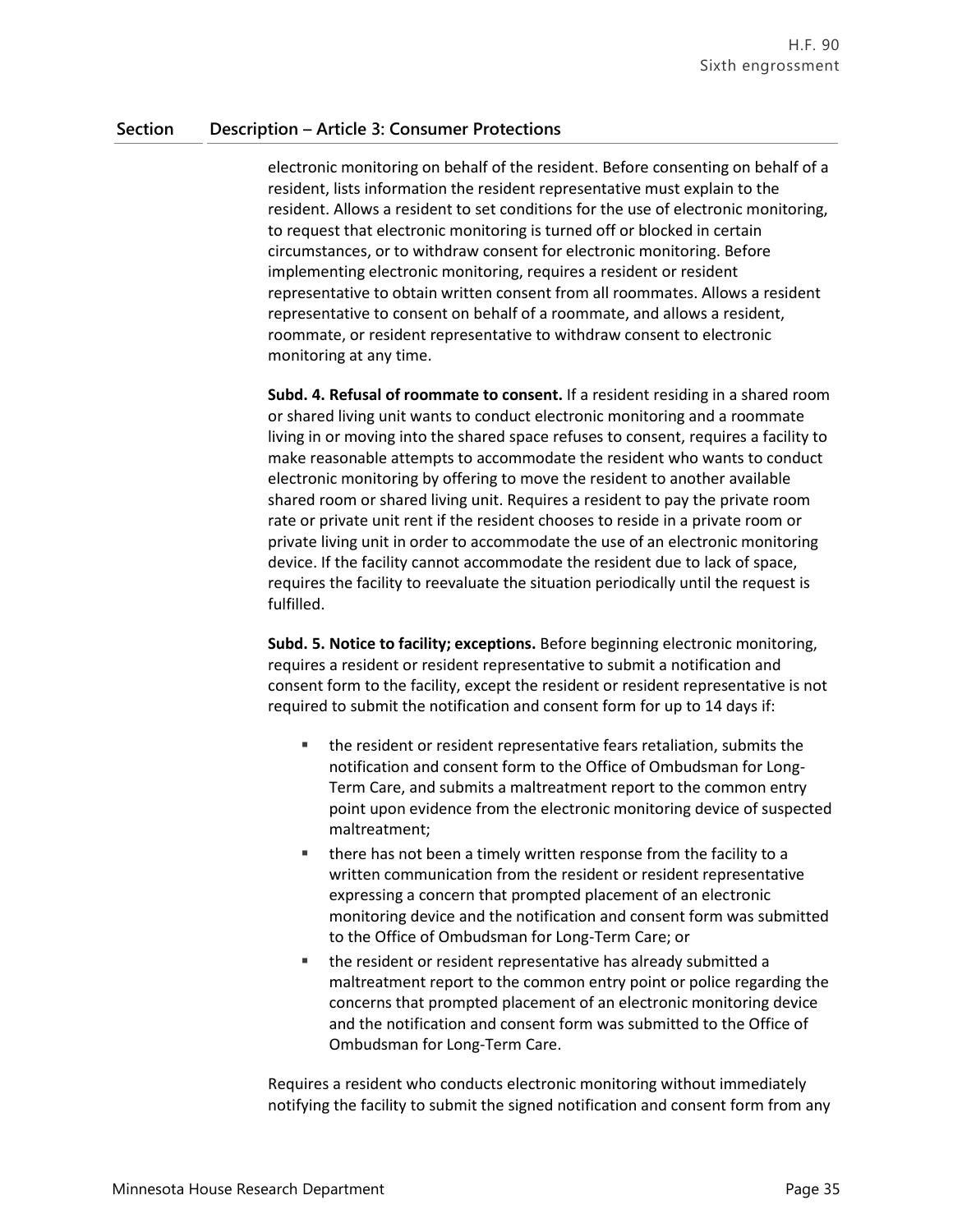| Section | Description – Article 3: Consumer Protections |
|---|---|

electronic monitoring on behalf of the resident. Before consenting on behalf of a resident, lists information the resident representative must explain to the resident. Allows a resident to set conditions for the use of electronic monitoring, to request that electronic monitoring is turned off or blocked in certain circumstances, or to withdraw consent for electronic monitoring. Before implementing electronic monitoring, requires a resident or resident representative to obtain written consent from all roommates. Allows a resident representative to consent on behalf of a roommate, and allows a resident, roommate, or resident representative to withdraw consent to electronic monitoring at any time.

**Subd. 4. Refusal of roommate to consent.** If a resident residing in a shared room or shared living unit wants to conduct electronic monitoring and a roommate living in or moving into the shared space refuses to consent, requires a facility to make reasonable attempts to accommodate the resident who wants to conduct electronic monitoring by offering to move the resident to another available shared room or shared living unit. Requires a resident to pay the private room rate or private unit rent if the resident chooses to reside in a private room or private living unit in order to accommodate the use of an electronic monitoring device. If the facility cannot accommodate the resident due to lack of space, requires the facility to reevaluate the situation periodically until the request is fulfilled.

**Subd. 5. Notice to facility; exceptions.** Before beginning electronic monitoring, requires a resident or resident representative to submit a notification and consent form to the facility, except the resident or resident representative is not required to submit the notification and consent form for up to 14 days if:

- the resident or resident representative fears retaliation, submits the notification and consent form to the Office of Ombudsman for Long-Term Care, and submits a maltreatment report to the common entry point upon evidence from the electronic monitoring device of suspected maltreatment;
- there has not been a timely written response from the facility to a written communication from the resident or resident representative expressing a concern that prompted placement of an electronic monitoring device and the notification and consent form was submitted to the Office of Ombudsman for Long-Term Care; or
- the resident or resident representative has already submitted a maltreatment report to the common entry point or police regarding the concerns that prompted placement of an electronic monitoring device and the notification and consent form was submitted to the Office of Ombudsman for Long-Term Care.

Requires a resident who conducts electronic monitoring without immediately notifying the facility to submit the signed notification and consent form from any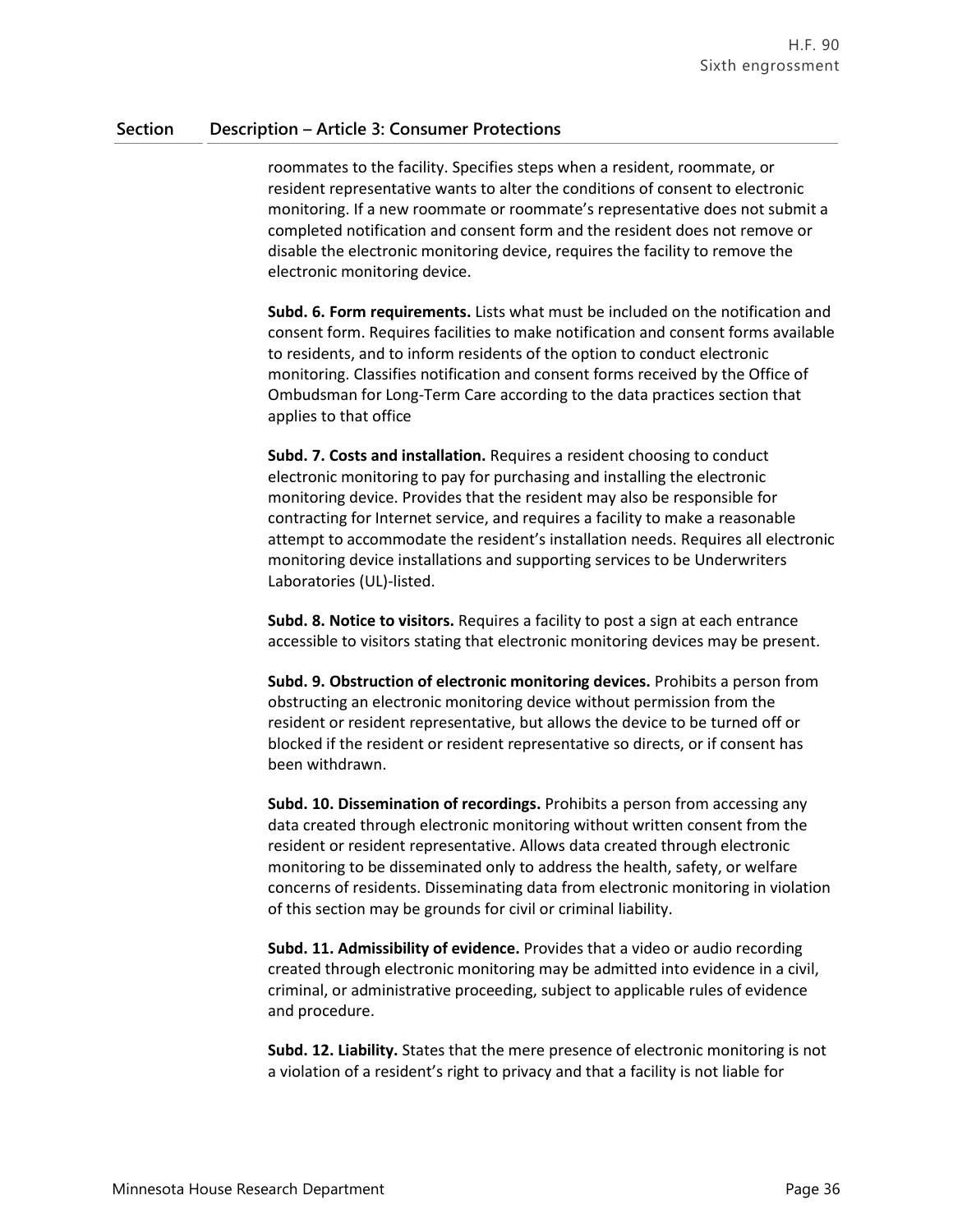| Section | Description – Article 3: Consumer Protections |
|---|---|
| | roommates to the facility. Specifies steps when a resident, roommate, or resident representative wants to alter the conditions of consent to electronic monitoring. If a new roommate or roommate's representative does not submit a completed notification and consent form and the resident does not remove or disable the electronic monitoring device, requires the facility to remove the electronic monitoring device. |
| | **Subd. 6. Form requirements.** Lists what must be included on the notification and consent form. Requires facilities to make notification and consent forms available to residents, and to inform residents of the option to conduct electronic monitoring. Classifies notification and consent forms received by the Office of Ombudsman for Long-Term Care according to the data practices section that applies to that office |
| | **Subd. 7. Costs and installation.** Requires a resident choosing to conduct electronic monitoring to pay for purchasing and installing the electronic monitoring device. Provides that the resident may also be responsible for contracting for Internet service, and requires a facility to make a reasonable attempt to accommodate the resident's installation needs. Requires all electronic monitoring device installations and supporting services to be Underwriters Laboratories (UL)-listed. |
| | **Subd. 8. Notice to visitors.** Requires a facility to post a sign at each entrance accessible to visitors stating that electronic monitoring devices may be present. |
| | **Subd. 9. Obstruction of electronic monitoring devices.** Prohibits a person from obstructing an electronic monitoring device without permission from the resident or resident representative, but allows the device to be turned off or blocked if the resident or resident representative so directs, or if consent has been withdrawn. |
| | **Subd. 10. Dissemination of recordings.** Prohibits a person from accessing any data created through electronic monitoring without written consent from the resident or resident representative. Allows data created through electronic monitoring to be disseminated only to address the health, safety, or welfare concerns of residents. Disseminating data from electronic monitoring in violation of this section may be grounds for civil or criminal liability. |
| | **Subd. 11. Admissibility of evidence.** Provides that a video or audio recording created through electronic monitoring may be admitted into evidence in a civil, criminal, or administrative proceeding, subject to applicable rules of evidence and procedure. |
| | **Subd. 12. Liability.** States that the mere presence of electronic monitoring is not a violation of a resident's right to privacy and that a facility is not liable for |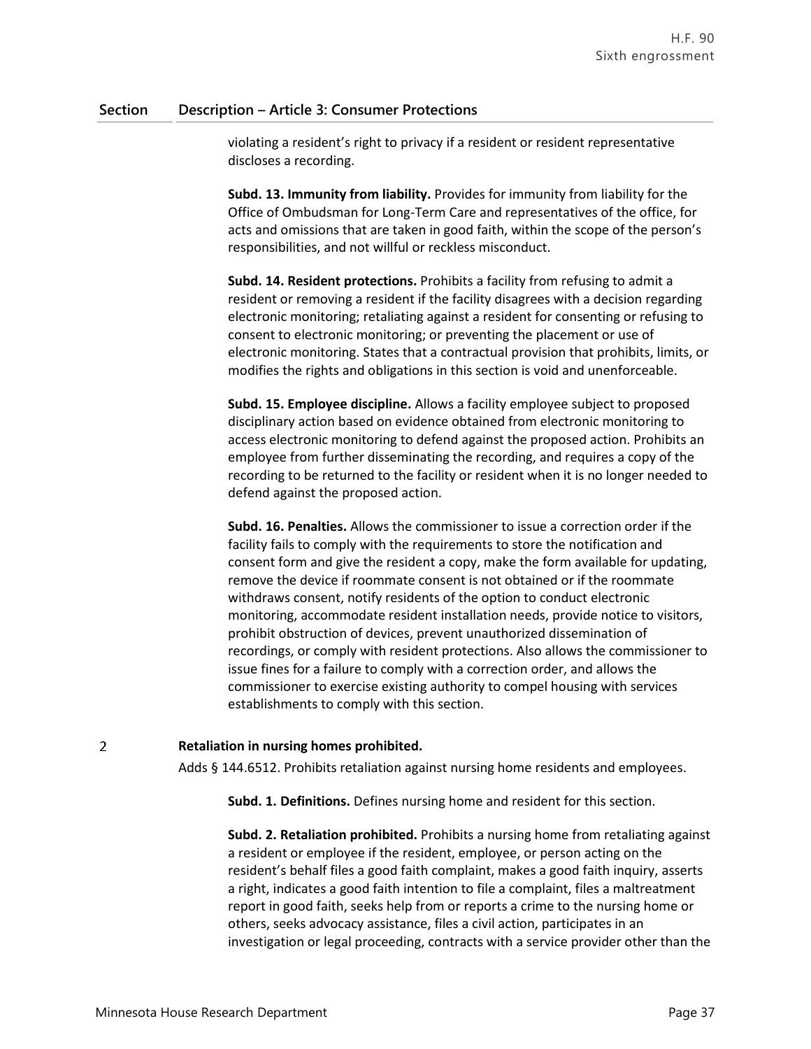## Section Description – Article 3: Consumer Protections

violating a resident's right to privacy if a resident or resident representative discloses a recording.

**Subd. 13. Immunity from liability.** Provides for immunity from liability for the Office of Ombudsman for Long-Term Care and representatives of the office, for acts and omissions that are taken in good faith, within the scope of the person's responsibilities, and not willful or reckless misconduct.

**Subd. 14. Resident protections.** Prohibits a facility from refusing to admit a resident or removing a resident if the facility disagrees with a decision regarding electronic monitoring; retaliating against a resident for consenting or refusing to consent to electronic monitoring; or preventing the placement or use of electronic monitoring. States that a contractual provision that prohibits, limits, or modifies the rights and obligations in this section is void and unenforceable.

**Subd. 15. Employee discipline.** Allows a facility employee subject to proposed disciplinary action based on evidence obtained from electronic monitoring to access electronic monitoring to defend against the proposed action. Prohibits an employee from further disseminating the recording, and requires a copy of the recording to be returned to the facility or resident when it is no longer needed to defend against the proposed action.

**Subd. 16. Penalties.** Allows the commissioner to issue a correction order if the facility fails to comply with the requirements to store the notification and consent form and give the resident a copy, make the form available for updating, remove the device if roommate consent is not obtained or if the roommate withdraws consent, notify residents of the option to conduct electronic monitoring, accommodate resident installation needs, provide notice to visitors, prohibit obstruction of devices, prevent unauthorized dissemination of recordings, or comply with resident protections. Also allows the commissioner to issue fines for a failure to comply with a correction order, and allows the commissioner to exercise existing authority to compel housing with services establishments to comply with this section.

2 **Retaliation in nursing homes prohibited.**

Adds § 144.6512. Prohibits retaliation against nursing home residents and employees.

**Subd. 1. Definitions.** Defines nursing home and resident for this section.

**Subd. 2. Retaliation prohibited.** Prohibits a nursing home from retaliating against a resident or employee if the resident, employee, or person acting on the resident's behalf files a good faith complaint, makes a good faith inquiry, asserts a right, indicates a good faith intention to file a complaint, files a maltreatment report in good faith, seeks help from or reports a crime to the nursing home or others, seeks advocacy assistance, files a civil action, participates in an investigation or legal proceeding, contracts with a service provider other than the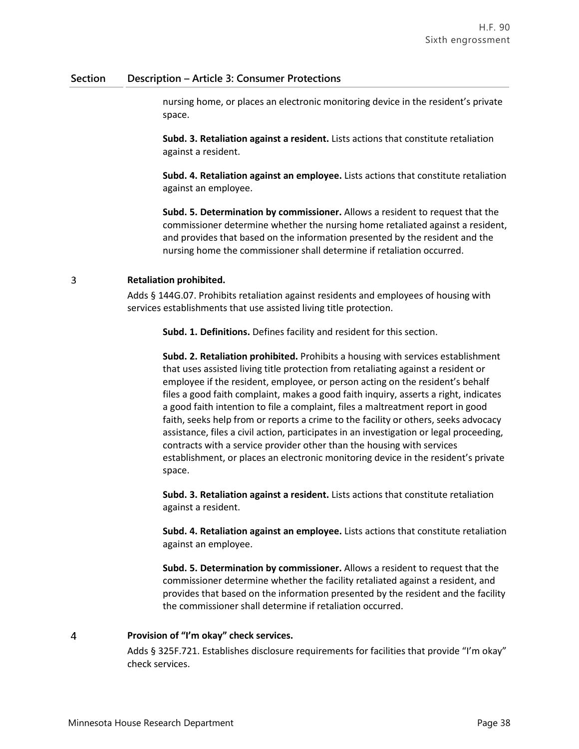| Section | Description – Article 3: Consumer Protections |
|---|---|
| | nursing home, or places an electronic monitoring device in the resident's private space.<br><br>**Subd. 3. Retaliation against a resident.** Lists actions that constitute retaliation against a resident.<br><br>**Subd. 4. Retaliation against an employee.** Lists actions that constitute retaliation against an employee.<br><br>**Subd. 5. Determination by commissioner.** Allows a resident to request that the commissioner determine whether the nursing home retaliated against a resident, and provides that based on the information presented by the resident and the nursing home the commissioner shall determine if retaliation occurred. |
| 3 | **Retaliation prohibited.**<br><br>Adds § 144G.07. Prohibits retaliation against residents and employees of housing with services establishments that use assisted living title protection.<br><br>**Subd. 1. Definitions.** Defines facility and resident for this section.<br><br>**Subd. 2. Retaliation prohibited.** Prohibits a housing with services establishment that uses assisted living title protection from retaliating against a resident or employee if the resident, employee, or person acting on the resident's behalf files a good faith complaint, makes a good faith inquiry, asserts a right, indicates a good faith intention to file a complaint, files a maltreatment report in good faith, seeks help from or reports a crime to the facility or others, seeks advocacy assistance, files a civil action, participates in an investigation or legal proceeding, contracts with a service provider other than the housing with services establishment, or places an electronic monitoring device in the resident's private space.<br><br>**Subd. 3. Retaliation against a resident.** Lists actions that constitute retaliation against a resident.<br><br>**Subd. 4. Retaliation against an employee.** Lists actions that constitute retaliation against an employee.<br><br>**Subd. 5. Determination by commissioner.** Allows a resident to request that the commissioner determine whether the facility retaliated against a resident, and provides that based on the information presented by the resident and the facility the commissioner shall determine if retaliation occurred. |
| 4 | **Provision of "I'm okay" check services.**<br><br>Adds § 325F.721. Establishes disclosure requirements for facilities that provide "I'm okay" check services. |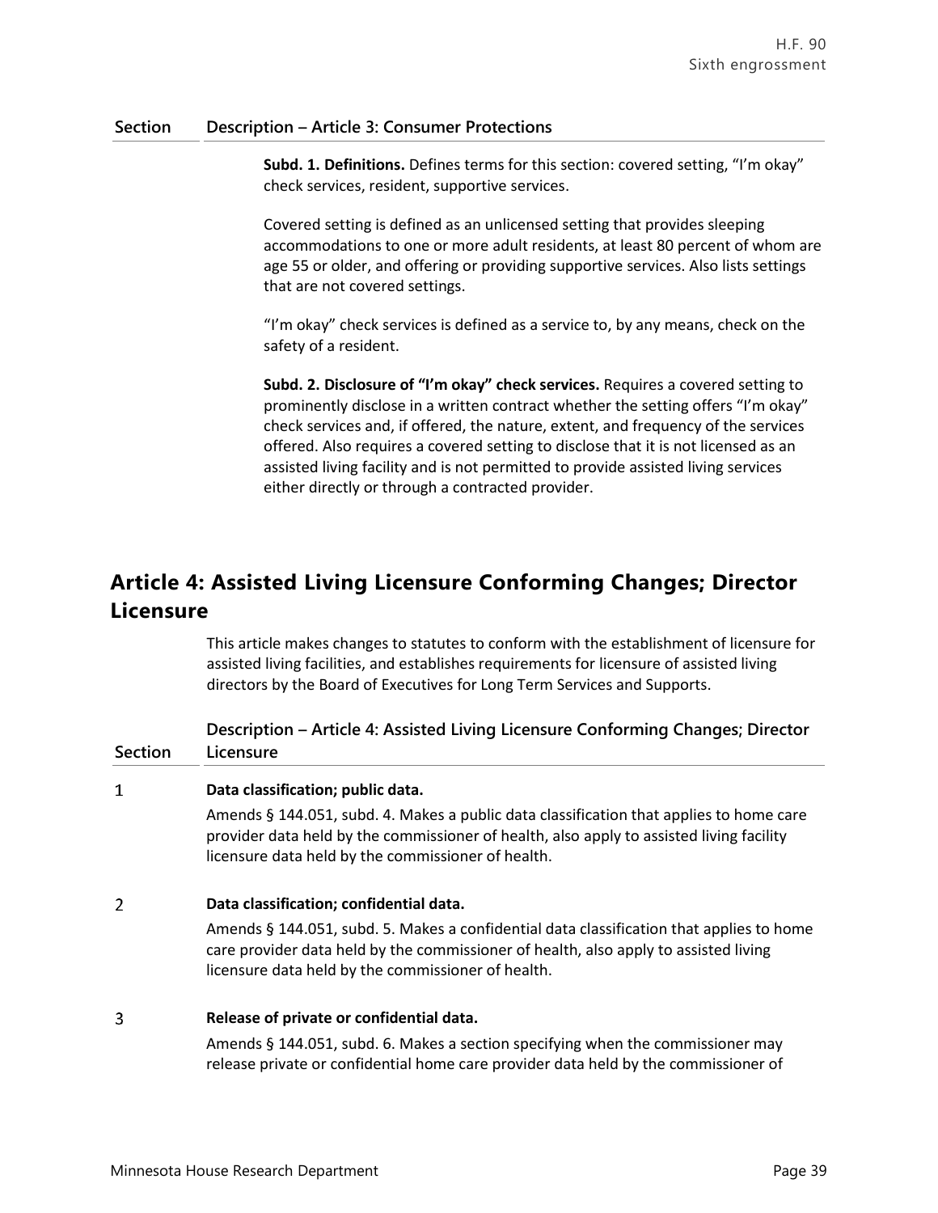| Section | Description – Article 3: Consumer Protections |
|---|---|
| | **Subd. 1. Definitions.** Defines terms for this section: covered setting, "I'm okay" check services, resident, supportive services.<br><br>Covered setting is defined as an unlicensed setting that provides sleeping accommodations to one or more adult residents, at least 80 percent of whom are age 55 or older, and offering or providing supportive services. Also lists settings that are not covered settings.<br><br>"I'm okay" check services is defined as a service to, by any means, check on the safety of a resident.<br><br>**Subd. 2. Disclosure of "I'm okay" check services.** Requires a covered setting to prominently disclose in a written contract whether the setting offers "I'm okay" check services and, if offered, the nature, extent, and frequency of the services offered. Also requires a covered setting to disclose that it is not licensed as an assisted living facility and is not permitted to provide assisted living services either directly or through a contracted provider. |

## Article 4: Assisted Living Licensure Conforming Changes; Director Licensure

This article makes changes to statutes to conform with the establishment of licensure for assisted living facilities, and establishes requirements for licensure of assisted living directors by the Board of Executives for Long Term Services and Supports.

| Section | Description – Article 4: Assisted Living Licensure Conforming Changes; Director Licensure |
|---|---|
| 1 | **Data classification; public data.**<br>Amends § 144.051, subd. 4. Makes a public data classification that applies to home care provider data held by the commissioner of health, also apply to assisted living facility licensure data held by the commissioner of health. |
| 2 | **Data classification; confidential data.**<br>Amends § 144.051, subd. 5. Makes a confidential data classification that applies to home care provider data held by the commissioner of health, also apply to assisted living licensure data held by the commissioner of health. |
| 3 | **Release of private or confidential data.**<br>Amends § 144.051, subd. 6. Makes a section specifying when the commissioner may release private or confidential home care provider data held by the commissioner of |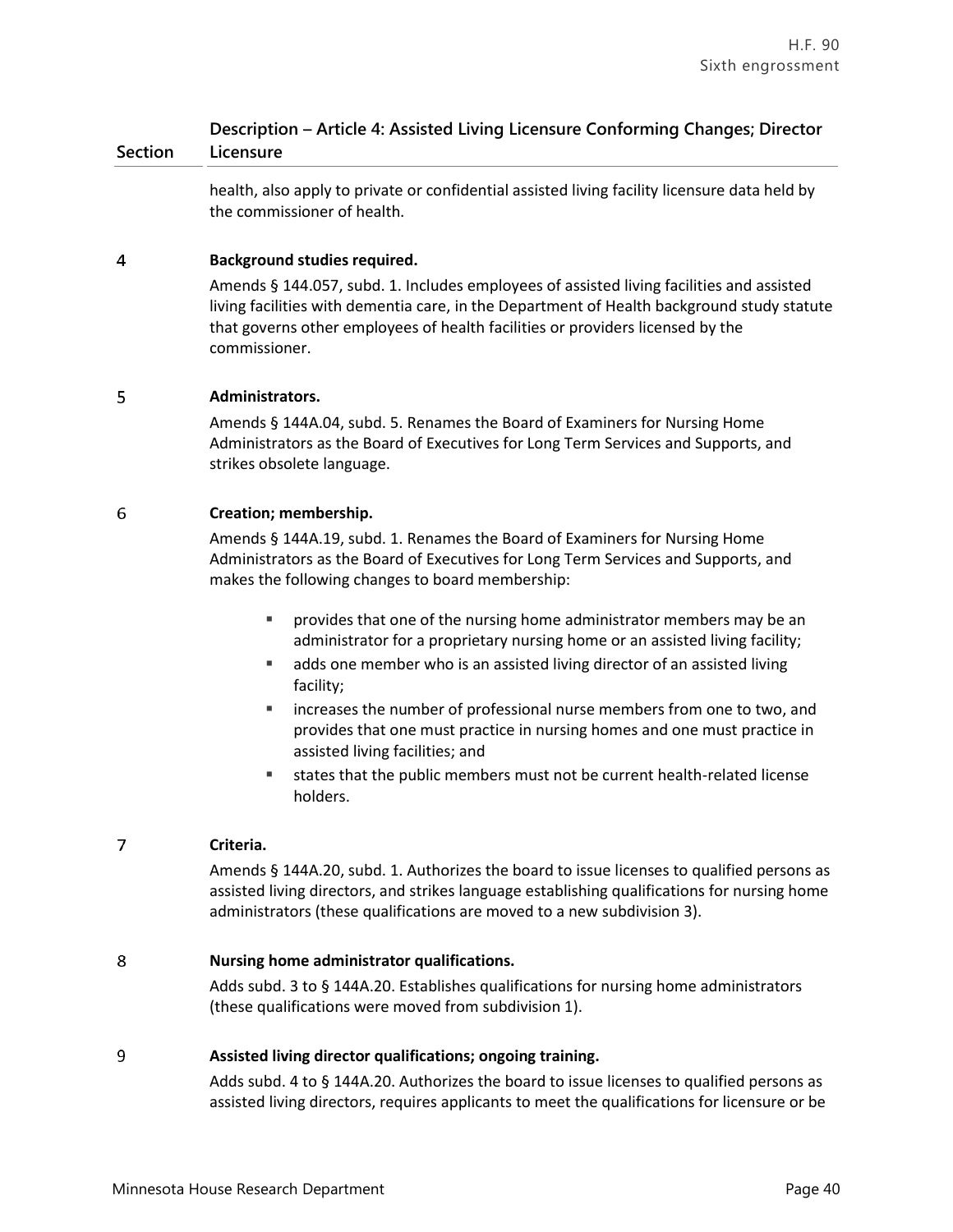| Section | Description – Article 4: Assisted Living Licensure Conforming Changes; Director Licensure |
|---|---|
| | health, also apply to private or confidential assisted living facility licensure data held by the commissioner of health. |
| 4 | **Background studies required.**<br>Amends § 144.057, subd. 1. Includes employees of assisted living facilities and assisted living facilities with dementia care, in the Department of Health background study statute that governs other employees of health facilities or providers licensed by the commissioner. |
| 5 | **Administrators.**<br>Amends § 144A.04, subd. 5. Renames the Board of Examiners for Nursing Home Administrators as the Board of Executives for Long Term Services and Supports, and strikes obsolete language. |
| 6 | **Creation; membership.**<br>Amends § 144A.19, subd. 1. Renames the Board of Examiners for Nursing Home Administrators as the Board of Executives for Long Term Services and Supports, and makes the following changes to board membership:<br>▪ provides that one of the nursing home administrator members may be an administrator for a proprietary nursing home or an assisted living facility;<br>▪ adds one member who is an assisted living director of an assisted living facility;<br>▪ increases the number of professional nurse members from one to two, and provides that one must practice in nursing homes and one must practice in assisted living facilities; and<br>▪ states that the public members must not be current health-related license holders. |
| 7 | **Criteria.**<br>Amends § 144A.20, subd. 1. Authorizes the board to issue licenses to qualified persons as assisted living directors, and strikes language establishing qualifications for nursing home administrators (these qualifications are moved to a new subdivision 3). |
| 8 | **Nursing home administrator qualifications.**<br>Adds subd. 3 to § 144A.20. Establishes qualifications for nursing home administrators (these qualifications were moved from subdivision 1). |
| 9 | **Assisted living director qualifications; ongoing training.**<br>Adds subd. 4 to § 144A.20. Authorizes the board to issue licenses to qualified persons as assisted living directors, requires applicants to meet the qualifications for licensure or be |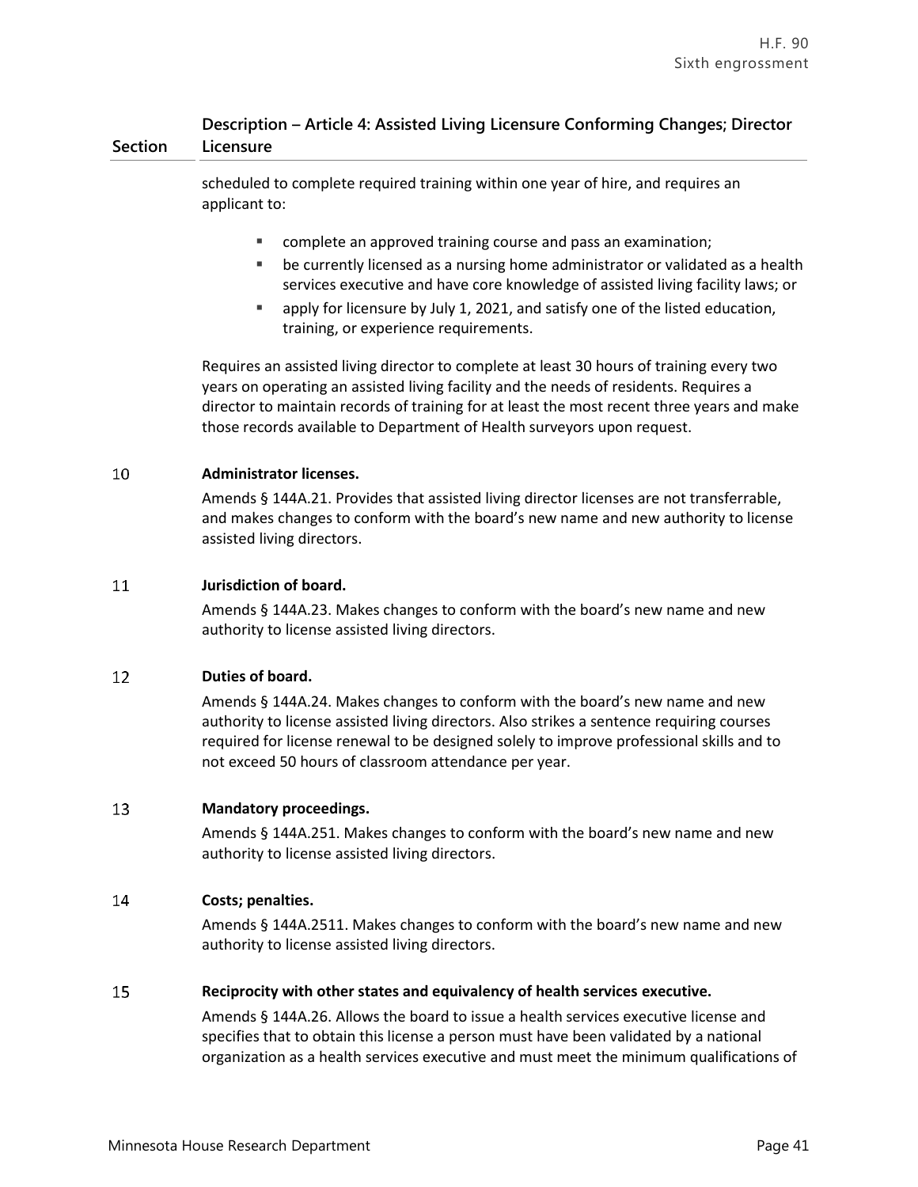| Section | Description – Article 4: Assisted Living Licensure Conforming Changes; Director Licensure |
|---|---|
| | scheduled to complete required training within one year of hire, and requires an applicant to:<br>▪ complete an approved training course and pass an examination;<br>▪ be currently licensed as a nursing home administrator or validated as a health services executive and have core knowledge of assisted living facility laws; or<br>▪ apply for licensure by July 1, 2021, and satisfy one of the listed education, training, or experience requirements.<br><br>Requires an assisted living director to complete at least 30 hours of training every two years on operating an assisted living facility and the needs of residents. Requires a director to maintain records of training for at least the most recent three years and make those records available to Department of Health surveyors upon request. |
| 10 | **Administrator licenses.**<br>Amends § 144A.21. Provides that assisted living director licenses are not transferrable, and makes changes to conform with the board's new name and new authority to license assisted living directors. |
| 11 | **Jurisdiction of board.**<br>Amends § 144A.23. Makes changes to conform with the board's new name and new authority to license assisted living directors. |
| 12 | **Duties of board.**<br>Amends § 144A.24. Makes changes to conform with the board's new name and new authority to license assisted living directors. Also strikes a sentence requiring courses required for license renewal to be designed solely to improve professional skills and to not exceed 50 hours of classroom attendance per year. |
| 13 | **Mandatory proceedings.**<br>Amends § 144A.251. Makes changes to conform with the board's new name and new authority to license assisted living directors. |
| 14 | **Costs; penalties.**<br>Amends § 144A.2511. Makes changes to conform with the board's new name and new authority to license assisted living directors. |
| 15 | **Reciprocity with other states and equivalency of health services executive.**<br>Amends § 144A.26. Allows the board to issue a health services executive license and specifies that to obtain this license a person must have been validated by a national organization as a health services executive and must meet the minimum qualifications of |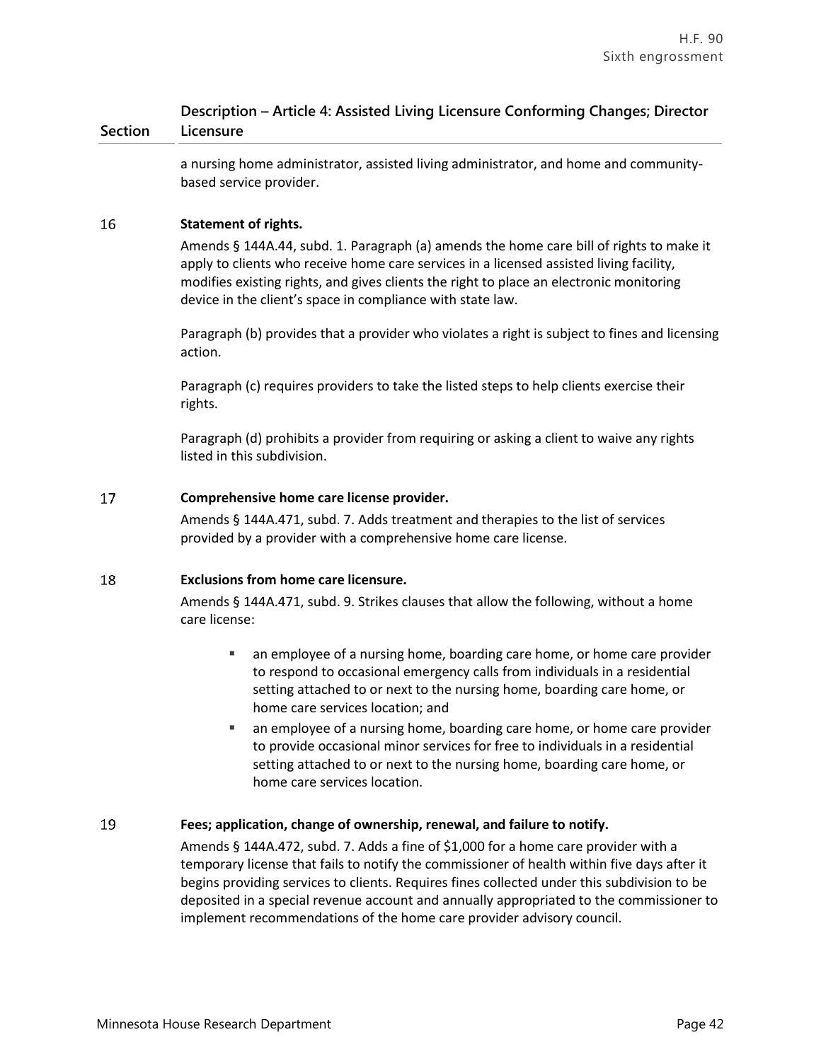| Section | Description – Article 4: Assisted Living Licensure Conforming Changes; Director Licensure |
|---|---|
| | a nursing home administrator, assisted living administrator, and home and community-based service provider. |
| 16 | **Statement of rights.**<br><br>Amends § 144A.44, subd. 1. Paragraph (a) amends the home care bill of rights to make it apply to clients who receive home care services in a licensed assisted living facility, modifies existing rights, and gives clients the right to place an electronic monitoring device in the client's space in compliance with state law.<br><br>Paragraph (b) provides that a provider who violates a right is subject to fines and licensing action.<br><br>Paragraph (c) requires providers to take the listed steps to help clients exercise their rights.<br><br>Paragraph (d) prohibits a provider from requiring or asking a client to waive any rights listed in this subdivision. |
| 17 | **Comprehensive home care license provider.**<br><br>Amends § 144A.471, subd. 7. Adds treatment and therapies to the list of services provided by a provider with a comprehensive home care license. |
| 18 | **Exclusions from home care licensure.**<br><br>Amends § 144A.471, subd. 9. Strikes clauses that allow the following, without a home care license:<br><br>▪ an employee of a nursing home, boarding care home, or home care provider to respond to occasional emergency calls from individuals in a residential setting attached to or next to the nursing home, boarding care home, or home care services location; and<br>▪ an employee of a nursing home, boarding care home, or home care provider to provide occasional minor services for free to individuals in a residential setting attached to or next to the nursing home, boarding care home, or home care services location. |
| 19 | **Fees; application, change of ownership, renewal, and failure to notify.**<br><br>Amends § 144A.472, subd. 7. Adds a fine of $1,000 for a home care provider with a temporary license that fails to notify the commissioner of health within five days after it begins providing services to clients. Requires fines collected under this subdivision to be deposited in a special revenue account and annually appropriated to the commissioner to implement recommendations of the home care provider advisory council. |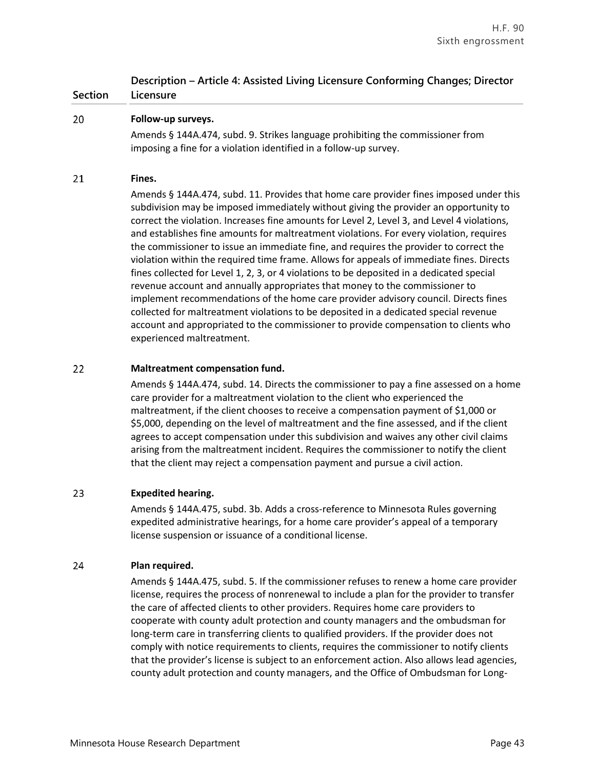| Section | Description – Article 4: Assisted Living Licensure Conforming Changes; Director Licensure |
|---|---|
| 20 | **Follow-up surveys.**<br>Amends § 144A.474, subd. 9. Strikes language prohibiting the commissioner from imposing a fine for a violation identified in a follow-up survey. |
| 21 | **Fines.**<br>Amends § 144A.474, subd. 11. Provides that home care provider fines imposed under this subdivision may be imposed immediately without giving the provider an opportunity to correct the violation. Increases fine amounts for Level 2, Level 3, and Level 4 violations, and establishes fine amounts for maltreatment violations. For every violation, requires the commissioner to issue an immediate fine, and requires the provider to correct the violation within the required time frame. Allows for appeals of immediate fines. Directs fines collected for Level 1, 2, 3, or 4 violations to be deposited in a dedicated special revenue account and annually appropriates that money to the commissioner to implement recommendations of the home care provider advisory council. Directs fines collected for maltreatment violations to be deposited in a dedicated special revenue account and appropriated to the commissioner to provide compensation to clients who experienced maltreatment. |
| 22 | **Maltreatment compensation fund.**<br>Amends § 144A.474, subd. 14. Directs the commissioner to pay a fine assessed on a home care provider for a maltreatment violation to the client who experienced the maltreatment, if the client chooses to receive a compensation payment of $1,000 or $5,000, depending on the level of maltreatment and the fine assessed, and if the client agrees to accept compensation under this subdivision and waives any other civil claims arising from the maltreatment incident. Requires the commissioner to notify the client that the client may reject a compensation payment and pursue a civil action. |
| 23 | **Expedited hearing.**<br>Amends § 144A.475, subd. 3b. Adds a cross-reference to Minnesota Rules governing expedited administrative hearings, for a home care provider's appeal of a temporary license suspension or issuance of a conditional license. |
| 24 | **Plan required.**<br>Amends § 144A.475, subd. 5. If the commissioner refuses to renew a home care provider license, requires the process of nonrenewal to include a plan for the provider to transfer the care of affected clients to other providers. Requires home care providers to cooperate with county adult protection and county managers and the ombudsman for long-term care in transferring clients to qualified providers. If the provider does not comply with notice requirements to clients, requires the commissioner to notify clients that the provider's license is subject to an enforcement action. Also allows lead agencies, county adult protection and county managers, and the Office of Ombudsman for Long- |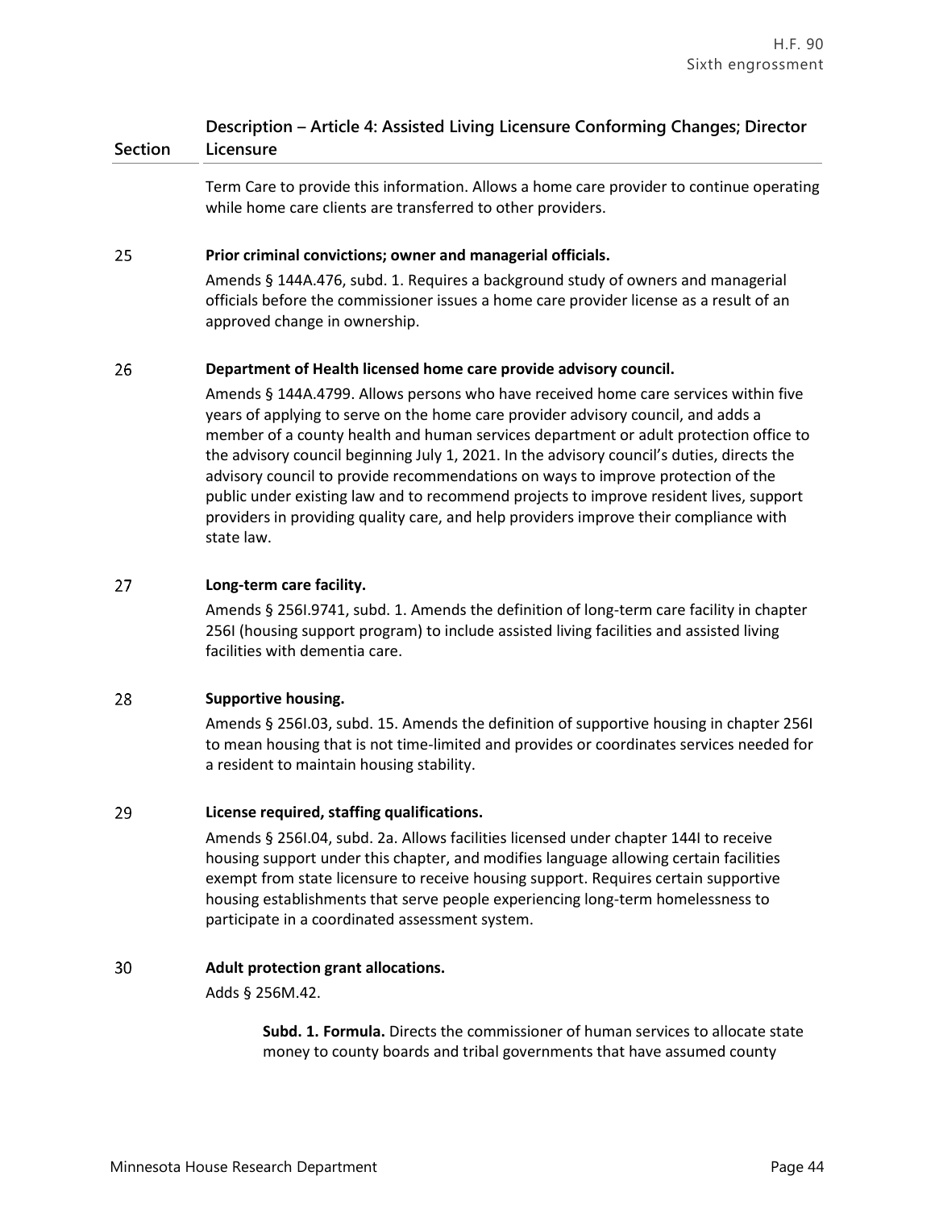| Section | Description – Article 4: Assisted Living Licensure Conforming Changes; Director Licensure |
|---|---|
| | Term Care to provide this information. Allows a home care provider to continue operating while home care clients are transferred to other providers. |
| 25 | **Prior criminal convictions; owner and managerial officials.** Amends § 144A.476, subd. 1. Requires a background study of owners and managerial officials before the commissioner issues a home care provider license as a result of an approved change in ownership. |
| 26 | **Department of Health licensed home care provide advisory council.** Amends § 144A.4799. Allows persons who have received home care services within five years of applying to serve on the home care provider advisory council, and adds a member of a county health and human services department or adult protection office to the advisory council beginning July 1, 2021. In the advisory council's duties, directs the advisory council to provide recommendations on ways to improve protection of the public under existing law and to recommend projects to improve resident lives, support providers in providing quality care, and help providers improve their compliance with state law. |
| 27 | **Long-term care facility.** Amends § 256I.9741, subd. 1. Amends the definition of long-term care facility in chapter 256I (housing support program) to include assisted living facilities and assisted living facilities with dementia care. |
| 28 | **Supportive housing.** Amends § 256I.03, subd. 15. Amends the definition of supportive housing in chapter 256I to mean housing that is not time-limited and provides or coordinates services needed for a resident to maintain housing stability. |
| 29 | **License required, staffing qualifications.** Amends § 256I.04, subd. 2a. Allows facilities licensed under chapter 144I to receive housing support under this chapter, and modifies language allowing certain facilities exempt from state licensure to receive housing support. Requires certain supportive housing establishments that serve people experiencing long-term homelessness to participate in a coordinated assessment system. |
| 30 | **Adult protection grant allocations.** Adds § 256M.42. **Subd. 1. Formula.** Directs the commissioner of human services to allocate state money to county boards and tribal governments that have assumed county |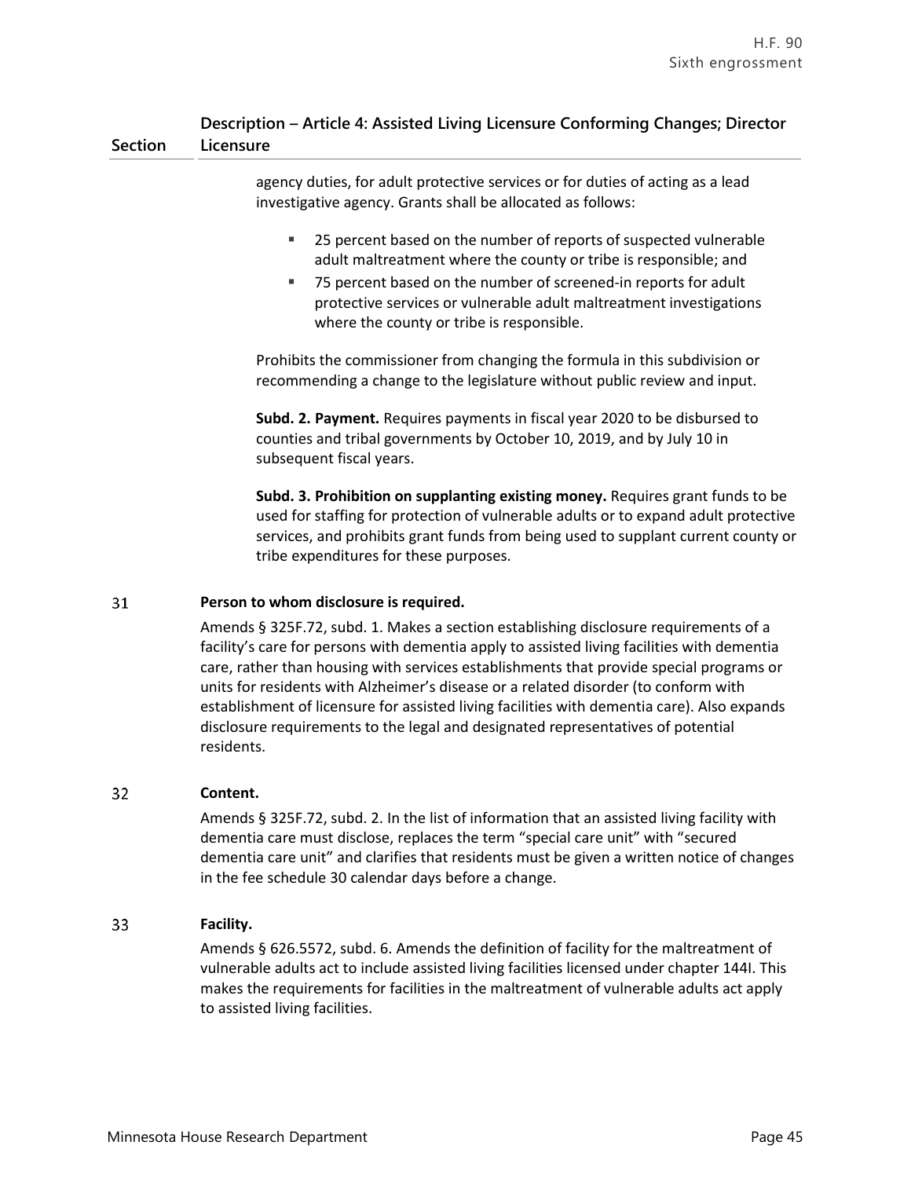| Section | Description – Article 4: Assisted Living Licensure Conforming Changes; Director Licensure |
|---|---|
| | agency duties, for adult protective services or for duties of acting as a lead investigative agency. Grants shall be allocated as follows:<br>▪ 25 percent based on the number of reports of suspected vulnerable adult maltreatment where the county or tribe is responsible; and<br>▪ 75 percent based on the number of screened-in reports for adult protective services or vulnerable adult maltreatment investigations where the county or tribe is responsible.<br><br>Prohibits the commissioner from changing the formula in this subdivision or recommending a change to the legislature without public review and input.<br><br>**Subd. 2. Payment.** Requires payments in fiscal year 2020 to be disbursed to counties and tribal governments by October 10, 2019, and by July 10 in subsequent fiscal years.<br><br>**Subd. 3. Prohibition on supplanting existing money.** Requires grant funds to be used for staffing for protection of vulnerable adults or to expand adult protective services, and prohibits grant funds from being used to supplant current county or tribe expenditures for these purposes. |
| 31 | **Person to whom disclosure is required.**<br>Amends § 325F.72, subd. 1. Makes a section establishing disclosure requirements of a facility's care for persons with dementia apply to assisted living facilities with dementia care, rather than housing with services establishments that provide special programs or units for residents with Alzheimer's disease or a related disorder (to conform with establishment of licensure for assisted living facilities with dementia care). Also expands disclosure requirements to the legal and designated representatives of potential residents. |
| 32 | **Content.**<br>Amends § 325F.72, subd. 2. In the list of information that an assisted living facility with dementia care must disclose, replaces the term "special care unit" with "secured dementia care unit" and clarifies that residents must be given a written notice of changes in the fee schedule 30 calendar days before a change. |
| 33 | **Facility.**<br>Amends § 626.5572, subd. 6. Amends the definition of facility for the maltreatment of vulnerable adults act to include assisted living facilities licensed under chapter 144I. This makes the requirements for facilities in the maltreatment of vulnerable adults act apply to assisted living facilities. |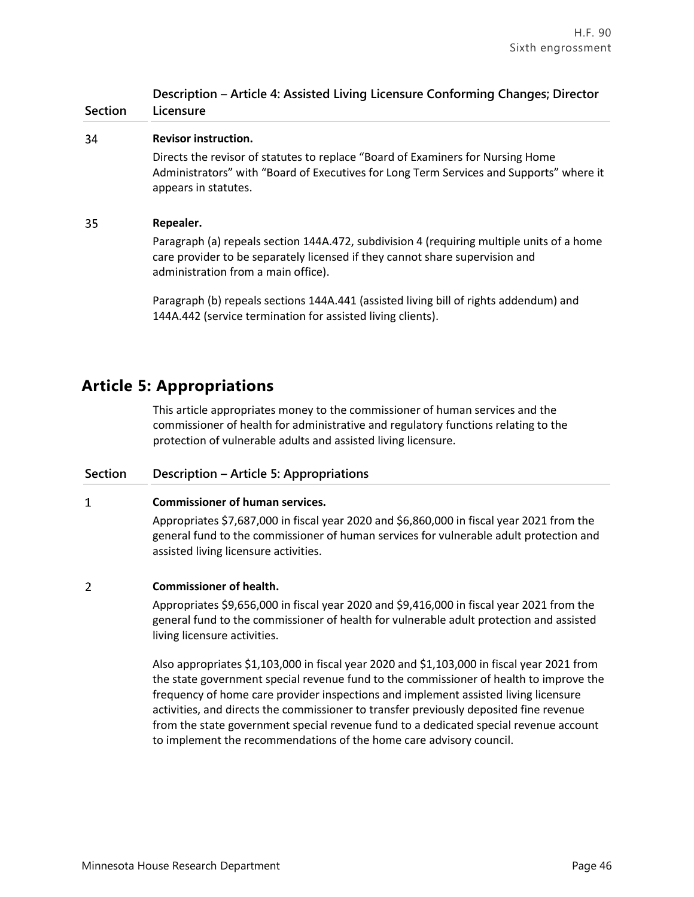| Section | Description – Article 4: Assisted Living Licensure Conforming Changes; Director Licensure |
|---|---|

34 **Revisor instruction.**

Directs the revisor of statutes to replace "Board of Examiners for Nursing Home Administrators" with "Board of Executives for Long Term Services and Supports" where it appears in statutes.

35 **Repealer.**

Paragraph (a) repeals section 144A.472, subdivision 4 (requiring multiple units of a home care provider to be separately licensed if they cannot share supervision and administration from a main office).

Paragraph (b) repeals sections 144A.441 (assisted living bill of rights addendum) and 144A.442 (service termination for assisted living clients).

## Article 5: Appropriations

This article appropriates money to the commissioner of human services and the commissioner of health for administrative and regulatory functions relating to the protection of vulnerable adults and assisted living licensure.

| Section | Description – Article 5: Appropriations |
|---|---|

1 **Commissioner of human services.**

Appropriates $7,687,000 in fiscal year 2020 and $6,860,000 in fiscal year 2021 from the general fund to the commissioner of human services for vulnerable adult protection and assisted living licensure activities.

2 **Commissioner of health.**

Appropriates $9,656,000 in fiscal year 2020 and $9,416,000 in fiscal year 2021 from the general fund to the commissioner of health for vulnerable adult protection and assisted living licensure activities.

Also appropriates $1,103,000 in fiscal year 2020 and $1,103,000 in fiscal year 2021 from the state government special revenue fund to the commissioner of health to improve the frequency of home care provider inspections and implement assisted living licensure activities, and directs the commissioner to transfer previously deposited fine revenue from the state government special revenue fund to a dedicated special revenue account to implement the recommendations of the home care advisory council.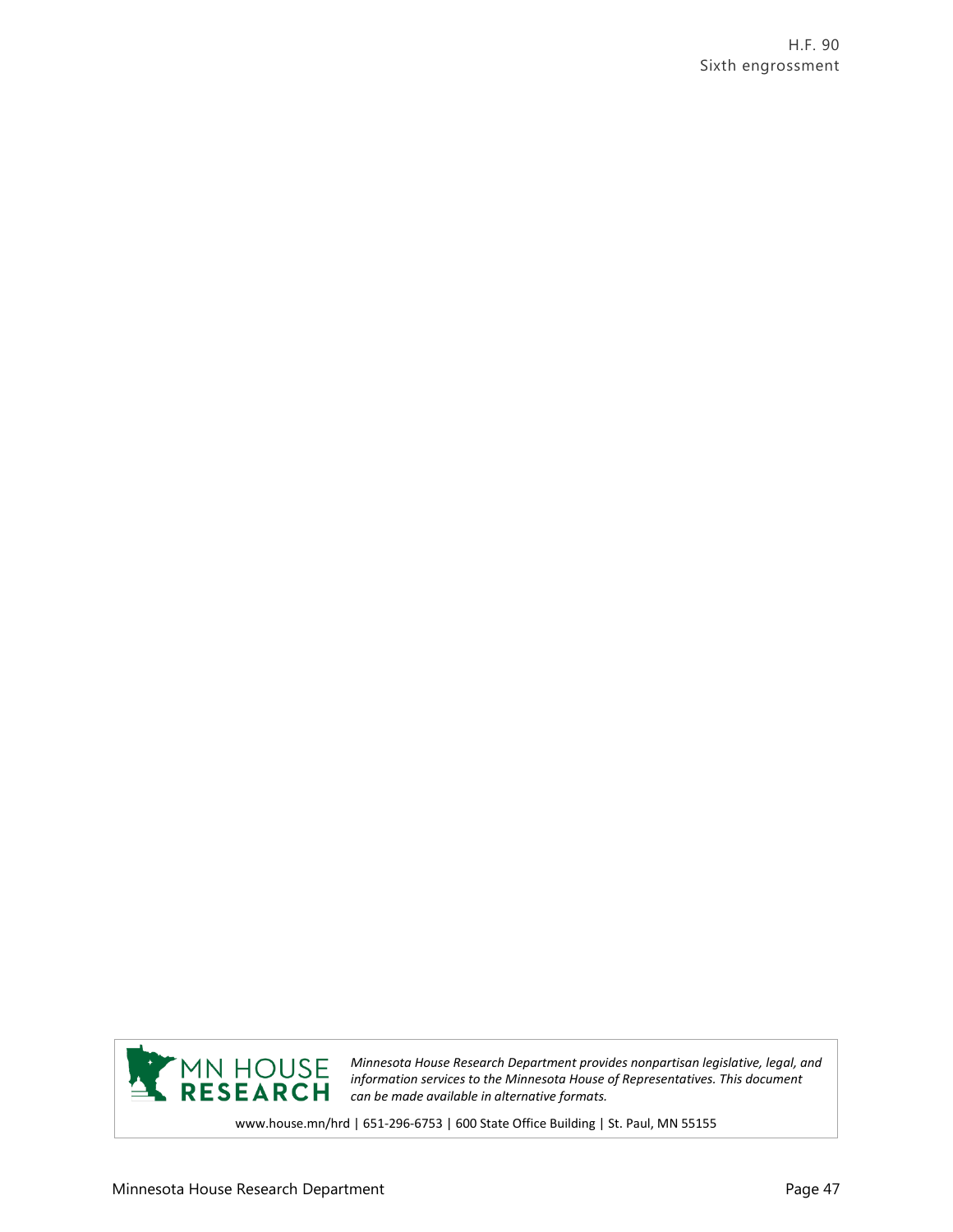MN HOUSE RESEARCH

*Minnesota House Research Department provides nonpartisan legislative, legal, and information services to the Minnesota House of Representatives. This document can be made available in alternative formats.*

www.house.mn/hrd | 651-296-6753 | 600 State Office Building | St. Paul, MN 55155